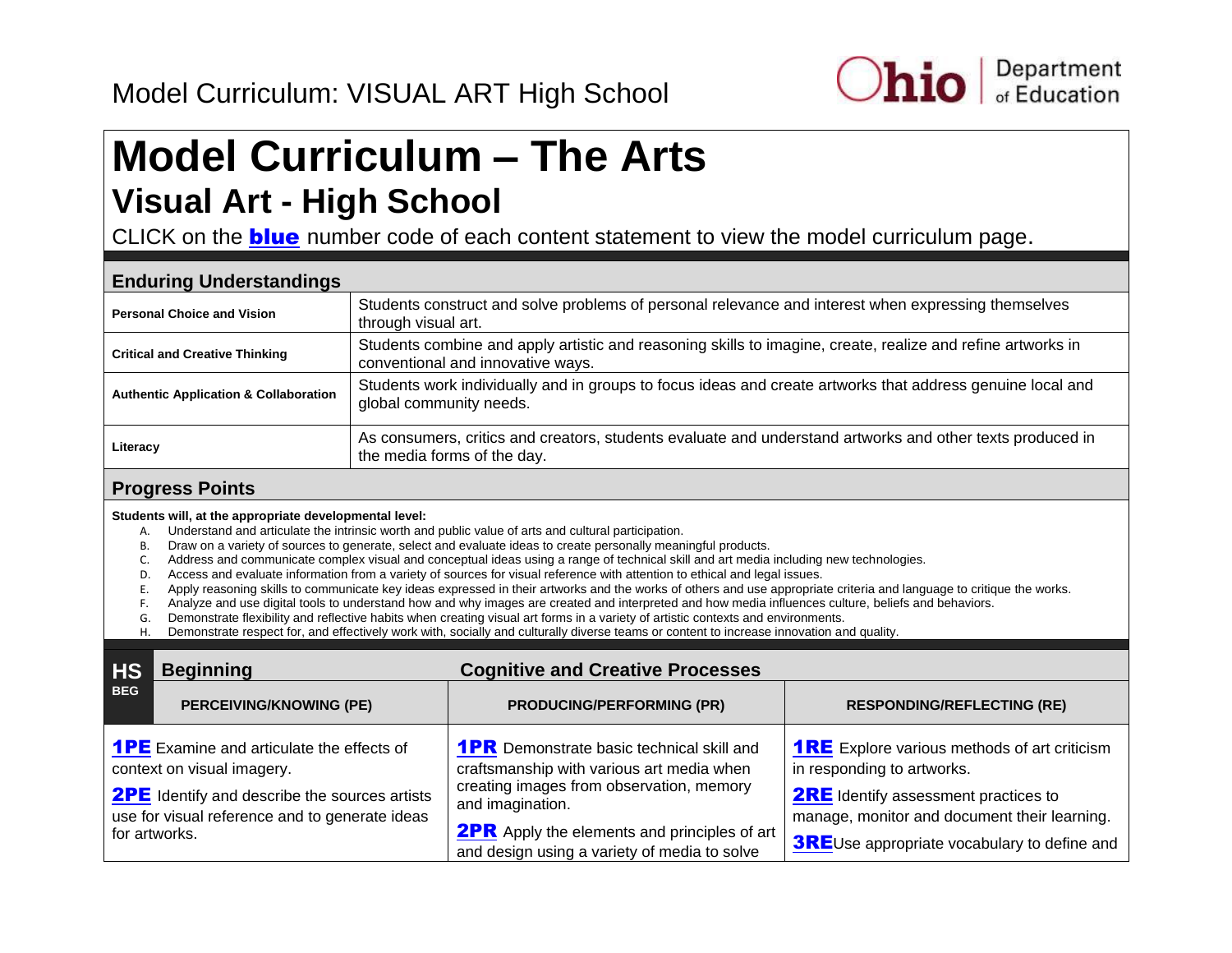# Model Curriculum – The Arts

## Visual Art - High School

CLICK on the **blue** number code of each content statement to view the model curriculum page.

### Enduring Understandings

| | |
|---|---|
| **Personal Choice and Vision** | Students construct and solve problems of personal relevance and interest when expressing themselves through visual art. |
| **Critical and Creative Thinking** | Students combine and apply artistic and reasoning skills to imagine, create, realize and refine artworks in conventional and innovative ways. |
| **Authentic Application & Collaboration** | Students work individually and in groups to focus ideas and create artworks that address genuine local and global community needs. |
| **Literacy** | As consumers, critics and creators, students evaluate and understand artworks and other texts produced in the media forms of the day. |

### Progress Points

**Students will, at the appropriate developmental level:**

A. Understand and articulate the intrinsic worth and public value of arts and cultural participation.
B. Draw on a variety of sources to generate, select and evaluate ideas to create personally meaningful products.
C. Address and communicate complex visual and conceptual ideas using a range of technical skill and art media including new technologies.
D. Access and evaluate information from a variety of sources for visual reference with attention to ethical and legal issues.
E. Apply reasoning skills to communicate key ideas expressed in their artworks and the works of others and use appropriate criteria and language to critique the works.
F. Analyze and use digital tools to understand how and why images are created and interpreted and how media influences culture, beliefs and behaviors.
G. Demonstrate flexibility and reflective habits when creating visual art forms in a variety of artistic contexts and environments.
H. Demonstrate respect for, and effectively work with, socially and culturally diverse teams or content to increase innovation and quality.

### HS BEG — Beginning — Cognitive and Creative Processes

| PERCEIVING/KNOWING (PE) | PRODUCING/PERFORMING (PR) | RESPONDING/REFLECTING (RE) |
|---|---|---|
| **1PE** Examine and articulate the effects of context on visual imagery.<br><br>**2PE** Identify and describe the sources artists use for visual reference and to generate ideas for artworks. | **1PR** Demonstrate basic technical skill and craftsmanship with various art media when creating images from observation, memory and imagination.<br><br>**2PR** Apply the elements and principles of art and design using a variety of media to solve | **1RE** Explore various methods of art criticism in responding to artworks.<br><br>**2RE** Identify assessment practices to manage, monitor and document their learning.<br><br>**3RE**Use appropriate vocabulary to define and |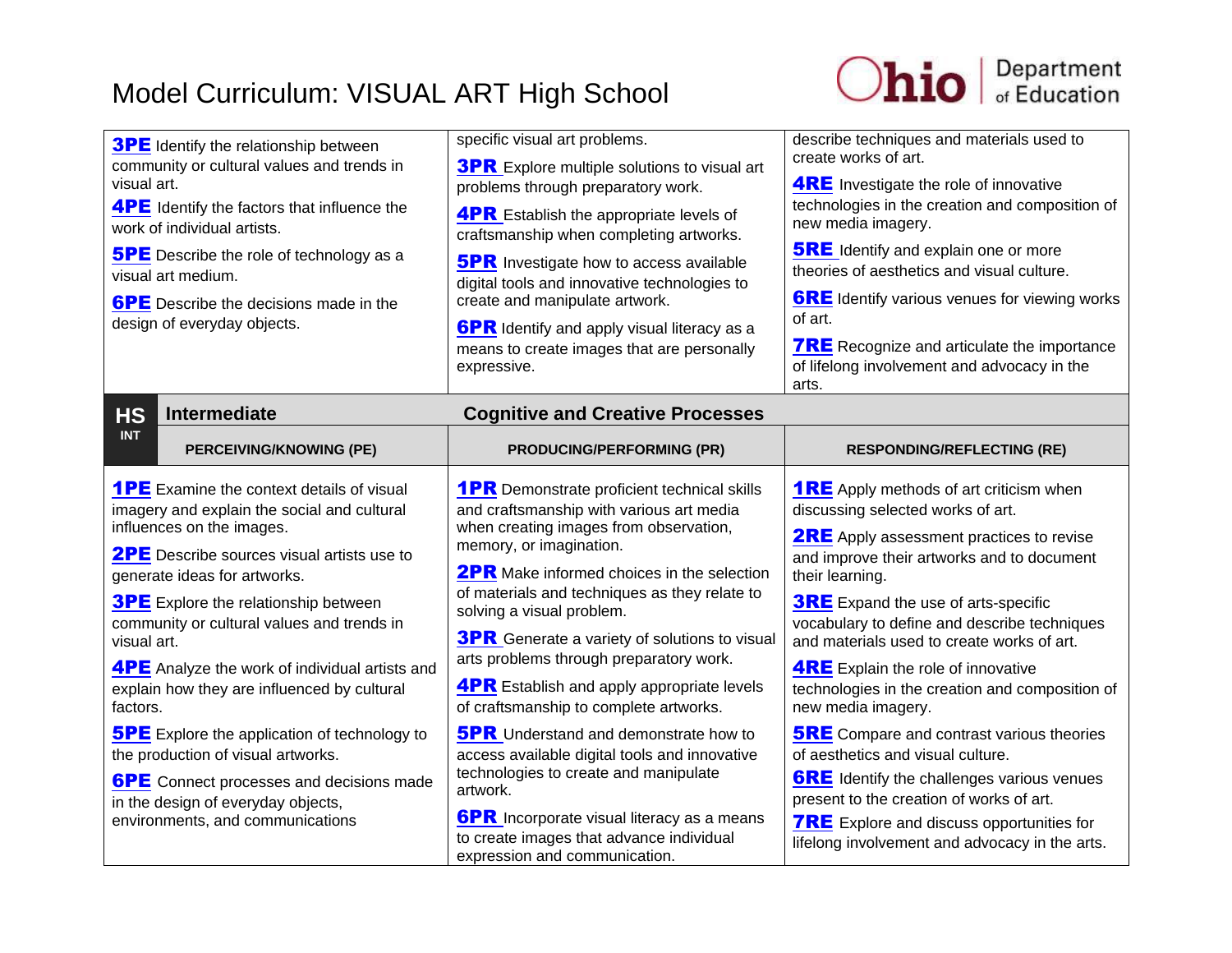# Model Curriculum: VISUAL ART High School

| | | |
|---|---|---|
| **3PE** Identify the relationship between community or cultural values and trends in visual art.<br>**4PE** Identify the factors that influence the work of individual artists.<br>**5PE** Describe the role of technology as a visual art medium.<br>**6PE** Describe the decisions made in the design of everyday objects. | specific visual art problems.<br>**3PR** Explore multiple solutions to visual art problems through preparatory work.<br>**4PR** Establish the appropriate levels of craftsmanship when completing artworks.<br>**5PR** Investigate how to access available digital tools and innovative technologies to create and manipulate artwork.<br>**6PR** Identify and apply visual literacy as a means to create images that are personally expressive. | describe techniques and materials used to create works of art.<br>**4RE** Investigate the role of innovative technologies in the creation and composition of new media imagery.<br>**5RE** Identify and explain one or more theories of aesthetics and visual culture.<br>**6RE** Identify various venues for viewing works of art.<br>**7RE** Recognize and articulate the importance of lifelong involvement and advocacy in the arts. |

## HS INT Intermediate — Cognitive and Creative Processes

| PERCEIVING/KNOWING (PE) | PRODUCING/PERFORMING (PR) | RESPONDING/REFLECTING (RE) |
|---|---|---|
| **1PE** Examine the context details of visual imagery and explain the social and cultural influences on the images.<br>**2PE** Describe sources visual artists use to generate ideas for artworks.<br>**3PE** Explore the relationship between community or cultural values and trends in visual art.<br>**4PE** Analyze the work of individual artists and explain how they are influenced by cultural factors.<br>**5PE** Explore the application of technology to the production of visual artworks.<br>**6PE** Connect processes and decisions made in the design of everyday objects, environments, and communications | **1PR** Demonstrate proficient technical skills and craftsmanship with various art media when creating images from observation, memory, or imagination.<br>**2PR** Make informed choices in the selection of materials and techniques as they relate to solving a visual problem.<br>**3PR** Generate a variety of solutions to visual arts problems through preparatory work.<br>**4PR** Establish and apply appropriate levels of craftsmanship to complete artworks.<br>**5PR** Understand and demonstrate how to access available digital tools and innovative technologies to create and manipulate artwork.<br>**6PR** Incorporate visual literacy as a means to create images that advance individual expression and communication. | **1RE** Apply methods of art criticism when discussing selected works of art.<br>**2RE** Apply assessment practices to revise and improve their artworks and to document their learning.<br>**3RE** Expand the use of arts-specific vocabulary to define and describe techniques and materials used to create works of art.<br>**4RE** Explain the role of innovative technologies in the creation and composition of new media imagery.<br>**5RE** Compare and contrast various theories of aesthetics and visual culture.<br>**6RE** Identify the challenges various venues present to the creation of works of art.<br>**7RE** Explore and discuss opportunities for lifelong involvement and advocacy in the arts. |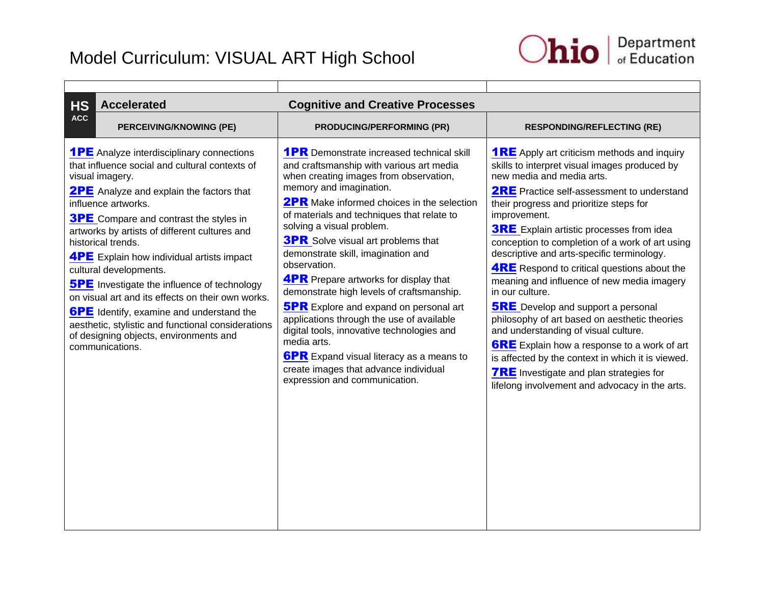# Model Curriculum: VISUAL ART High School

| HS ACC — Accelerated | Cognitive and Creative Processes | |
|---|---|---|
| **PERCEIVING/KNOWING (PE)** | **PRODUCING/PERFORMING (PR)** | **RESPONDING/REFLECTING (RE)** |
| **1PE** Analyze interdisciplinary connections that influence social and cultural contexts of visual imagery.<br><br>**2PE** Analyze and explain the factors that influence artworks.<br><br>**3PE** Compare and contrast the styles in artworks by artists of different cultures and historical trends.<br><br>**4PE** Explain how individual artists impact cultural developments.<br><br>**5PE** Investigate the influence of technology on visual art and its effects on their own works.<br><br>**6PE** Identify, examine and understand the aesthetic, stylistic and functional considerations of designing objects, environments and communications. | **1PR** Demonstrate increased technical skill and craftsmanship with various art media when creating images from observation, memory and imagination.<br><br>**2PR** Make informed choices in the selection of materials and techniques that relate to solving a visual problem.<br><br>**3PR** Solve visual art problems that demonstrate skill, imagination and observation.<br><br>**4PR** Prepare artworks for display that demonstrate high levels of craftsmanship.<br><br>**5PR** Explore and expand on personal art applications through the use of available digital tools, innovative technologies and media arts.<br><br>**6PR** Expand visual literacy as a means to create images that advance individual expression and communication. | **1RE** Apply art criticism methods and inquiry skills to interpret visual images produced by new media and media arts.<br><br>**2RE** Practice self-assessment to understand their progress and prioritize steps for improvement.<br><br>**3RE** Explain artistic processes from idea conception to completion of a work of art using descriptive and arts-specific terminology.<br><br>**4RE** Respond to critical questions about the meaning and influence of new media imagery in our culture.<br><br>**5RE** Develop and support a personal philosophy of art based on aesthetic theories and understanding of visual culture.<br><br>**6RE** Explain how a response to a work of art is affected by the context in which it is viewed.<br><br>**7RE** Investigate and plan strategies for lifelong involvement and advocacy in the arts. |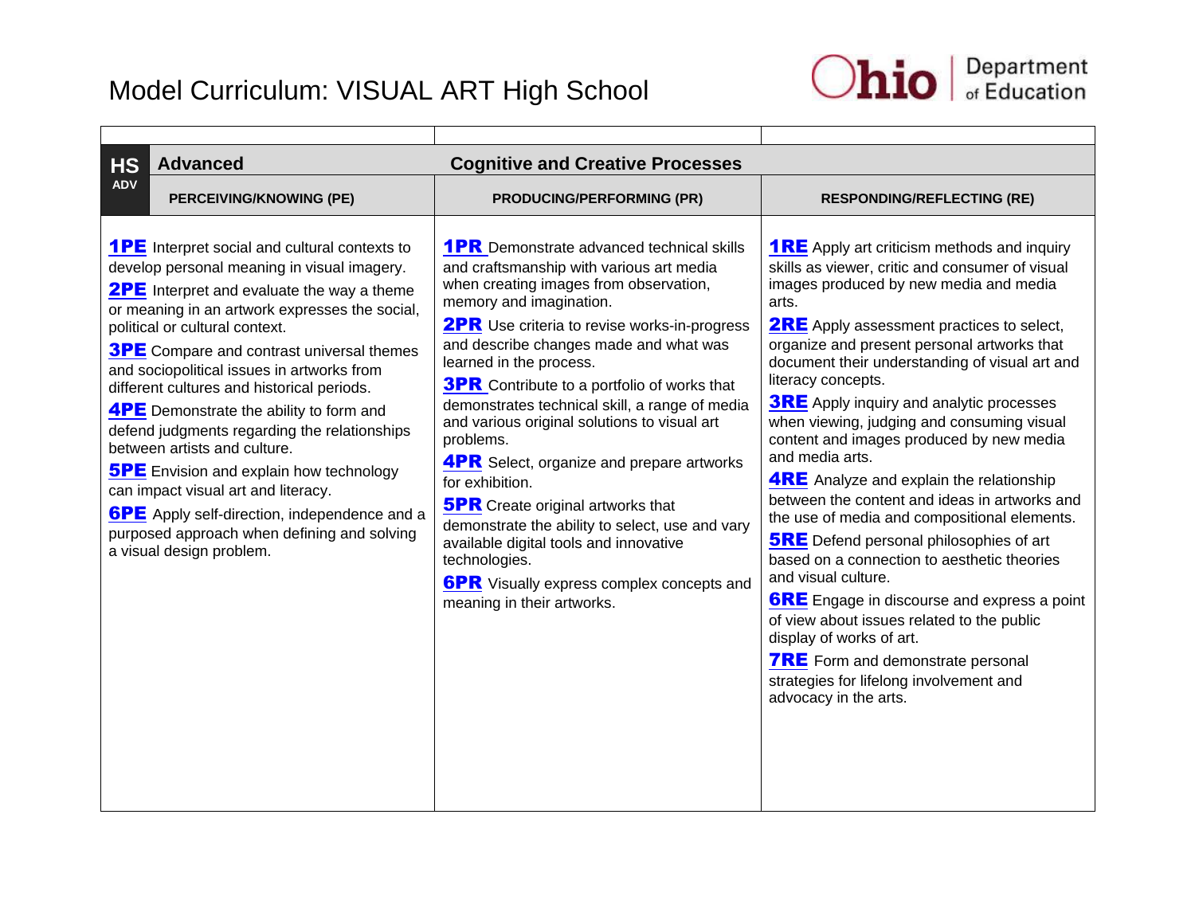# Model Curriculum: VISUAL ART High School

| HS ADV — Advanced | Cognitive and Creative Processes | |
|---|---|---|
| **PERCEIVING/KNOWING (PE)** | **PRODUCING/PERFORMING (PR)** | **RESPONDING/REFLECTING (RE)** |
| **1PE** Interpret social and cultural contexts to develop personal meaning in visual imagery.<br>**2PE** Interpret and evaluate the way a theme or meaning in an artwork expresses the social, political or cultural context.<br>**3PE** Compare and contrast universal themes and sociopolitical issues in artworks from different cultures and historical periods.<br>**4PE** Demonstrate the ability to form and defend judgments regarding the relationships between artists and culture.<br>**5PE** Envision and explain how technology can impact visual art and literacy.<br>**6PE** Apply self-direction, independence and a purposed approach when defining and solving a visual design problem. | **1PR** Demonstrate advanced technical skills and craftsmanship with various art media when creating images from observation, memory and imagination.<br>**2PR** Use criteria to revise works-in-progress and describe changes made and what was learned in the process.<br>**3PR** Contribute to a portfolio of works that demonstrates technical skill, a range of media and various original solutions to visual art problems.<br>**4PR** Select, organize and prepare artworks for exhibition.<br>**5PR** Create original artworks that demonstrate the ability to select, use and vary available digital tools and innovative technologies.<br>**6PR** Visually express complex concepts and meaning in their artworks. | **1RE** Apply art criticism methods and inquiry skills as viewer, critic and consumer of visual images produced by new media and media arts.<br>**2RE** Apply assessment practices to select, organize and present personal artworks that document their understanding of visual art and literacy concepts.<br>**3RE** Apply inquiry and analytic processes when viewing, judging and consuming visual content and images produced by new media and media arts.<br>**4RE** Analyze and explain the relationship between the content and ideas in artworks and the use of media and compositional elements.<br>**5RE** Defend personal philosophies of art based on a connection to aesthetic theories and visual culture.<br>**6RE** Engage in discourse and express a point of view about issues related to the public display of works of art.<br>**7RE** Form and demonstrate personal strategies for lifelong involvement and advocacy in the arts. |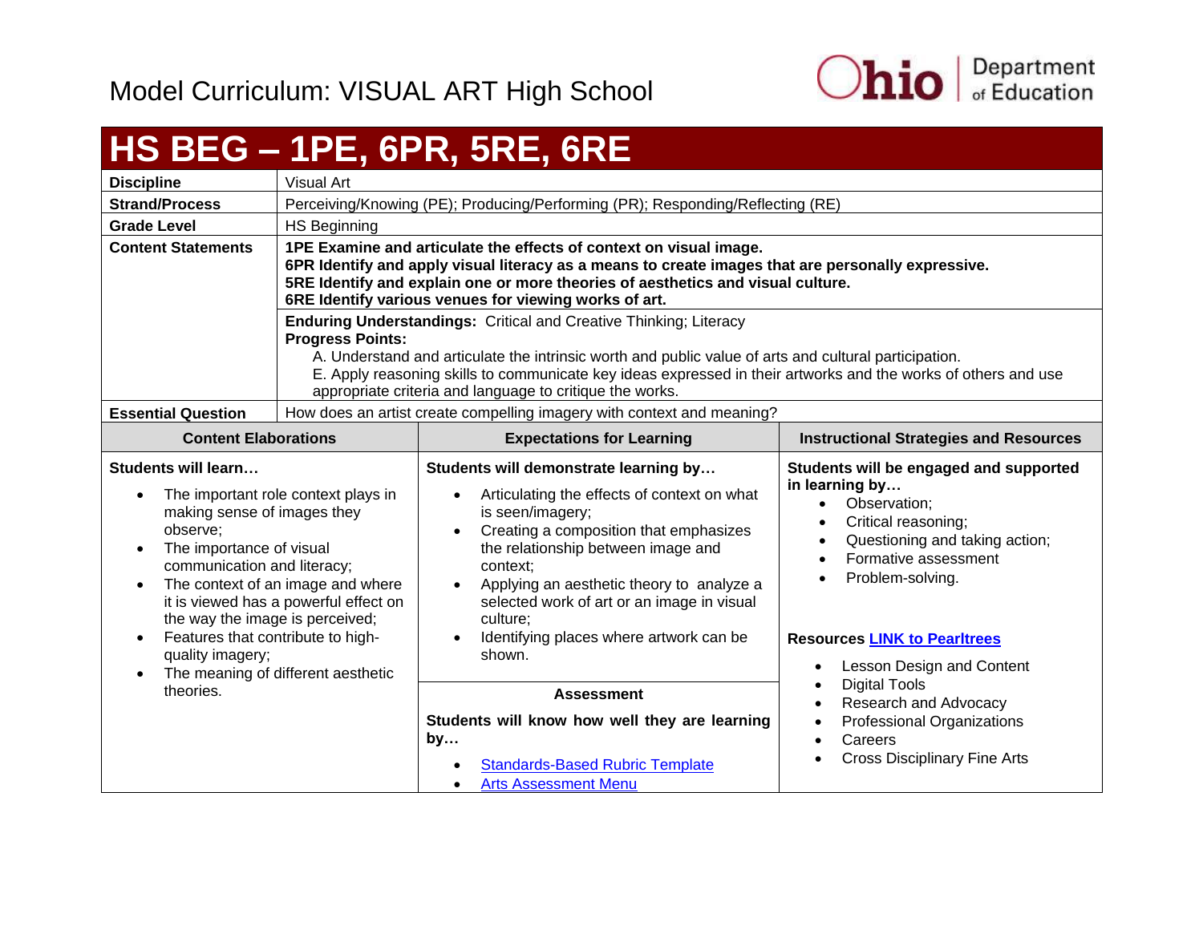# Model Curriculum: VISUAL ART High School

## HS BEG – 1PE, 6PR, 5RE, 6RE

| | |
|---|---|
| **Discipline** | Visual Art |
| **Strand/Process** | Perceiving/Knowing (PE); Producing/Performing (PR); Responding/Reflecting (RE) |
| **Grade Level** | HS Beginning |
| **Content Statements** | **1PE Examine and articulate the effects of context on visual image.**<br>**6PR Identify and apply visual literacy as a means to create images that are personally expressive.**<br>**5RE Identify and explain one or more theories of aesthetics and visual culture.**<br>**6RE Identify various venues for viewing works of art.** |
| | **Enduring Understandings:** Critical and Creative Thinking; Literacy<br>**Progress Points:**<br>A. Understand and articulate the intrinsic worth and public value of arts and cultural participation.<br>E. Apply reasoning skills to communicate key ideas expressed in their artworks and the works of others and use appropriate criteria and language to critique the works. |
| **Essential Question** | How does an artist create compelling imagery with context and meaning? |

| Content Elaborations | Expectations for Learning | Instructional Strategies and Resources |
|---|---|---|
| **Students will learn…**<br>• The important role context plays in making sense of images they observe;<br>• The importance of visual communication and literacy;<br>• The context of an image and where it is viewed has a powerful effect on the way the image is perceived;<br>• Features that contribute to high-quality imagery;<br>• The meaning of different aesthetic theories. | **Students will demonstrate learning by…**<br>• Articulating the effects of context on what is seen/imagery;<br>• Creating a composition that emphasizes the relationship between image and context;<br>• Applying an aesthetic theory to analyze a selected work of art or an image in visual culture;<br>• Identifying places where artwork can be shown.<br><br>**Assessment**<br>**Students will know how well they are learning by…**<br>• Standards-Based Rubric Template<br>• Arts Assessment Menu | **Students will be engaged and supported in learning by…**<br>• Observation;<br>• Critical reasoning;<br>• Questioning and taking action;<br>• Formative assessment<br>• Problem-solving.<br><br>**Resources LINK to Pearltrees**<br>• Lesson Design and Content<br>• Digital Tools<br>• Research and Advocacy<br>• Professional Organizations<br>• Careers<br>• Cross Disciplinary Fine Arts |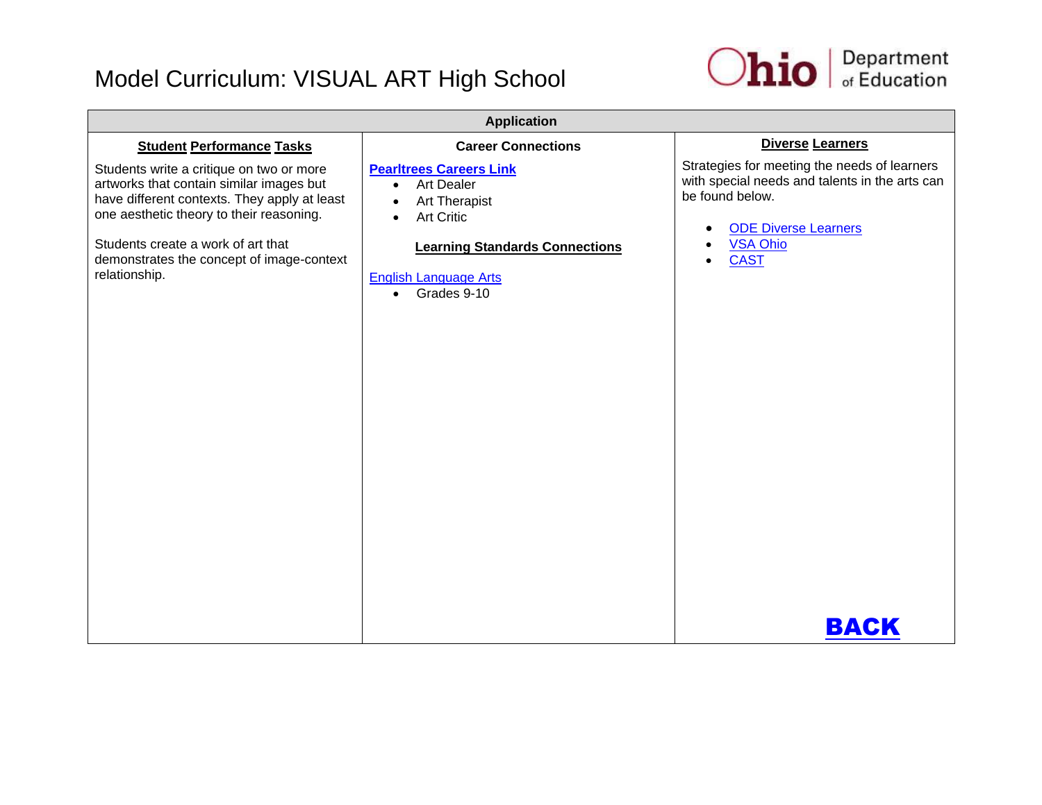# Model Curriculum: VISUAL ART High School

| Application | | |
|---|---|---|
| **Student Performance Tasks** | **Career Connections** | **Diverse Learners** |
| Students write a critique on two or more artworks that contain similar images but have different contexts. They apply at least one aesthetic theory to their reasoning.<br><br>Students create a work of art that demonstrates the concept of image-context relationship. | **Pearltrees Careers Link**<br>• Art Dealer<br>• Art Therapist<br>• Art Critic<br><br>**Learning Standards Connections**<br><br>English Language Arts<br>• Grades 9-10 | Strategies for meeting the needs of learners with special needs and talents in the arts can be found below.<br><br>• ODE Diverse Learners<br>• VSA Ohio<br>• CAST<br><br>**BACK** |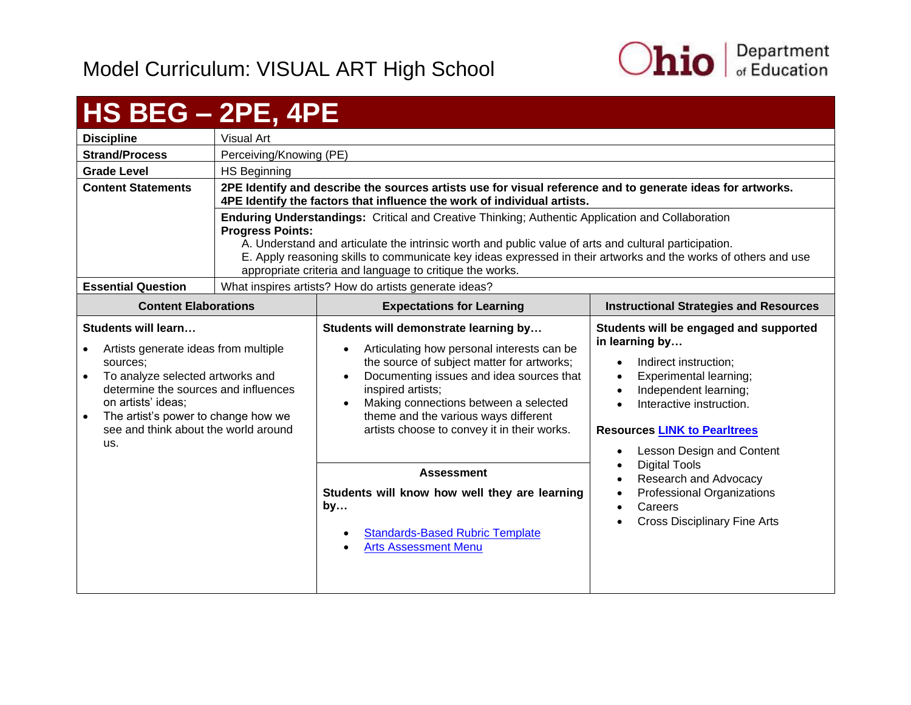Model Curriculum: VISUAL ART High School

# HS BEG – 2PE, 4PE

| | |
|---|---|
| **Discipline** | Visual Art |
| **Strand/Process** | Perceiving/Knowing (PE) |
| **Grade Level** | HS Beginning |
| **Content Statements** | **2PE Identify and describe the sources artists use for visual reference and to generate ideas for artworks.** **4PE Identify the factors that influence the work of individual artists.** |
| | **Enduring Understandings:** Critical and Creative Thinking; Authentic Application and Collaboration **Progress Points:** A. Understand and articulate the intrinsic worth and public value of arts and cultural participation. E. Apply reasoning skills to communicate key ideas expressed in their artworks and the works of others and use appropriate criteria and language to critique the works. |
| **Essential Question** | What inspires artists? How do artists generate ideas? |

| Content Elaborations | Expectations for Learning | Instructional Strategies and Resources |
|---|---|---|
| **Students will learn…** <br>• Artists generate ideas from multiple sources; <br>• To analyze selected artworks and determine the sources and influences on artists' ideas; <br>• The artist's power to change how we see and think about the world around us. | **Students will demonstrate learning by…** <br>• Articulating how personal interests can be the source of subject matter for artworks; <br>• Documenting issues and idea sources that inspired artists; <br>• Making connections between a selected theme and the various ways different artists choose to convey it in their works. <br><br>**Assessment** <br>**Students will know how well they are learning by…** <br>• Standards-Based Rubric Template <br>• Arts Assessment Menu | **Students will be engaged and supported in learning by…** <br>• Indirect instruction; <br>• Experimental learning; <br>• Independent learning; <br>• Interactive instruction. <br><br>**Resources LINK to Pearltrees** <br>• Lesson Design and Content <br>• Digital Tools <br>• Research and Advocacy <br>• Professional Organizations <br>• Careers <br>• Cross Disciplinary Fine Arts |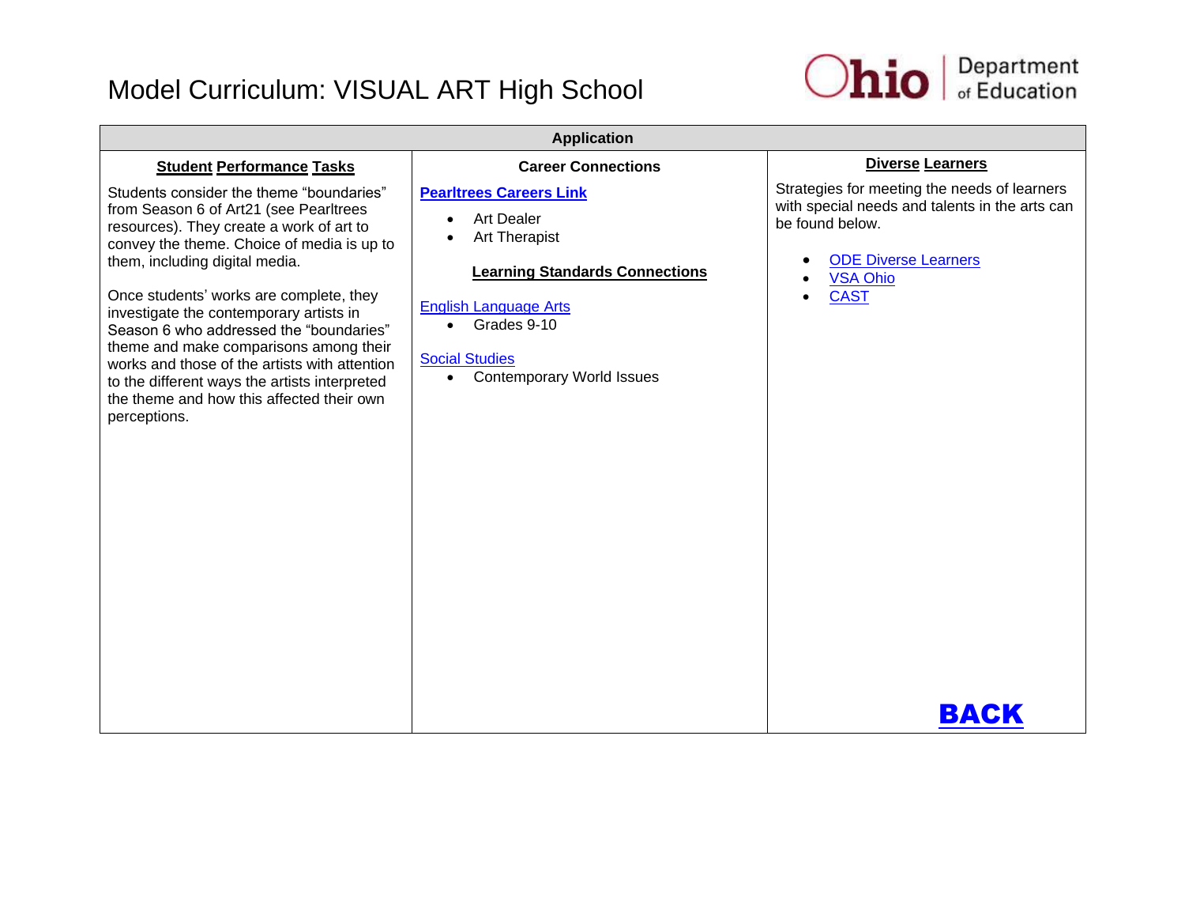# Model Curriculum: VISUAL ART High School

| Application | | |
|---|---|---|
| **Student Performance Tasks** | **Career Connections** | **Diverse Learners** |
| Students consider the theme "boundaries" from Season 6 of Art21 (see Pearltrees resources). They create a work of art to convey the theme. Choice of media is up to them, including digital media.<br><br>Once students' works are complete, they investigate the contemporary artists in Season 6 who addressed the "boundaries" theme and make comparisons among their works and those of the artists with attention to the different ways the artists interpreted the theme and how this affected their own perceptions. | **Pearltrees Careers Link**<br>• Art Dealer<br>• Art Therapist<br><br>**Learning Standards Connections**<br><br>English Language Arts<br>• Grades 9-10<br><br>Social Studies<br>• Contemporary World Issues | Strategies for meeting the needs of learners with special needs and talents in the arts can be found below.<br><br>• ODE Diverse Learners<br>• VSA Ohio<br>• CAST<br><br>**BACK** |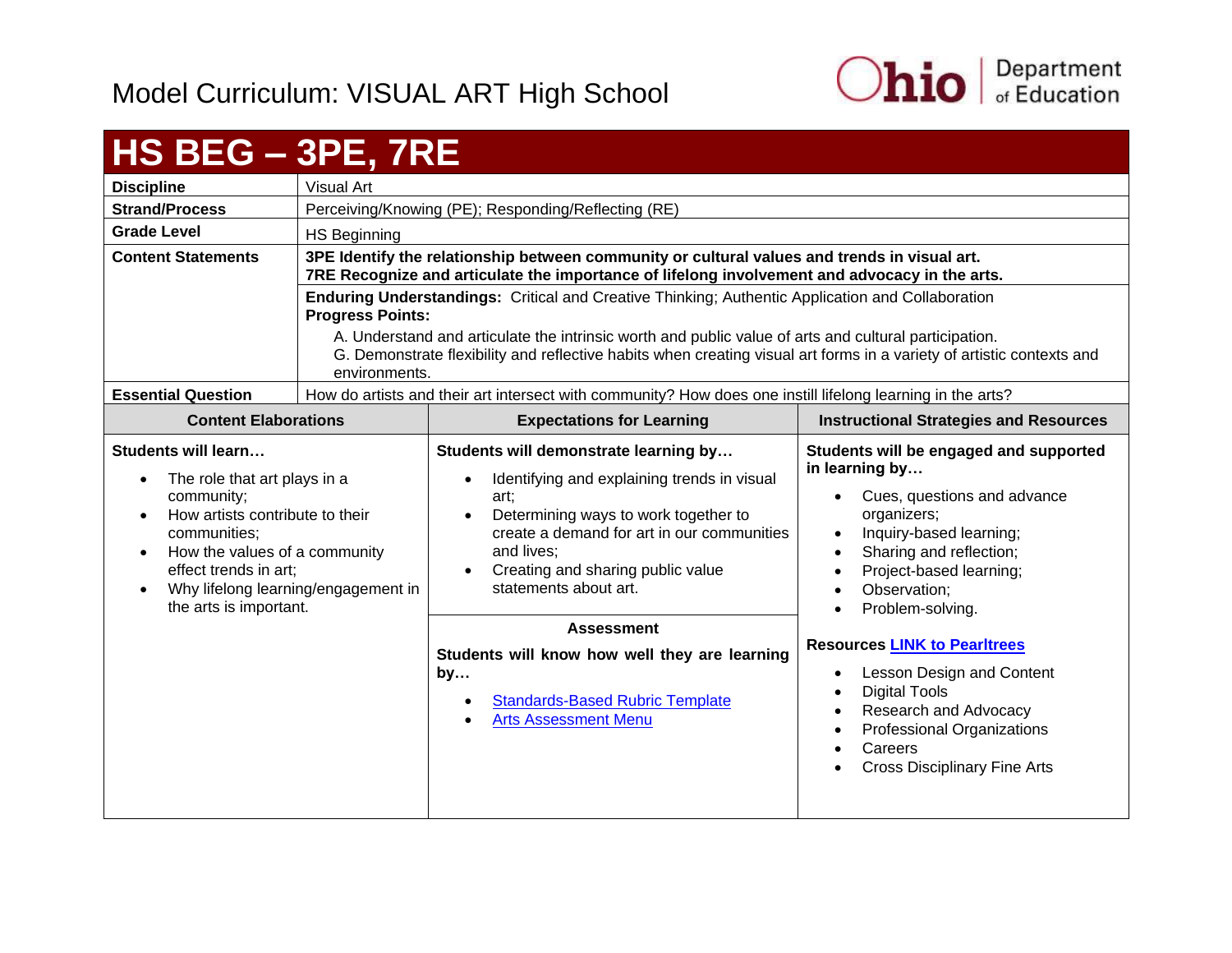Model Curriculum: VISUAL ART High School

# HS BEG – 3PE, 7RE

| **Discipline** | Visual Art |
|---|---|
| **Strand/Process** | Perceiving/Knowing (PE); Responding/Reflecting (RE) |
| **Grade Level** | HS Beginning |
| **Content Statements** | **3PE Identify the relationship between community or cultural values and trends in visual art.**<br>**7RE Recognize and articulate the importance of lifelong involvement and advocacy in the arts.** |
| | **Enduring Understandings:** Critical and Creative Thinking; Authentic Application and Collaboration<br>**Progress Points:**<br>A. Understand and articulate the intrinsic worth and public value of arts and cultural participation.<br>G. Demonstrate flexibility and reflective habits when creating visual art forms in a variety of artistic contexts and environments. |
| **Essential Question** | How do artists and their art intersect with community? How does one instill lifelong learning in the arts? |

| Content Elaborations | Expectations for Learning | Instructional Strategies and Resources |
|---|---|---|
| **Students will learn…**<br>• The role that art plays in a community;<br>• How artists contribute to their communities;<br>• How the values of a community effect trends in art;<br>• Why lifelong learning/engagement in the arts is important. | **Students will demonstrate learning by…**<br>• Identifying and explaining trends in visual art;<br>• Determining ways to work together to create a demand for art in our communities and lives;<br>• Creating and sharing public value statements about art.<br><br>**Assessment**<br>**Students will know how well they are learning by…**<br>• Standards-Based Rubric Template<br>• Arts Assessment Menu | **Students will be engaged and supported in learning by…**<br>• Cues, questions and advance organizers;<br>• Inquiry-based learning;<br>• Sharing and reflection;<br>• Project-based learning;<br>• Observation;<br>• Problem-solving.<br><br>**Resources LINK to Pearltrees**<br>• Lesson Design and Content<br>• Digital Tools<br>• Research and Advocacy<br>• Professional Organizations<br>• Careers<br>• Cross Disciplinary Fine Arts |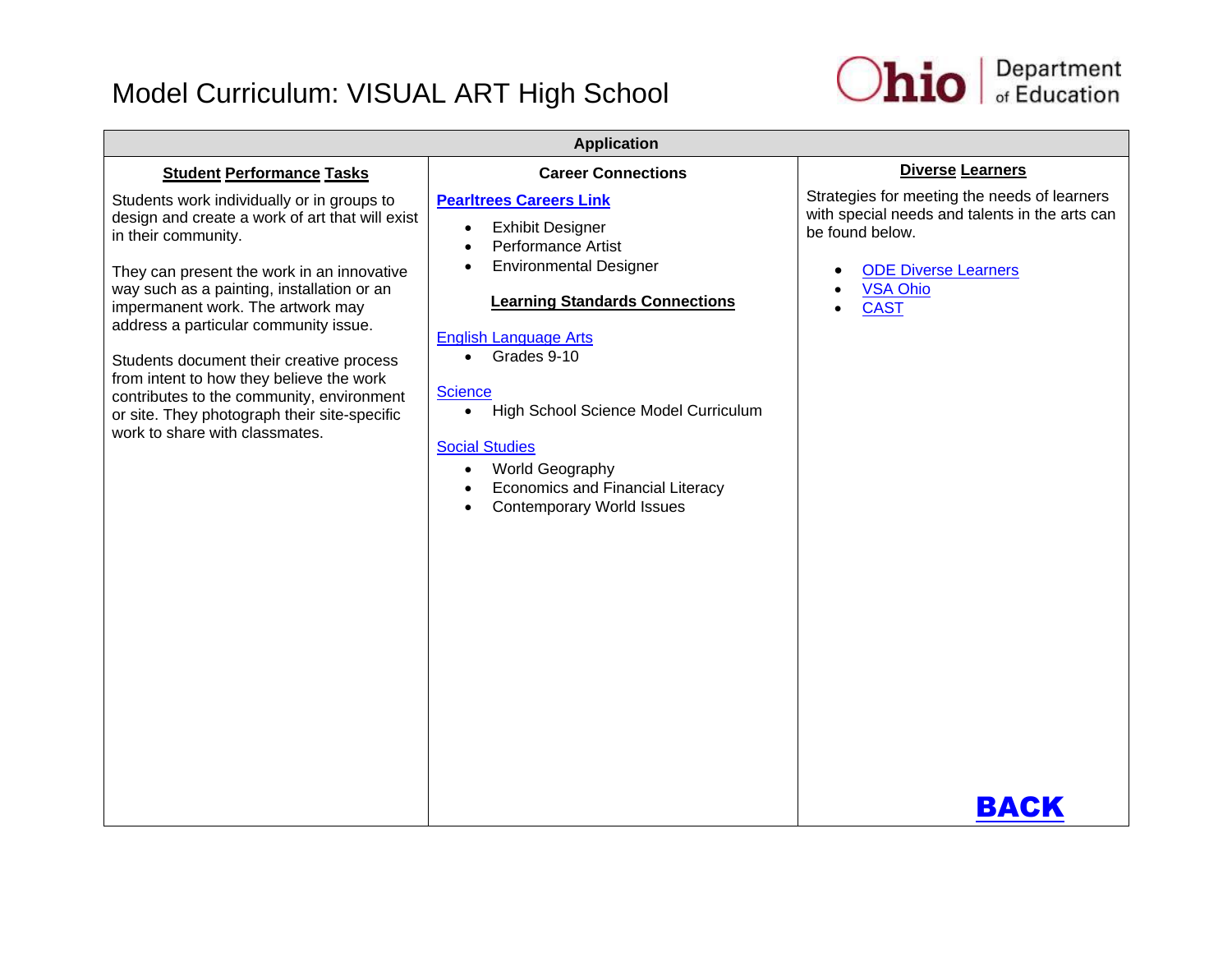# Model Curriculum: VISUAL ART High School

| Application | | |
|---|---|---|
| **Student Performance Tasks** | **Career Connections** | **Diverse Learners** |
| Students work individually or in groups to design and create a work of art that will exist in their community.<br><br>They can present the work in an innovative way such as a painting, installation or an impermanent work. The artwork may address a particular community issue.<br><br>Students document their creative process from intent to how they believe the work contributes to the community, environment or site. They photograph their site-specific work to share with classmates. | **Pearltrees Careers Link**<br>• Exhibit Designer<br>• Performance Artist<br>• Environmental Designer<br><br>**Learning Standards Connections**<br><br>English Language Arts<br>• Grades 9-10<br><br>Science<br>• High School Science Model Curriculum<br><br>Social Studies<br>• World Geography<br>• Economics and Financial Literacy<br>• Contemporary World Issues | Strategies for meeting the needs of learners with special needs and talents in the arts can be found below.<br><br>• ODE Diverse Learners<br>• VSA Ohio<br>• CAST<br><br>**BACK** |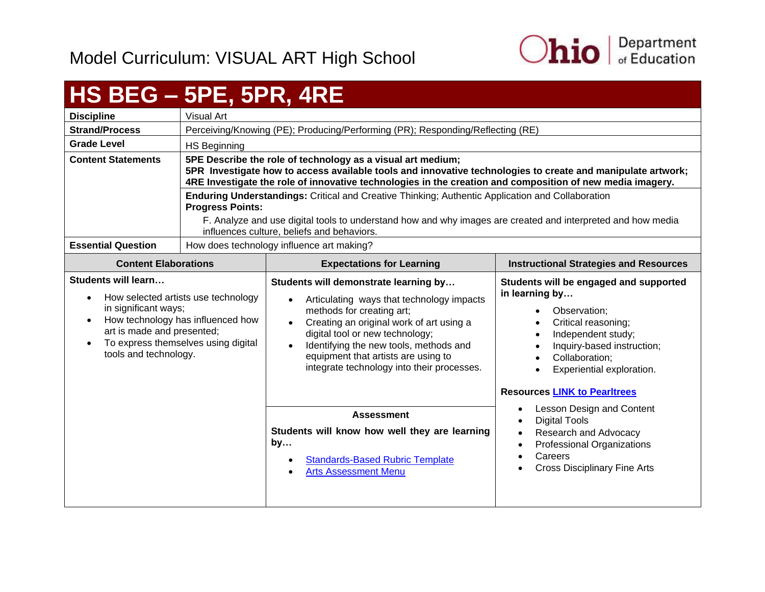# Model Curriculum: VISUAL ART High School

## HS BEG – 5PE, 5PR, 4RE

| | |
|---|---|
| **Discipline** | Visual Art |
| **Strand/Process** | Perceiving/Knowing (PE); Producing/Performing (PR); Responding/Reflecting (RE) |
| **Grade Level** | HS Beginning |
| **Content Statements** | **5PE Describe the role of technology as a visual art medium;** **5PR Investigate how to access available tools and innovative technologies to create and manipulate artwork;** **4RE Investigate the role of innovative technologies in the creation and composition of new media imagery.** |
| | **Enduring Understandings:** Critical and Creative Thinking; Authentic Application and Collaboration **Progress Points:** F. Analyze and use digital tools to understand how and why images are created and interpreted and how media influences culture, beliefs and behaviors. |
| **Essential Question** | How does technology influence art making? |

### Content Elaborations

**Students will learn…**

- How selected artists use technology in significant ways;
- How technology has influenced how art is made and presented;
- To express themselves using digital tools and technology.

### Expectations for Learning

**Students will demonstrate learning by…**

- Articulating ways that technology impacts methods for creating art;
- Creating an original work of art using a digital tool or new technology;
- Identifying the new tools, methods and equipment that artists are using to integrate technology into their processes.

### Assessment

**Students will know how well they are learning by…**

- Standards-Based Rubric Template
- Arts Assessment Menu

### Instructional Strategies and Resources

**Students will be engaged and supported in learning by…**

- Observation;
- Critical reasoning;
- Independent study;
- Inquiry-based instruction;
- Collaboration;
- Experiential exploration.

**Resources LINK to Pearltrees**

- Lesson Design and Content
- Digital Tools
- Research and Advocacy
- Professional Organizations
- Careers
- Cross Disciplinary Fine Arts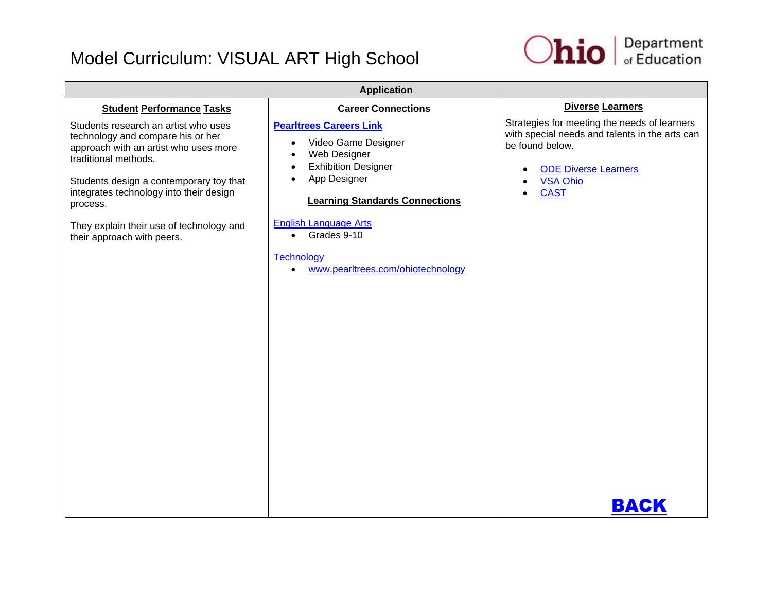# Model Curriculum: VISUAL ART High School

## Application

### Student Performance Tasks

Students research an artist who uses technology and compare his or her approach with an artist who uses more traditional methods.

Students design a contemporary toy that integrates technology into their design process.

They explain their use of technology and their approach with peers.

### Career Connections

**Pearltrees Careers Link**

- Video Game Designer
- Web Designer
- Exhibition Designer
- App Designer

### Learning Standards Connections

English Language Arts

- Grades 9-10

Technology

- www.pearltrees.com/ohiotechnology

### Diverse Learners

Strategies for meeting the needs of learners with special needs and talents in the arts can be found below.

- ODE Diverse Learners
- VSA Ohio
- CAST

**BACK**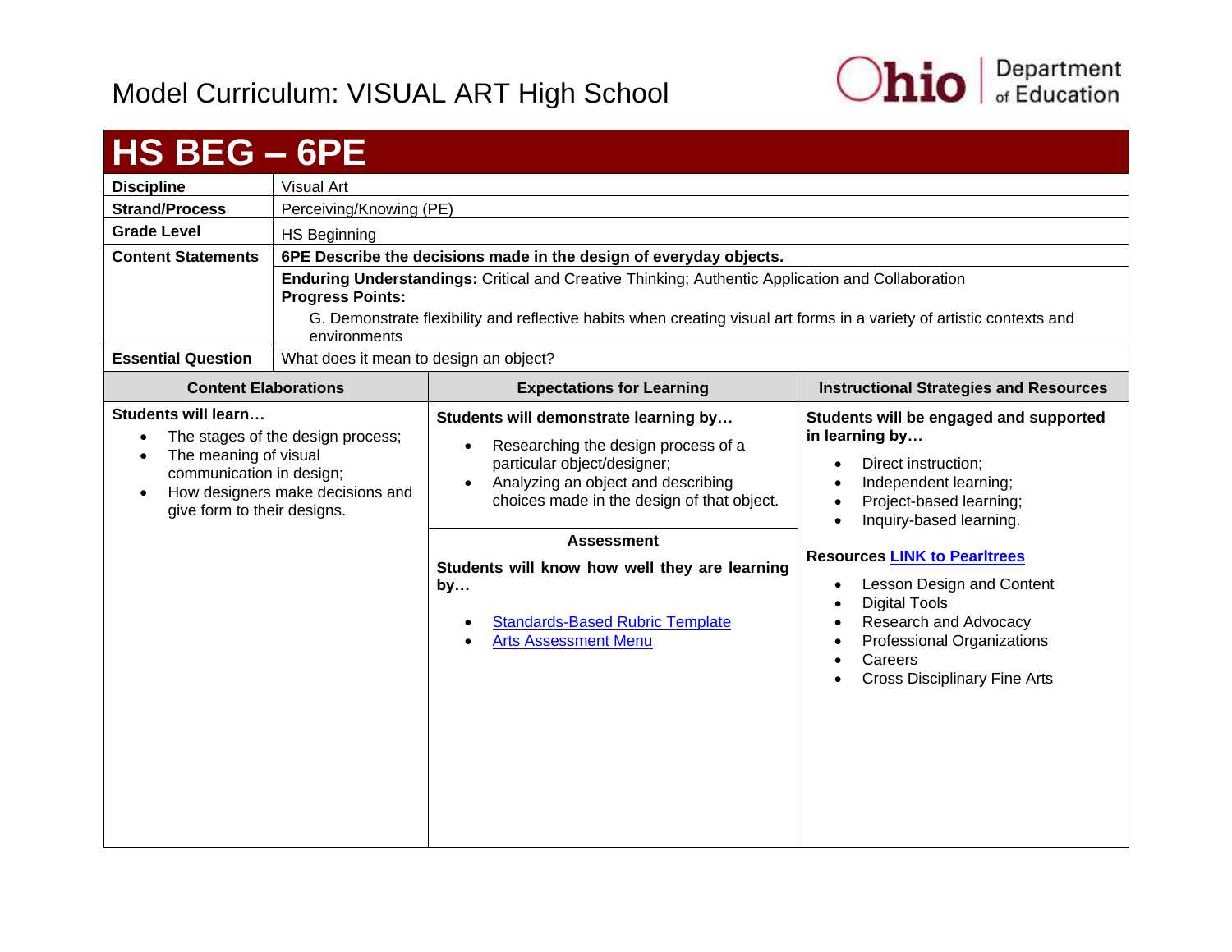# Model Curriculum: VISUAL ART High School

## HS BEG – 6PE

| | |
|---|---|
| **Discipline** | Visual Art |
| **Strand/Process** | Perceiving/Knowing (PE) |
| **Grade Level** | HS Beginning |
| **Content Statements** | **6PE Describe the decisions made in the design of everyday objects.** |
| | **Enduring Understandings:** Critical and Creative Thinking; Authentic Application and Collaboration<br>**Progress Points:**<br>G. Demonstrate flexibility and reflective habits when creating visual art forms in a variety of artistic contexts and environments |
| **Essential Question** | What does it mean to design an object? |

| Content Elaborations | Expectations for Learning | Instructional Strategies and Resources |
|---|---|---|
| **Students will learn…**<br>• The stages of the design process;<br>• The meaning of visual communication in design;<br>• How designers make decisions and give form to their designs. | **Students will demonstrate learning by…**<br>• Researching the design process of a particular object/designer;<br>• Analyzing an object and describing choices made in the design of that object.<br><br>**Assessment**<br>**Students will know how well they are learning by…**<br>• Standards-Based Rubric Template<br>• Arts Assessment Menu | **Students will be engaged and supported in learning by…**<br>• Direct instruction;<br>• Independent learning;<br>• Project-based learning;<br>• Inquiry-based learning.<br><br>**Resources LINK to Pearltrees**<br>• Lesson Design and Content<br>• Digital Tools<br>• Research and Advocacy<br>• Professional Organizations<br>• Careers<br>• Cross Disciplinary Fine Arts |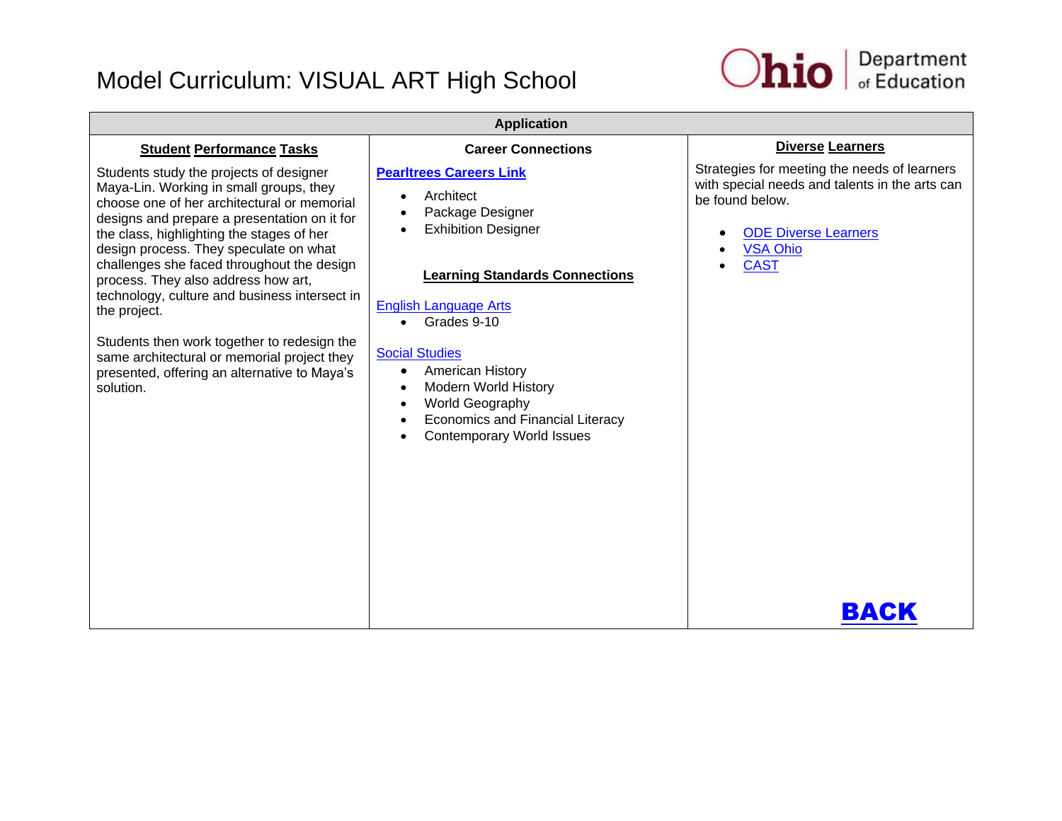# Model Curriculum: VISUAL ART High School

## Application

### Student Performance Tasks

Students study the projects of designer Maya-Lin. Working in small groups, they choose one of her architectural or memorial designs and prepare a presentation on it for the class, highlighting the stages of her design process. They speculate on what challenges she faced throughout the design process. They also address how art, technology, culture and business intersect in the project.

Students then work together to redesign the same architectural or memorial project they presented, offering an alternative to Maya's solution.

### Career Connections

**Pearltrees Careers Link**

- Architect
- Package Designer
- Exhibition Designer

### Learning Standards Connections

English Language Arts

- Grades 9-10

Social Studies

- American History
- Modern World History
- World Geography
- Economics and Financial Literacy
- Contemporary World Issues

### Diverse Learners

Strategies for meeting the needs of learners with special needs and talents in the arts can be found below.

- ODE Diverse Learners
- VSA Ohio
- CAST

**BACK**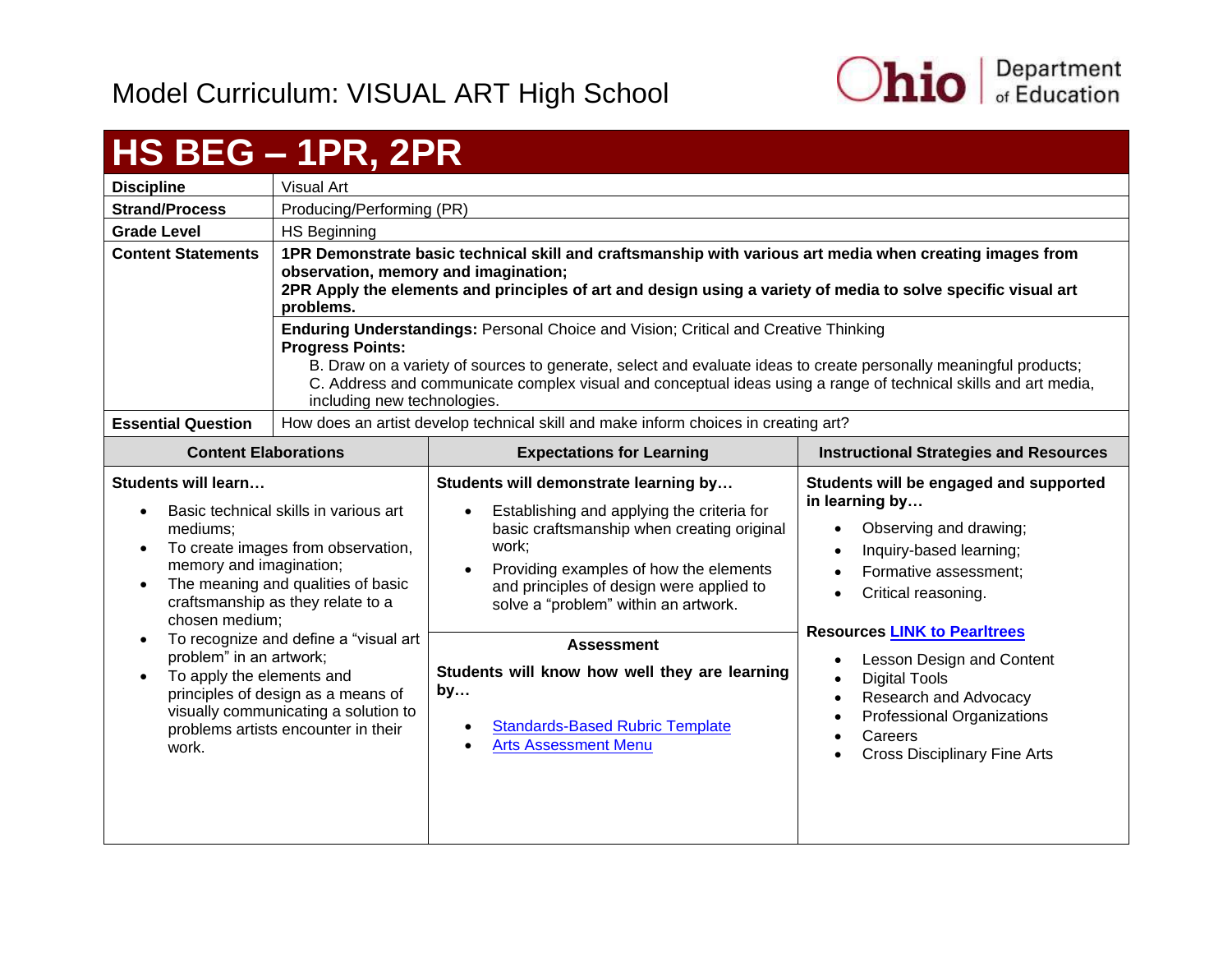Model Curriculum: VISUAL ART High School

# HS BEG – 1PR, 2PR

| | |
|---|---|
| **Discipline** | Visual Art |
| **Strand/Process** | Producing/Performing (PR) |
| **Grade Level** | HS Beginning |
| **Content Statements** | **1PR Demonstrate basic technical skill and craftsmanship with various art media when creating images from observation, memory and imagination;** **2PR Apply the elements and principles of art and design using a variety of media to solve specific visual art problems.** |
| | **Enduring Understandings:** Personal Choice and Vision; Critical and Creative Thinking **Progress Points:** B. Draw on a variety of sources to generate, select and evaluate ideas to create personally meaningful products; C. Address and communicate complex visual and conceptual ideas using a range of technical skills and art media, including new technologies. |
| **Essential Question** | How does an artist develop technical skill and make inform choices in creating art? |

| Content Elaborations | Expectations for Learning | Instructional Strategies and Resources |
|---|---|---|
| **Students will learn…** <br>• Basic technical skills in various art mediums;<br>• To create images from observation, memory and imagination;<br>• The meaning and qualities of basic craftsmanship as they relate to a chosen medium;<br>• To recognize and define a "visual art problem" in an artwork;<br>• To apply the elements and principles of design as a means of visually communicating a solution to problems artists encounter in their work. | **Students will demonstrate learning by…** <br>• Establishing and applying the criteria for basic craftsmanship when creating original work;<br>• Providing examples of how the elements and principles of design were applied to solve a "problem" within an artwork.<br><br>**Assessment**<br><br>**Students will know how well they are learning by…** <br>• Standards-Based Rubric Template<br>• Arts Assessment Menu | **Students will be engaged and supported in learning by…** <br>• Observing and drawing;<br>• Inquiry-based learning;<br>• Formative assessment;<br>• Critical reasoning.<br><br>**Resources LINK to Pearltrees**<br>• Lesson Design and Content<br>• Digital Tools<br>• Research and Advocacy<br>• Professional Organizations<br>• Careers<br>• Cross Disciplinary Fine Arts |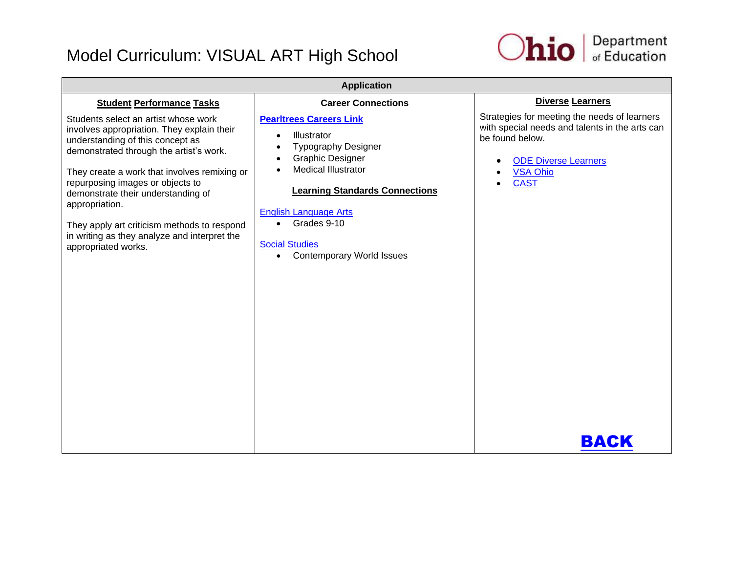# Model Curriculum: VISUAL ART High School

| Application | | |
|---|---|---|
| **Student Performance Tasks** | **Career Connections** | **Diverse Learners** |
| Students select an artist whose work involves appropriation. They explain their understanding of this concept as demonstrated through the artist's work.<br><br>They create a work that involves remixing or repurposing images or objects to demonstrate their understanding of appropriation.<br><br>They apply art criticism methods to respond in writing as they analyze and interpret the appropriated works. | **Pearltrees Careers Link**<br>• Illustrator<br>• Typography Designer<br>• Graphic Designer<br>• Medical Illustrator<br><br>**Learning Standards Connections**<br><br>English Language Arts<br>• Grades 9-10<br><br>Social Studies<br>• Contemporary World Issues | Strategies for meeting the needs of learners with special needs and talents in the arts can be found below.<br>• ODE Diverse Learners<br>• VSA Ohio<br>• CAST<br><br>**BACK** |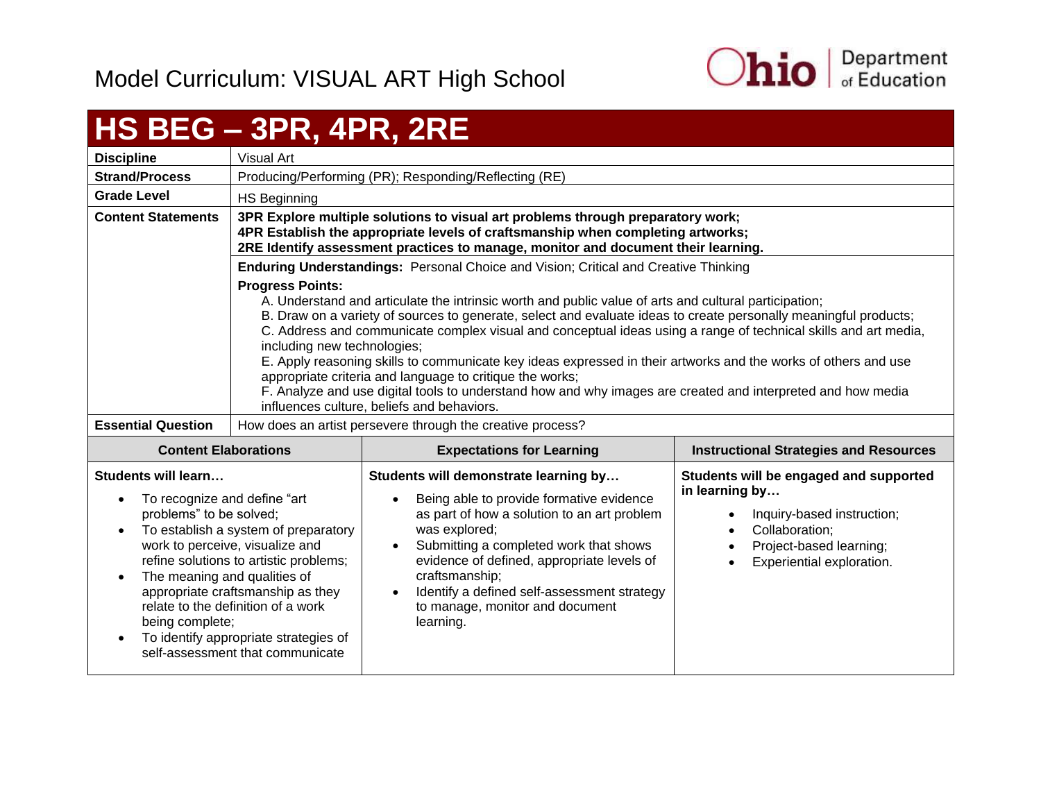Model Curriculum: VISUAL ART High School

# HS BEG – 3PR, 4PR, 2RE

| | |
|---|---|
| **Discipline** | Visual Art |
| **Strand/Process** | Producing/Performing (PR); Responding/Reflecting (RE) |
| **Grade Level** | HS Beginning |
| **Content Statements** | **3PR Explore multiple solutions to visual art problems through preparatory work; 4PR Establish the appropriate levels of craftsmanship when completing artworks; 2RE Identify assessment practices to manage, monitor and document their learning.** |
| | **Enduring Understandings:** Personal Choice and Vision; Critical and Creative Thinking<br><br>**Progress Points:**<br>A. Understand and articulate the intrinsic worth and public value of arts and cultural participation;<br>B. Draw on a variety of sources to generate, select and evaluate ideas to create personally meaningful products;<br>C. Address and communicate complex visual and conceptual ideas using a range of technical skills and art media, including new technologies;<br>E. Apply reasoning skills to communicate key ideas expressed in their artworks and the works of others and use appropriate criteria and language to critique the works;<br>F. Analyze and use digital tools to understand how and why images are created and interpreted and how media influences culture, beliefs and behaviors. |
| **Essential Question** | How does an artist persevere through the creative process? |

| Content Elaborations | Expectations for Learning | Instructional Strategies and Resources |
|---|---|---|
| **Students will learn…**<br>• To recognize and define "art problems" to be solved;<br>• To establish a system of preparatory work to perceive, visualize and refine solutions to artistic problems;<br>• The meaning and qualities of appropriate craftsmanship as they relate to the definition of a work being complete;<br>• To identify appropriate strategies of self-assessment that communicate | **Students will demonstrate learning by…**<br>• Being able to provide formative evidence as part of how a solution to an art problem was explored;<br>• Submitting a completed work that shows evidence of defined, appropriate levels of craftsmanship;<br>• Identify a defined self-assessment strategy to manage, monitor and document learning. | **Students will be engaged and supported in learning by…**<br>• Inquiry-based instruction;<br>• Collaboration;<br>• Project-based learning;<br>• Experiential exploration. |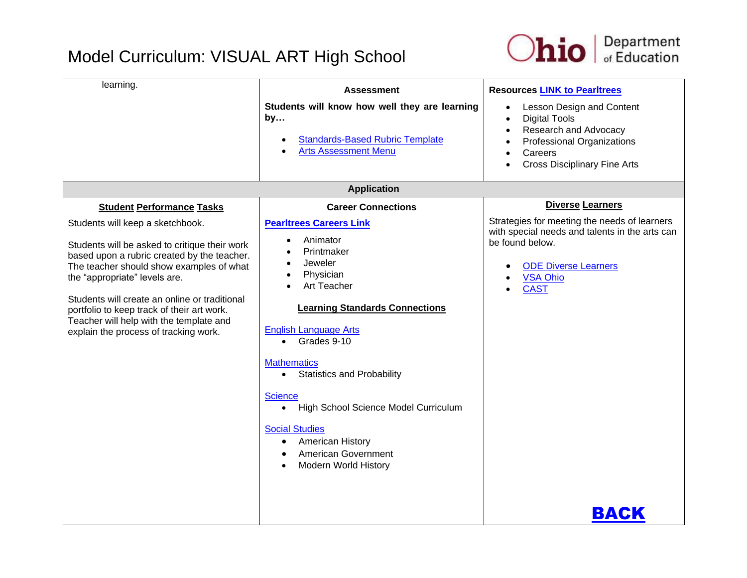# Model Curriculum: VISUAL ART High School

| learning. | **Assessment**<br><br>**Students will know how well they are learning by…**<br><br>• Standards-Based Rubric Template<br>• Arts Assessment Menu | **Resources LINK to Pearltrees**<br><br>• Lesson Design and Content<br>• Digital Tools<br>• Research and Advocacy<br>• Professional Organizations<br>• Careers<br>• Cross Disciplinary Fine Arts |
|---|---|---|

**Application**

| **Student Performance Tasks** | **Career Connections** | **Diverse Learners** |
|---|---|---|
| Students will keep a sketchbook.<br><br>Students will be asked to critique their work based upon a rubric created by the teacher. The teacher should show examples of what the "appropriate" levels are.<br><br>Students will create an online or traditional portfolio to keep track of their art work. Teacher will help with the template and explain the process of tracking work. | **Pearltrees Careers Link**<br><br>• Animator<br>• Printmaker<br>• Jeweler<br>• Physician<br>• Art Teacher<br><br>**Learning Standards Connections**<br><br>English Language Arts<br>• Grades 9-10<br><br>Mathematics<br>• Statistics and Probability<br><br>Science<br>• High School Science Model Curriculum<br><br>Social Studies<br>• American History<br>• American Government<br>• Modern World History | Strategies for meeting the needs of learners with special needs and talents in the arts can be found below.<br><br>• ODE Diverse Learners<br>• VSA Ohio<br>• CAST<br><br>**BACK** |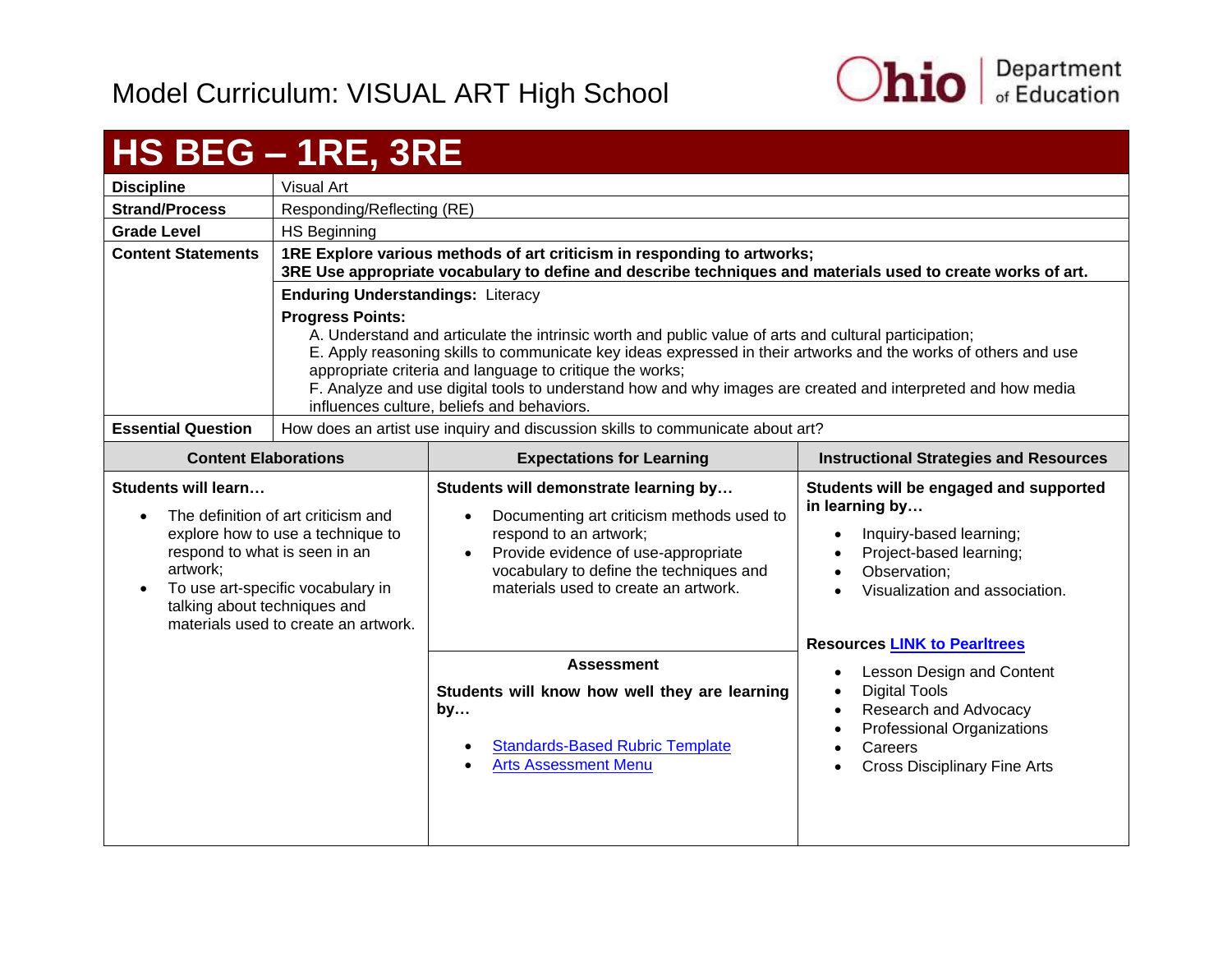# Model Curriculum: VISUAL ART High School

## HS BEG – 1RE, 3RE

| | |
|---|---|
| **Discipline** | Visual Art |
| **Strand/Process** | Responding/Reflecting (RE) |
| **Grade Level** | HS Beginning |
| **Content Statements** | **1RE Explore various methods of art criticism in responding to artworks;**<br>**3RE Use appropriate vocabulary to define and describe techniques and materials used to create works of art.** |
| | **Enduring Understandings:** Literacy<br>**Progress Points:**<br>A. Understand and articulate the intrinsic worth and public value of arts and cultural participation;<br>E. Apply reasoning skills to communicate key ideas expressed in their artworks and the works of others and use appropriate criteria and language to critique the works;<br>F. Analyze and use digital tools to understand how and why images are created and interpreted and how media influences culture, beliefs and behaviors. |
| **Essential Question** | How does an artist use inquiry and discussion skills to communicate about art? |

| Content Elaborations | Expectations for Learning | Instructional Strategies and Resources |
|---|---|---|
| **Students will learn…**<br>• The definition of art criticism and explore how to use a technique to respond to what is seen in an artwork;<br>• To use art-specific vocabulary in talking about techniques and materials used to create an artwork. | **Students will demonstrate learning by…**<br>• Documenting art criticism methods used to respond to an artwork;<br>• Provide evidence of use-appropriate vocabulary to define the techniques and materials used to create an artwork.<br><br>**Assessment**<br>**Students will know how well they are learning by…**<br>• Standards-Based Rubric Template<br>• Arts Assessment Menu | **Students will be engaged and supported in learning by…**<br>• Inquiry-based learning;<br>• Project-based learning;<br>• Observation;<br>• Visualization and association.<br><br>**Resources** LINK to Pearltrees<br>• Lesson Design and Content<br>• Digital Tools<br>• Research and Advocacy<br>• Professional Organizations<br>• Careers<br>• Cross Disciplinary Fine Arts |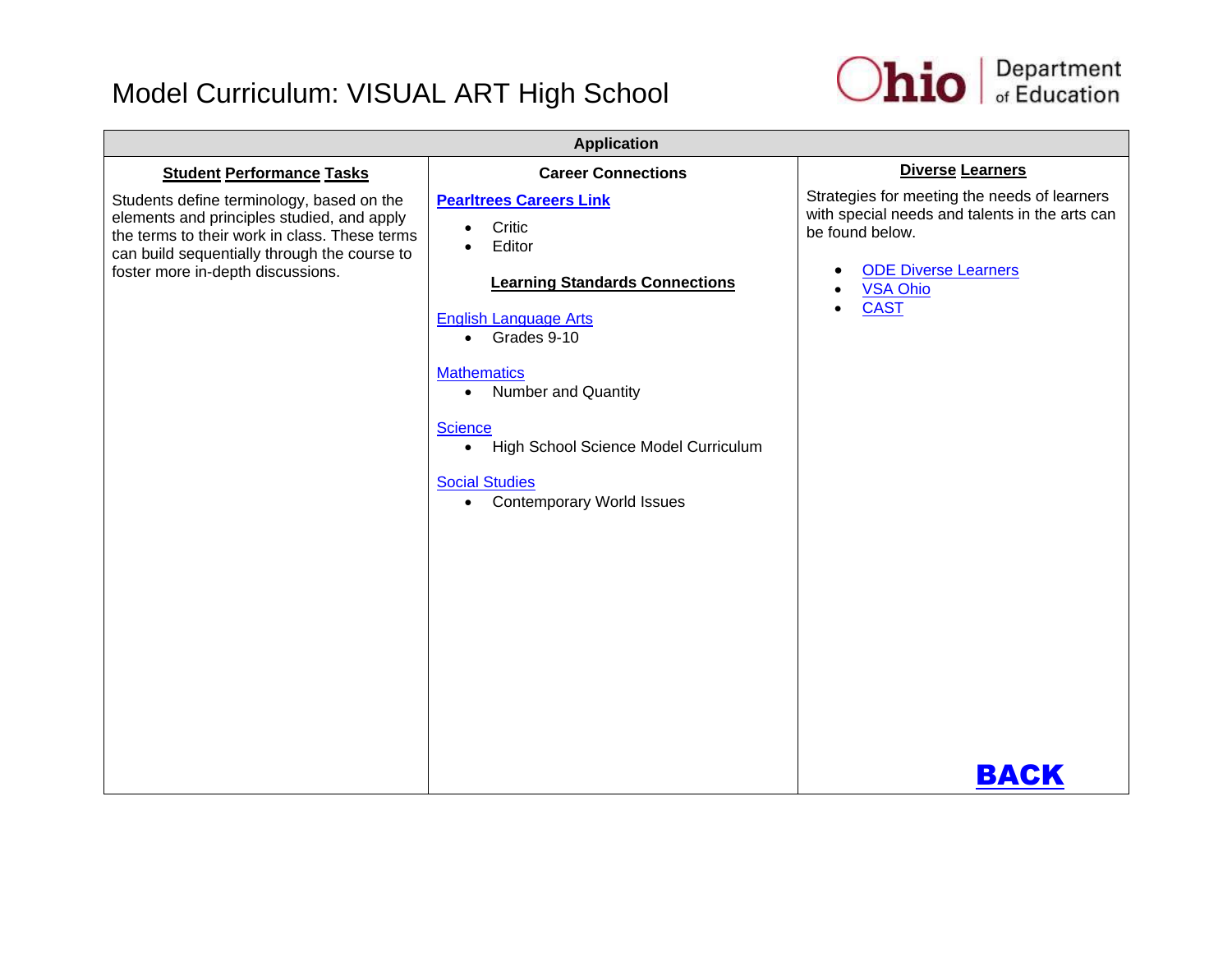# Model Curriculum: VISUAL ART High School

| Application | | |
|---|---|---|
| **Student Performance Tasks** | **Career Connections** | **Diverse Learners** |
| Students define terminology, based on the elements and principles studied, and apply the terms to their work in class. These terms can build sequentially through the course to foster more in-depth discussions. | **Pearltrees Careers Link**<br>• Critic<br>• Editor<br><br>**Learning Standards Connections**<br><br>English Language Arts<br>• Grades 9-10<br><br>Mathematics<br>• Number and Quantity<br><br>Science<br>• High School Science Model Curriculum<br><br>Social Studies<br>• Contemporary World Issues | Strategies for meeting the needs of learners with special needs and talents in the arts can be found below.<br><br>• ODE Diverse Learners<br>• VSA Ohio<br>• CAST<br><br>**BACK** |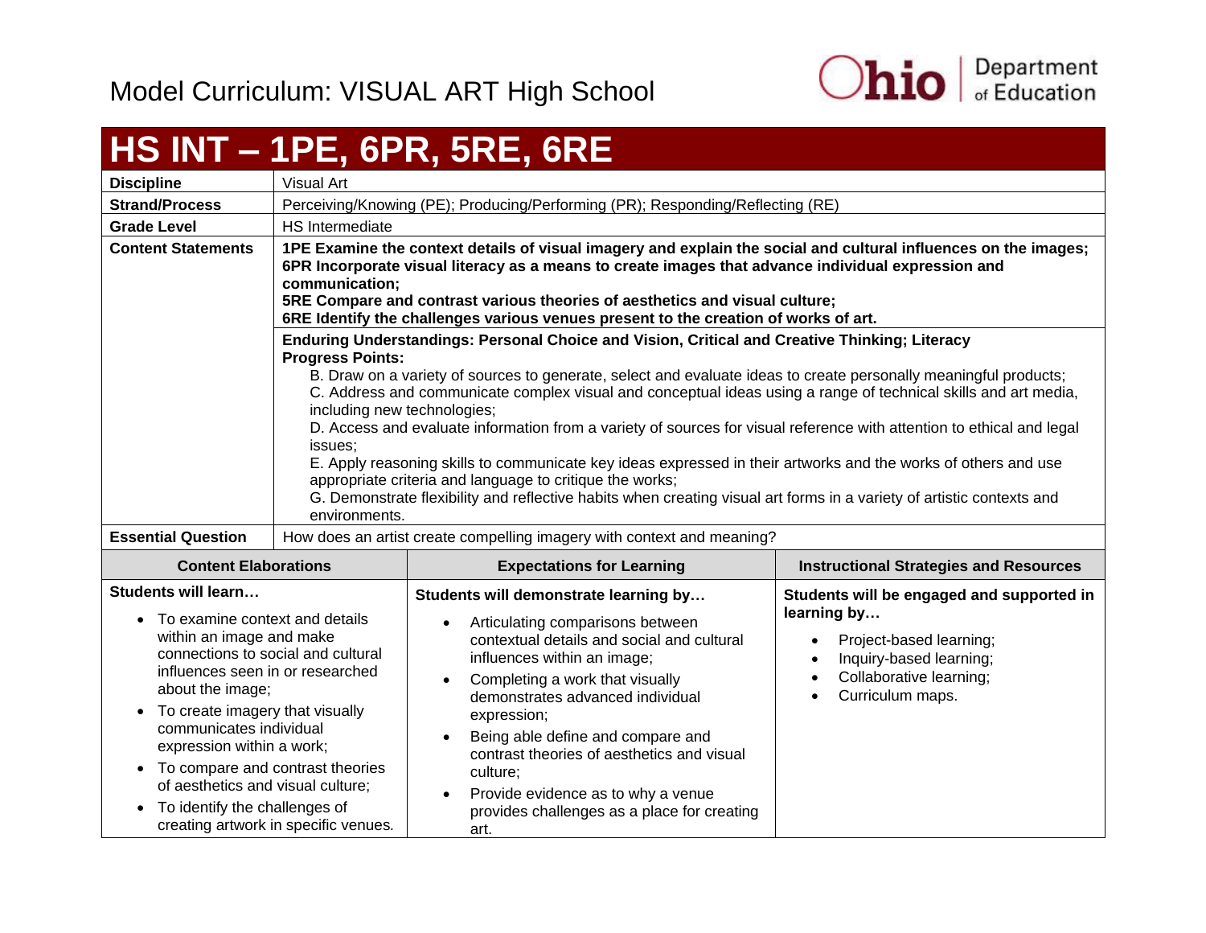# Model Curriculum: VISUAL ART High School

## HS INT – 1PE, 6PR, 5RE, 6RE

| | |
|---|---|
| **Discipline** | Visual Art |
| **Strand/Process** | Perceiving/Knowing (PE); Producing/Performing (PR); Responding/Reflecting (RE) |
| **Grade Level** | HS Intermediate |
| **Content Statements** | **1PE Examine the context details of visual imagery and explain the social and cultural influences on the images; 6PR Incorporate visual literacy as a means to create images that advance individual expression and communication; 5RE Compare and contrast various theories of aesthetics and visual culture; 6RE Identify the challenges various venues present to the creation of works of art.** |
| | **Enduring Understandings: Personal Choice and Vision, Critical and Creative Thinking; Literacy** **Progress Points:** B. Draw on a variety of sources to generate, select and evaluate ideas to create personally meaningful products; C. Address and communicate complex visual and conceptual ideas using a range of technical skills and art media, including new technologies; D. Access and evaluate information from a variety of sources for visual reference with attention to ethical and legal issues; E. Apply reasoning skills to communicate key ideas expressed in their artworks and the works of others and use appropriate criteria and language to critique the works; G. Demonstrate flexibility and reflective habits when creating visual art forms in a variety of artistic contexts and environments. |
| **Essential Question** | How does an artist create compelling imagery with context and meaning? |

| Content Elaborations | Expectations for Learning | Instructional Strategies and Resources |
|---|---|---|
| **Students will learn…** <br>• To examine context and details within an image and make connections to social and cultural influences seen in or researched about the image;<br>• To create imagery that visually communicates individual expression within a work;<br>• To compare and contrast theories of aesthetics and visual culture;<br>• To identify the challenges of creating artwork in specific venues. | **Students will demonstrate learning by…** <br>• Articulating comparisons between contextual details and social and cultural influences within an image;<br>• Completing a work that visually demonstrates advanced individual expression;<br>• Being able define and compare and contrast theories of aesthetics and visual culture;<br>• Provide evidence as to why a venue provides challenges as a place for creating art. | **Students will be engaged and supported in learning by…** <br>• Project-based learning;<br>• Inquiry-based learning;<br>• Collaborative learning;<br>• Curriculum maps. |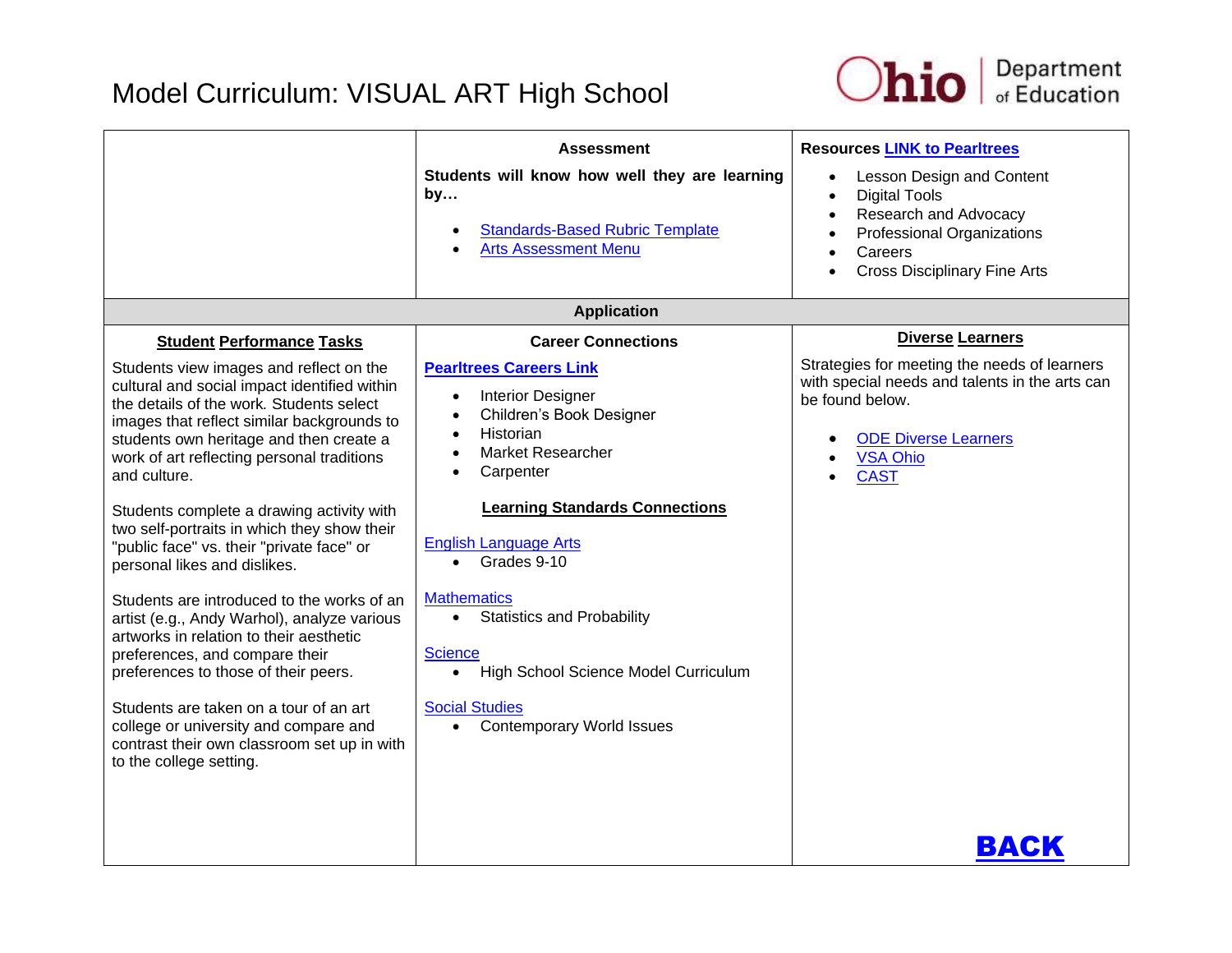# Model Curriculum: VISUAL ART High School

| | **Assessment** | **Resources LINK to Pearltrees** |
|---|---|---|
| | **Students will know how well they are learning by…**<br><br>• Standards-Based Rubric Template<br>• Arts Assessment Menu | • Lesson Design and Content<br>• Digital Tools<br>• Research and Advocacy<br>• Professional Organizations<br>• Careers<br>• Cross Disciplinary Fine Arts |

**Application**

| **Student Performance Tasks** | **Career Connections** | **Diverse Learners** |
|---|---|---|
| Students view images and reflect on the cultural and social impact identified within the details of the work. Students select images that reflect similar backgrounds to students own heritage and then create a work of art reflecting personal traditions and culture.<br><br>Students complete a drawing activity with two self-portraits in which they show their "public face" vs. their "private face" or personal likes and dislikes.<br><br>Students are introduced to the works of an artist (e.g., Andy Warhol), analyze various artworks in relation to their aesthetic preferences, and compare their preferences to those of their peers.<br><br>Students are taken on a tour of an art college or university and compare and contrast their own classroom set up in with to the college setting. | **Pearltrees Careers Link**<br><br>• Interior Designer<br>• Children's Book Designer<br>• Historian<br>• Market Researcher<br>• Carpenter<br><br>**Learning Standards Connections**<br><br>English Language Arts<br>• Grades 9-10<br><br>Mathematics<br>• Statistics and Probability<br><br>Science<br>• High School Science Model Curriculum<br><br>Social Studies<br>• Contemporary World Issues | Strategies for meeting the needs of learners with special needs and talents in the arts can be found below.<br><br>• ODE Diverse Learners<br>• VSA Ohio<br>• CAST<br><br>**BACK** |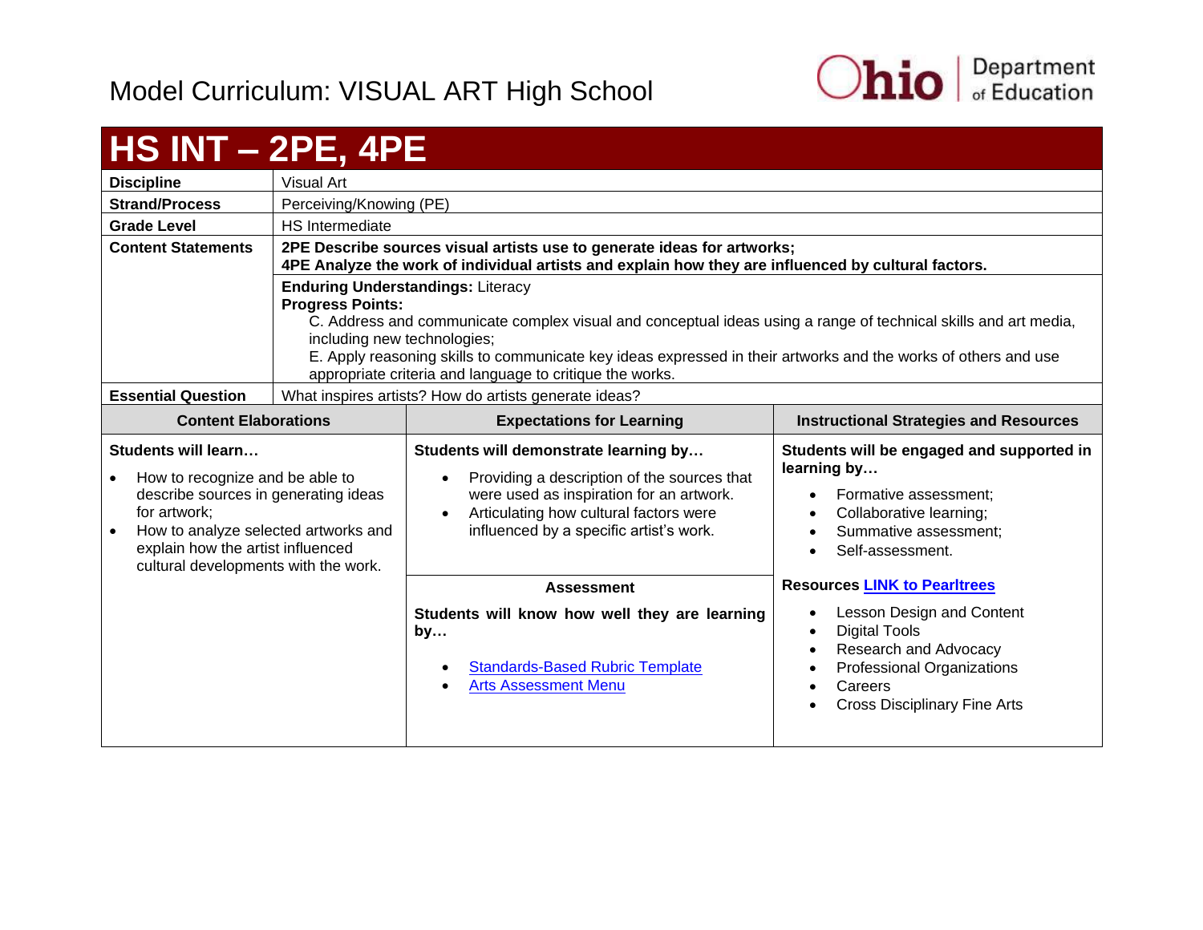# Model Curriculum: VISUAL ART High School

## HS INT – 2PE, 4PE

| | |
|---|---|
| **Discipline** | Visual Art |
| **Strand/Process** | Perceiving/Knowing (PE) |
| **Grade Level** | HS Intermediate |
| **Content Statements** | **2PE Describe sources visual artists use to generate ideas for artworks;**<br>**4PE Analyze the work of individual artists and explain how they are influenced by cultural factors.** |
| | **Enduring Understandings:** Literacy<br>**Progress Points:**<br>C. Address and communicate complex visual and conceptual ideas using a range of technical skills and art media, including new technologies;<br>E. Apply reasoning skills to communicate key ideas expressed in their artworks and the works of others and use appropriate criteria and language to critique the works. |
| **Essential Question** | What inspires artists? How do artists generate ideas? |

| Content Elaborations | Expectations for Learning | Instructional Strategies and Resources |
|---|---|---|
| **Students will learn…**<br>• How to recognize and be able to describe sources in generating ideas for artwork;<br>• How to analyze selected artworks and explain how the artist influenced cultural developments with the work. | **Students will demonstrate learning by…**<br>• Providing a description of the sources that were used as inspiration for an artwork.<br>• Articulating how cultural factors were influenced by a specific artist's work.<br><br>**Assessment**<br>**Students will know how well they are learning by…**<br>• Standards-Based Rubric Template<br>• Arts Assessment Menu | **Students will be engaged and supported in learning by…**<br>• Formative assessment;<br>• Collaborative learning;<br>• Summative assessment;<br>• Self-assessment.<br><br>**Resources LINK to Pearltrees**<br>• Lesson Design and Content<br>• Digital Tools<br>• Research and Advocacy<br>• Professional Organizations<br>• Careers<br>• Cross Disciplinary Fine Arts |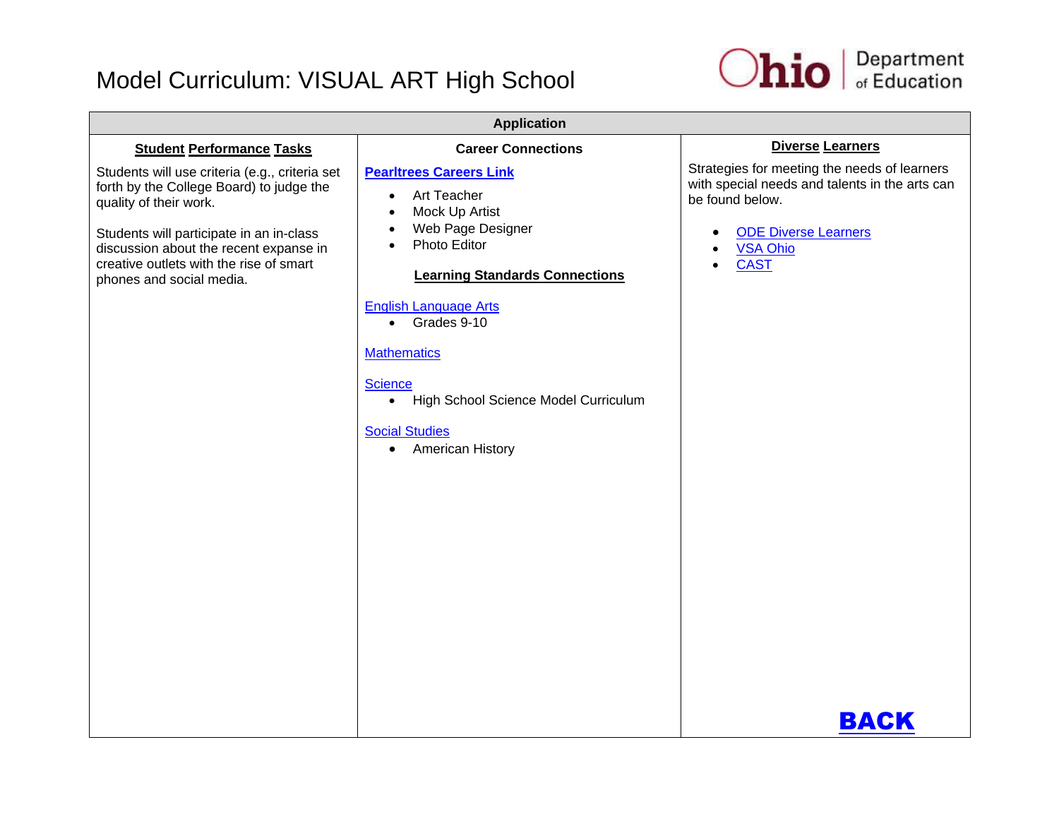# Model Curriculum: VISUAL ART High School

| Application | | |
|---|---|---|
| **Student Performance Tasks** | **Career Connections** | **Diverse Learners** |
| Students will use criteria (e.g., criteria set forth by the College Board) to judge the quality of their work.<br><br>Students will participate in an in-class discussion about the recent expanse in creative outlets with the rise of smart phones and social media. | **Pearltrees Careers Link**<br>• Art Teacher<br>• Mock Up Artist<br>• Web Page Designer<br>• Photo Editor<br><br>**Learning Standards Connections**<br><br>English Language Arts<br>• Grades 9-10<br><br>Mathematics<br><br>Science<br>• High School Science Model Curriculum<br><br>Social Studies<br>• American History | Strategies for meeting the needs of learners with special needs and talents in the arts can be found below.<br><br>• ODE Diverse Learners<br>• VSA Ohio<br>• CAST<br><br>**BACK** |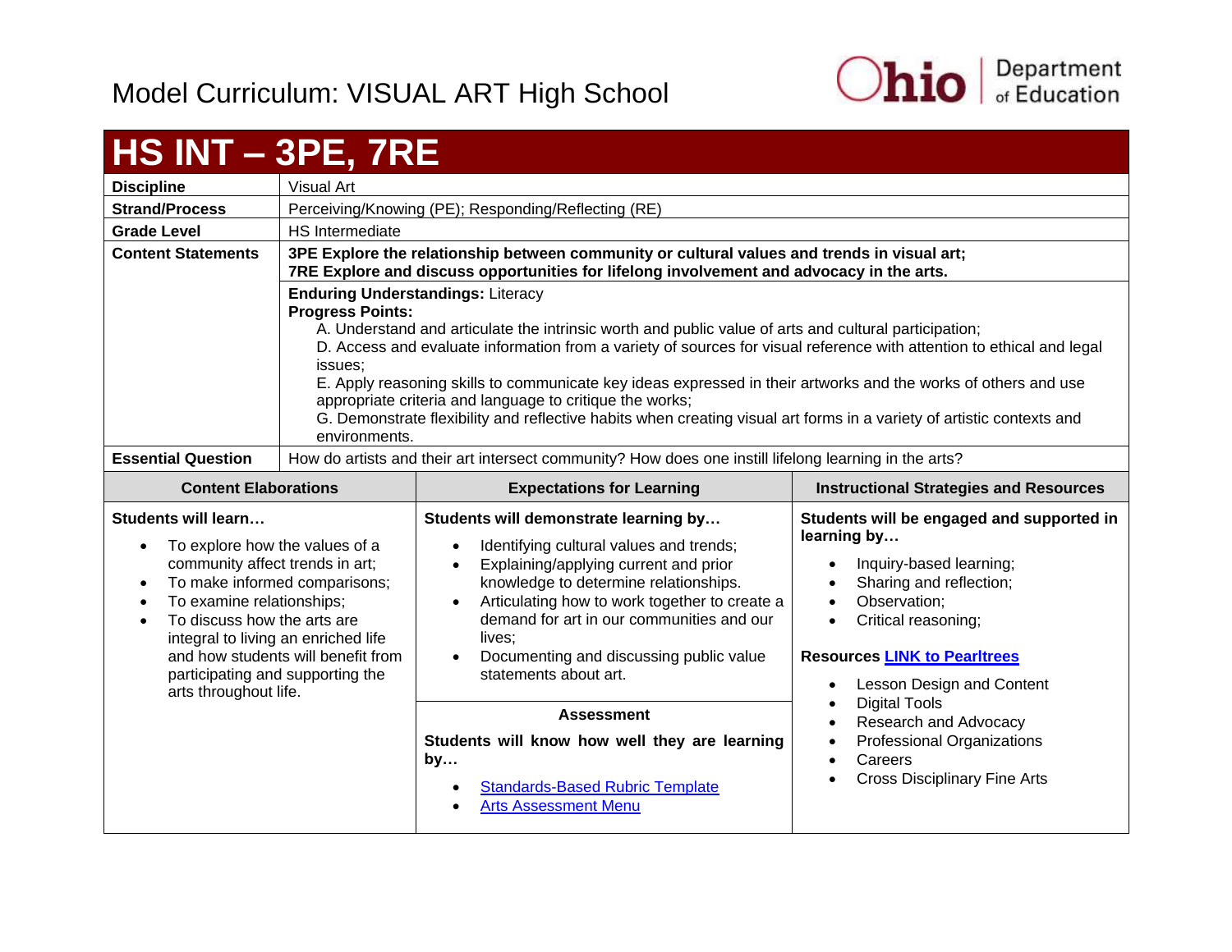Model Curriculum: VISUAL ART High School

# HS INT – 3PE, 7RE

| | |
|---|---|
| **Discipline** | Visual Art |
| **Strand/Process** | Perceiving/Knowing (PE); Responding/Reflecting (RE) |
| **Grade Level** | HS Intermediate |
| **Content Statements** | **3PE Explore the relationship between community or cultural values and trends in visual art;**<br>**7RE Explore and discuss opportunities for lifelong involvement and advocacy in the arts.** |
| | **Enduring Understandings:** Literacy<br>**Progress Points:**<br>A. Understand and articulate the intrinsic worth and public value of arts and cultural participation;<br>D. Access and evaluate information from a variety of sources for visual reference with attention to ethical and legal issues;<br>E. Apply reasoning skills to communicate key ideas expressed in their artworks and the works of others and use appropriate criteria and language to critique the works;<br>G. Demonstrate flexibility and reflective habits when creating visual art forms in a variety of artistic contexts and environments. |
| **Essential Question** | How do artists and their art intersect community? How does one instill lifelong learning in the arts? |

| Content Elaborations | Expectations for Learning | Instructional Strategies and Resources |
|---|---|---|
| **Students will learn…**<br>• To explore how the values of a community affect trends in art;<br>• To make informed comparisons;<br>• To examine relationships;<br>• To discuss how the arts are integral to living an enriched life and how students will benefit from participating and supporting the arts throughout life. | **Students will demonstrate learning by…**<br>• Identifying cultural values and trends;<br>• Explaining/applying current and prior knowledge to determine relationships.<br>• Articulating how to work together to create a demand for art in our communities and our lives;<br>• Documenting and discussing public value statements about art.<br><br>**Assessment**<br>**Students will know how well they are learning by…**<br>• Standards-Based Rubric Template<br>• Arts Assessment Menu | **Students will be engaged and supported in learning by…**<br>• Inquiry-based learning;<br>• Sharing and reflection;<br>• Observation;<br>• Critical reasoning;<br><br>**Resources** LINK to Pearltrees<br>• Lesson Design and Content<br>• Digital Tools<br>• Research and Advocacy<br>• Professional Organizations<br>• Careers<br>• Cross Disciplinary Fine Arts |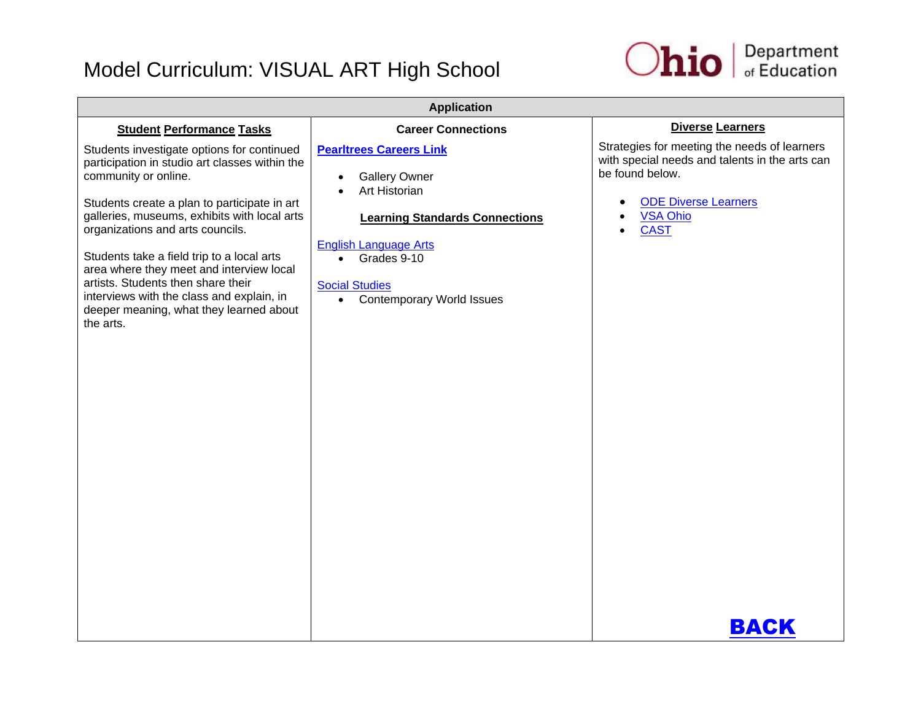# Model Curriculum: VISUAL ART High School

| Application | | |
|---|---|---|
| **Student Performance Tasks** | **Career Connections** | **Diverse Learners** |
| Students investigate options for continued participation in studio art classes within the community or online.<br><br>Students create a plan to participate in art galleries, museums, exhibits with local arts organizations and arts councils.<br><br>Students take a field trip to a local arts area where they meet and interview local artists. Students then share their interviews with the class and explain, in deeper meaning, what they learned about the arts. | **Pearltrees Careers Link**<br><br>• Gallery Owner<br>• Art Historian<br><br>**Learning Standards Connections**<br><br>English Language Arts<br>• Grades 9-10<br><br>Social Studies<br>• Contemporary World Issues | Strategies for meeting the needs of learners with special needs and talents in the arts can be found below.<br><br>• ODE Diverse Learners<br>• VSA Ohio<br>• CAST<br><br>**BACK** |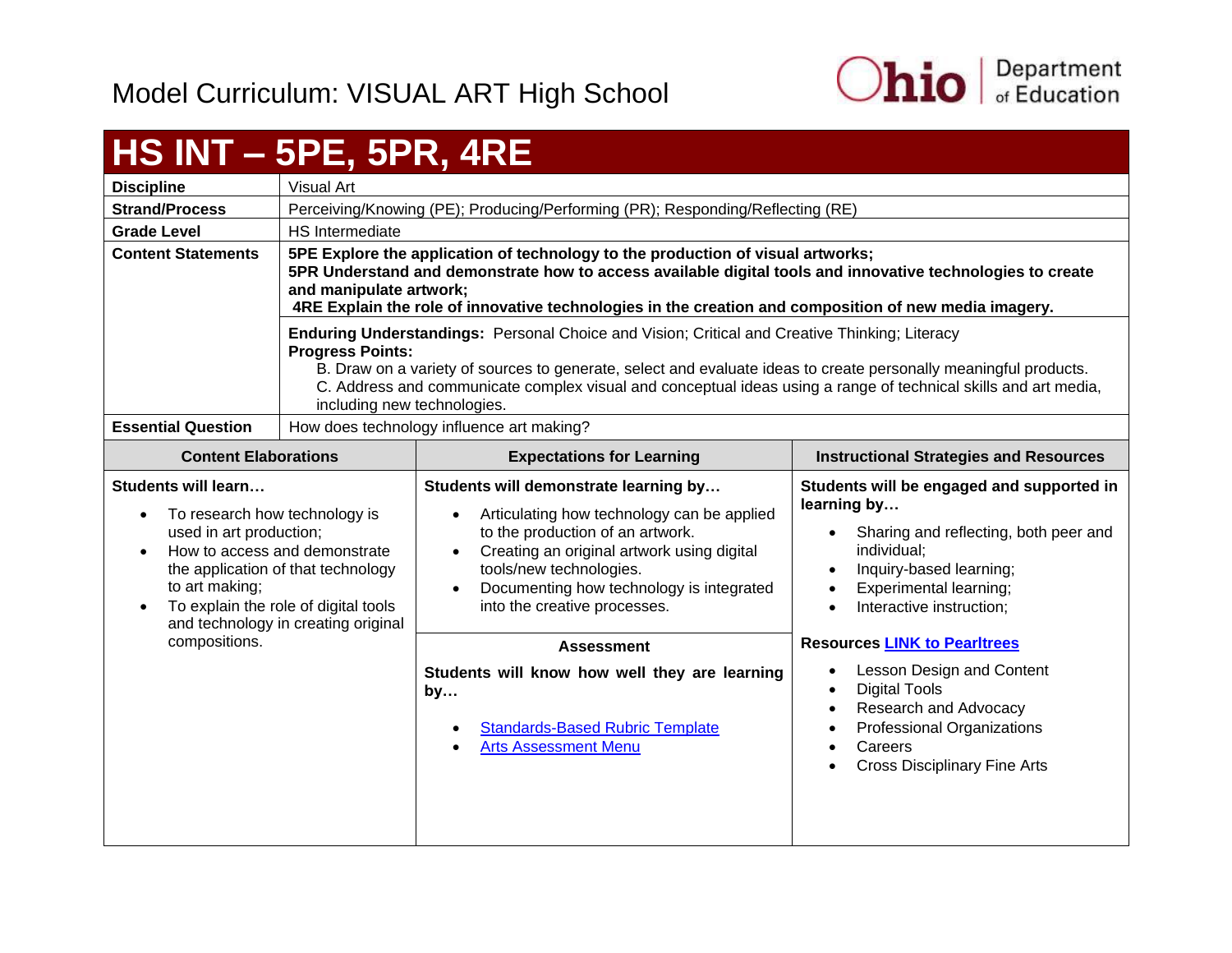# Model Curriculum: VISUAL ART High School

## HS INT – 5PE, 5PR, 4RE

| | |
|---|---|
| **Discipline** | Visual Art |
| **Strand/Process** | Perceiving/Knowing (PE); Producing/Performing (PR); Responding/Reflecting (RE) |
| **Grade Level** | HS Intermediate |
| **Content Statements** | **5PE Explore the application of technology to the production of visual artworks;**<br>**5PR Understand and demonstrate how to access available digital tools and innovative technologies to create and manipulate artwork;**<br>**4RE Explain the role of innovative technologies in the creation and composition of new media imagery.** |
| | **Enduring Understandings:** Personal Choice and Vision; Critical and Creative Thinking; Literacy<br>**Progress Points:**<br>B. Draw on a variety of sources to generate, select and evaluate ideas to create personally meaningful products.<br>C. Address and communicate complex visual and conceptual ideas using a range of technical skills and art media, including new technologies. |
| **Essential Question** | How does technology influence art making? |

| Content Elaborations | Expectations for Learning | Instructional Strategies and Resources |
|---|---|---|
| **Students will learn…**<br>• To research how technology is used in art production;<br>• How to access and demonstrate the application of that technology to art making;<br>• To explain the role of digital tools and technology in creating original compositions. | **Students will demonstrate learning by…**<br>• Articulating how technology can be applied to the production of an artwork.<br>• Creating an original artwork using digital tools/new technologies.<br>• Documenting how technology is integrated into the creative processes.<br><br>**Assessment**<br>**Students will know how well they are learning by…**<br>• Standards-Based Rubric Template<br>• Arts Assessment Menu | **Students will be engaged and supported in learning by…**<br>• Sharing and reflecting, both peer and individual;<br>• Inquiry-based learning;<br>• Experimental learning;<br>• Interactive instruction;<br><br>**Resources LINK to Pearltrees**<br>• Lesson Design and Content<br>• Digital Tools<br>• Research and Advocacy<br>• Professional Organizations<br>• Careers<br>• Cross Disciplinary Fine Arts |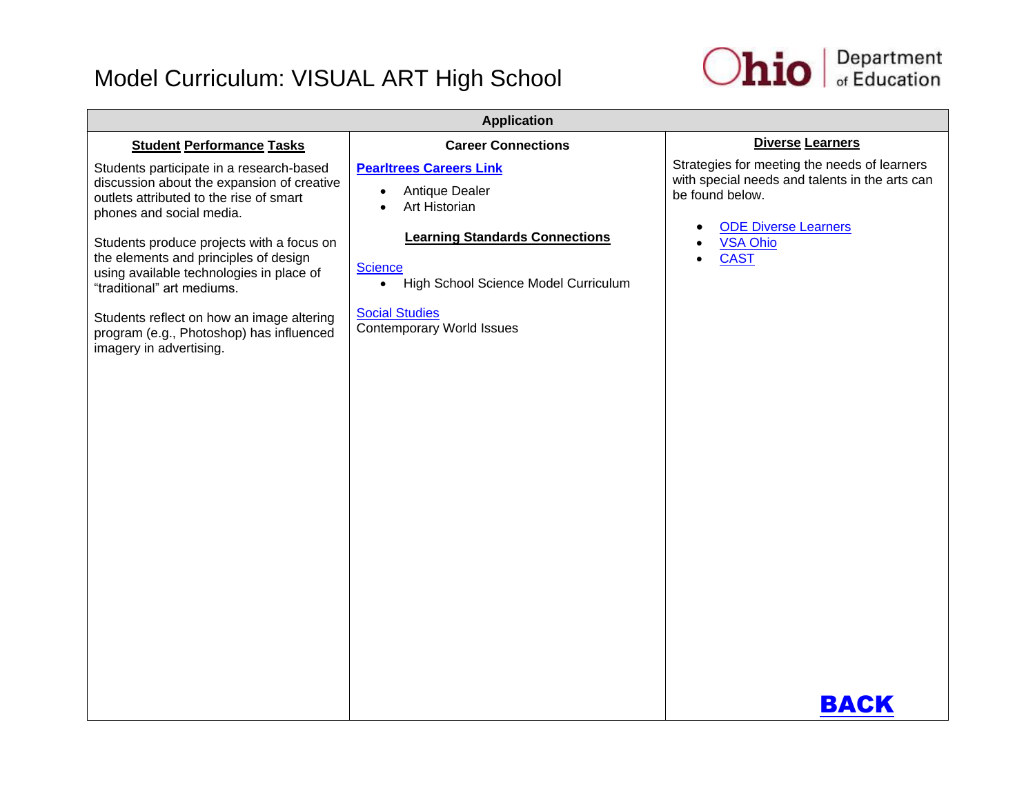# Model Curriculum: VISUAL ART High School

**Application**

| Student Performance Tasks | Career Connections | Diverse Learners |
|---|---|---|
| Students participate in a research-based discussion about the expansion of creative outlets attributed to the rise of smart phones and social media.<br><br>Students produce projects with a focus on the elements and principles of design using available technologies in place of "traditional" art mediums.<br><br>Students reflect on how an image altering program (e.g., Photoshop) has influenced imagery in advertising. | **Pearltrees Careers Link**<br>• Antique Dealer<br>• Art Historian<br><br>**Learning Standards Connections**<br><br>Science<br>• High School Science Model Curriculum<br><br>Social Studies<br>Contemporary World Issues | Strategies for meeting the needs of learners with special needs and talents in the arts can be found below.<br><br>• ODE Diverse Learners<br>• VSA Ohio<br>• CAST |

**BACK**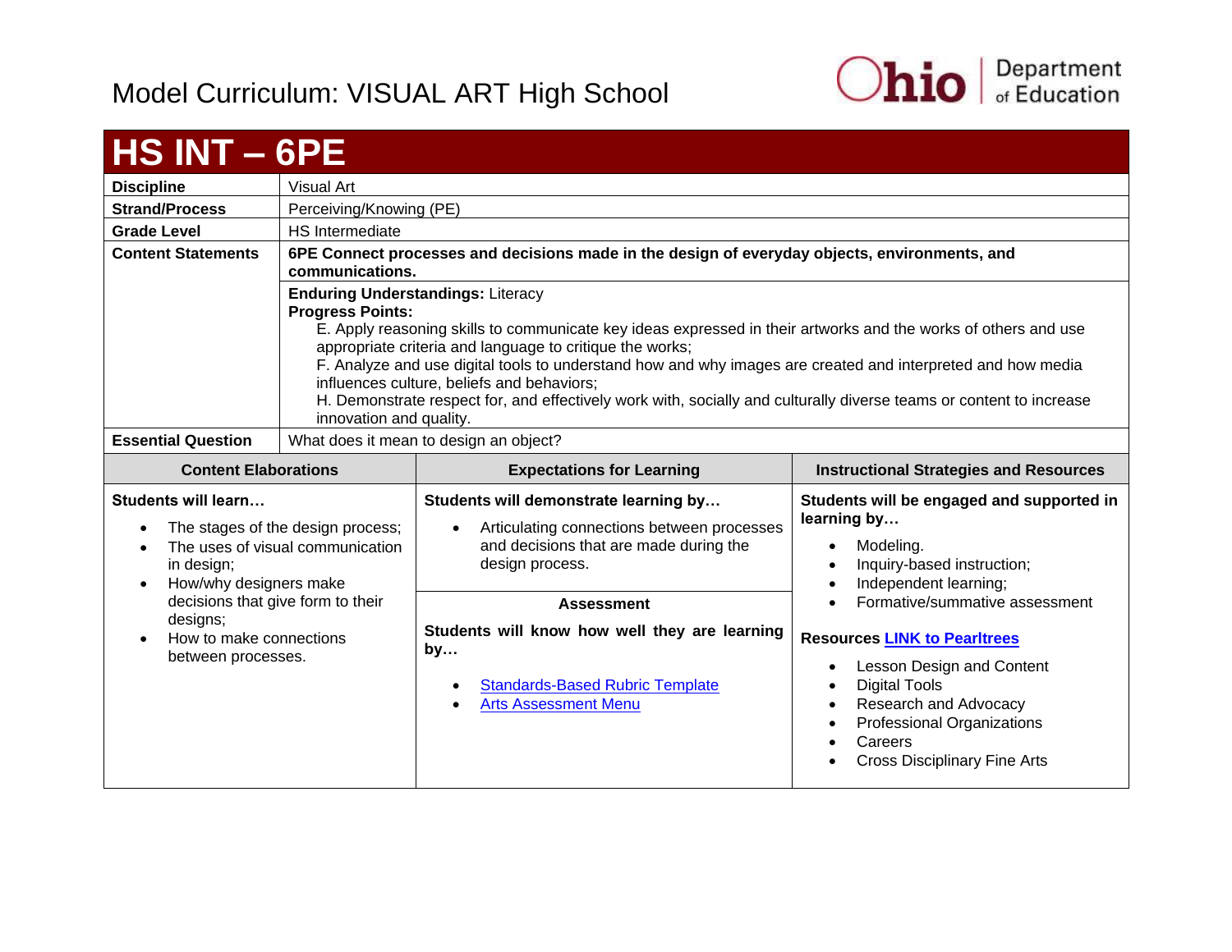# Model Curriculum: VISUAL ART High School

## HS INT – 6PE

| | |
|---|---|
| **Discipline** | Visual Art |
| **Strand/Process** | Perceiving/Knowing (PE) |
| **Grade Level** | HS Intermediate |
| **Content Statements** | **6PE Connect processes and decisions made in the design of everyday objects, environments, and communications.** |
| | **Enduring Understandings:** Literacy<br>**Progress Points:**<br>E. Apply reasoning skills to communicate key ideas expressed in their artworks and the works of others and use appropriate criteria and language to critique the works;<br>F. Analyze and use digital tools to understand how and why images are created and interpreted and how media influences culture, beliefs and behaviors;<br>H. Demonstrate respect for, and effectively work with, socially and culturally diverse teams or content to increase innovation and quality. |
| **Essential Question** | What does it mean to design an object? |

| Content Elaborations | Expectations for Learning | Instructional Strategies and Resources |
|---|---|---|
| **Students will learn…**<br>• The stages of the design process;<br>• The uses of visual communication in design;<br>• How/why designers make decisions that give form to their designs;<br>• How to make connections between processes. | **Students will demonstrate learning by…**<br>• Articulating connections between processes and decisions that are made during the design process.<br><br>**Assessment**<br>**Students will know how well they are learning by…**<br>• Standards-Based Rubric Template<br>• Arts Assessment Menu | **Students will be engaged and supported in learning by…**<br>• Modeling.<br>• Inquiry-based instruction;<br>• Independent learning;<br>• Formative/summative assessment<br><br>**Resources LINK to Pearltrees**<br>• Lesson Design and Content<br>• Digital Tools<br>• Research and Advocacy<br>• Professional Organizations<br>• Careers<br>• Cross Disciplinary Fine Arts |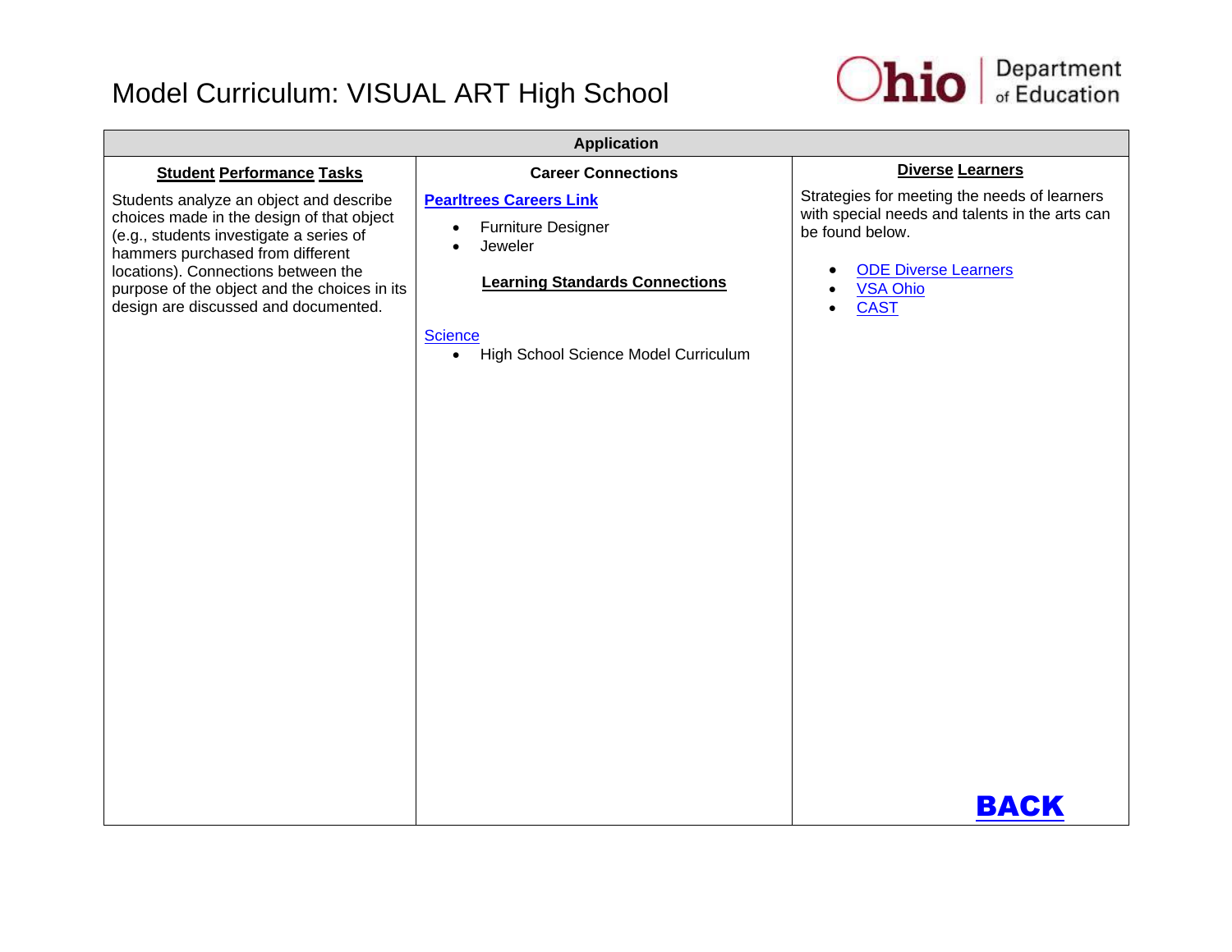# Model Curriculum: VISUAL ART High School

| Application | | |
|---|---|---|
| **Student Performance Tasks** | **Career Connections** | **Diverse Learners** |
| Students analyze an object and describe choices made in the design of that object (e.g., students investigate a series of hammers purchased from different locations). Connections between the purpose of the object and the choices in its design are discussed and documented. | **Pearltrees Careers Link**<br>• Furniture Designer<br>• Jeweler<br><br>**Learning Standards Connections**<br><br>Science<br>• High School Science Model Curriculum | Strategies for meeting the needs of learners with special needs and talents in the arts can be found below.<br>• ODE Diverse Learners<br>• VSA Ohio<br>• CAST<br><br>**BACK** |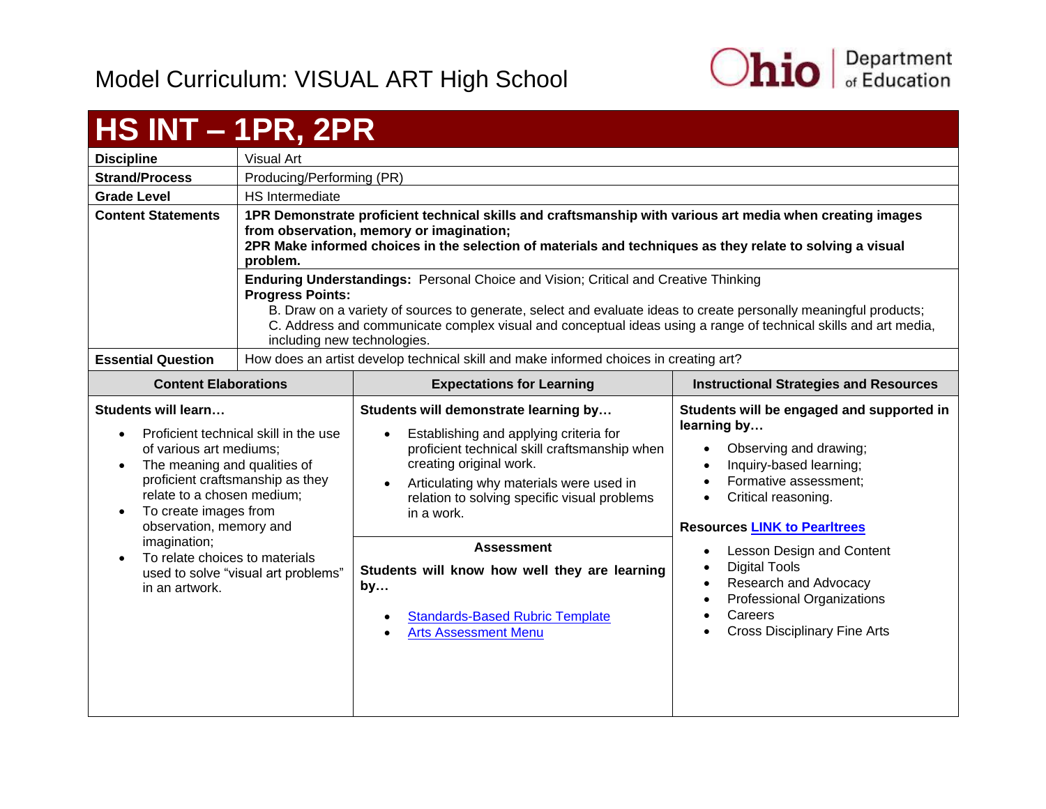# Model Curriculum: VISUAL ART High School

## HS INT – 1PR, 2PR

| | |
|---|---|
| **Discipline** | Visual Art |
| **Strand/Process** | Producing/Performing (PR) |
| **Grade Level** | HS Intermediate |
| **Content Statements** | **1PR Demonstrate proficient technical skills and craftsmanship with various art media when creating images from observation, memory or imagination;** <br> **2PR Make informed choices in the selection of materials and techniques as they relate to solving a visual problem.** |
| | **Enduring Understandings:** Personal Choice and Vision; Critical and Creative Thinking <br> **Progress Points:** <br> B. Draw on a variety of sources to generate, select and evaluate ideas to create personally meaningful products; <br> C. Address and communicate complex visual and conceptual ideas using a range of technical skills and art media, including new technologies. |
| **Essential Question** | How does an artist develop technical skill and make informed choices in creating art? |

| Content Elaborations | Expectations for Learning | Instructional Strategies and Resources |
|---|---|---|
| **Students will learn…** <br> • Proficient technical skill in the use of various art mediums; <br> • The meaning and qualities of proficient craftsmanship as they relate to a chosen medium; <br> • To create images from observation, memory and imagination; <br> • To relate choices to materials used to solve "visual art problems" in an artwork. | **Students will demonstrate learning by…** <br> • Establishing and applying criteria for proficient technical skill craftsmanship when creating original work. <br> • Articulating why materials were used in relation to solving specific visual problems in a work. <br><br> **Assessment** <br> **Students will know how well they are learning by…** <br> • Standards-Based Rubric Template <br> • Arts Assessment Menu | **Students will be engaged and supported in learning by…** <br> • Observing and drawing; <br> • Inquiry-based learning; <br> • Formative assessment; <br> • Critical reasoning. <br><br> **Resources LINK to Pearltrees** <br> • Lesson Design and Content <br> • Digital Tools <br> • Research and Advocacy <br> • Professional Organizations <br> • Careers <br> • Cross Disciplinary Fine Arts |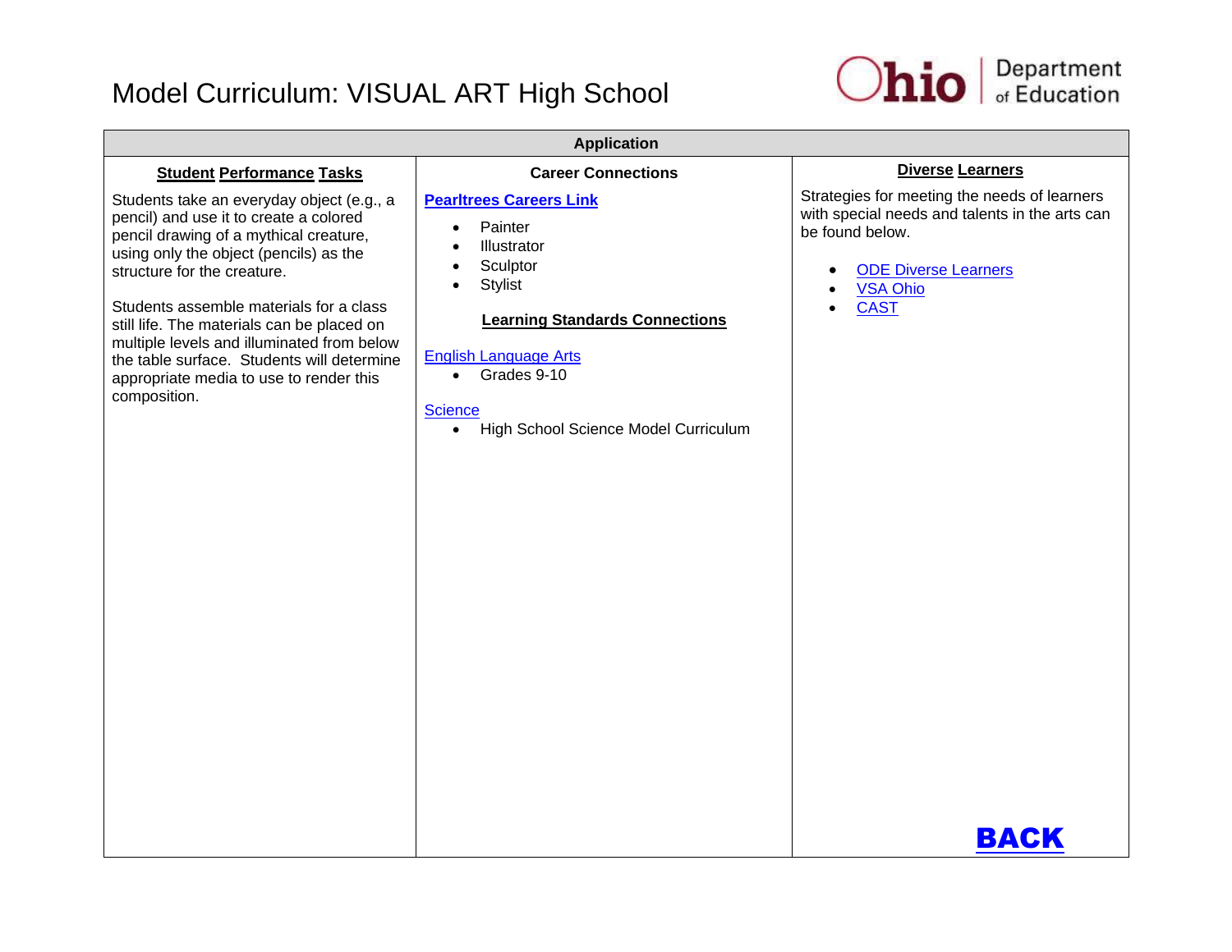# Model Curriculum: VISUAL ART High School

## Application

### Student Performance Tasks

Students take an everyday object (e.g., a pencil) and use it to create a colored pencil drawing of a mythical creature, using only the object (pencils) as the structure for the creature.

Students assemble materials for a class still life. The materials can be placed on multiple levels and illuminated from below the table surface. Students will determine appropriate media to use to render this composition.

### Career Connections

**Pearltrees Careers Link**

- Painter
- Illustrator
- Sculptor
- Stylist

### Learning Standards Connections

English Language Arts

- Grades 9-10

Science

- High School Science Model Curriculum

### Diverse Learners

Strategies for meeting the needs of learners with special needs and talents in the arts can be found below.

- ODE Diverse Learners
- VSA Ohio
- CAST

**BACK**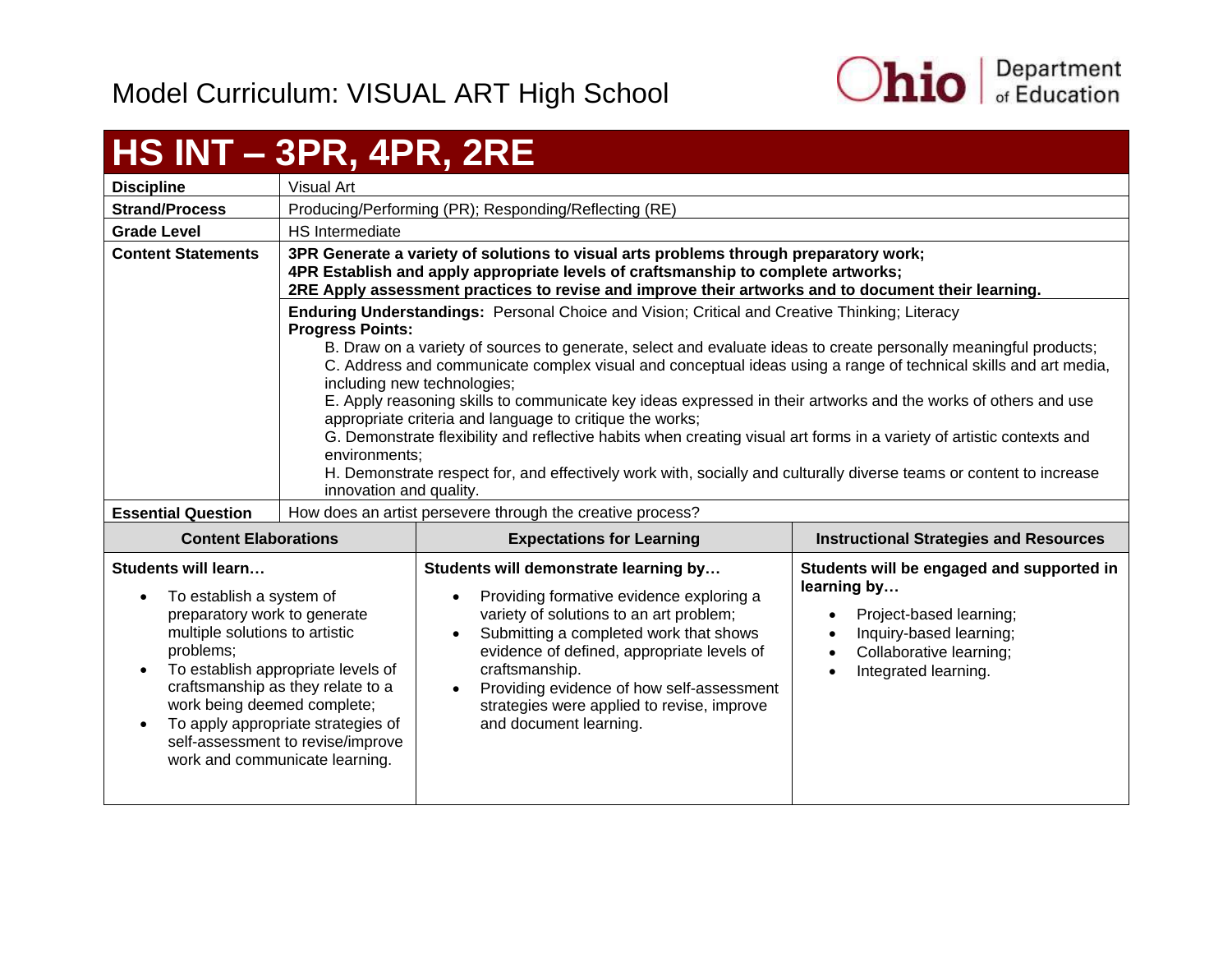Model Curriculum: VISUAL ART High School

# HS INT – 3PR, 4PR, 2RE

| | |
|---|---|
| **Discipline** | Visual Art |
| **Strand/Process** | Producing/Performing (PR); Responding/Reflecting (RE) |
| **Grade Level** | HS Intermediate |
| **Content Statements** | **3PR Generate a variety of solutions to visual arts problems through preparatory work;**<br>**4PR Establish and apply appropriate levels of craftsmanship to complete artworks;**<br>**2RE Apply assessment practices to revise and improve their artworks and to document their learning.** |
| | **Enduring Understandings:** Personal Choice and Vision; Critical and Creative Thinking; Literacy<br>**Progress Points:**<br>B. Draw on a variety of sources to generate, select and evaluate ideas to create personally meaningful products;<br>C. Address and communicate complex visual and conceptual ideas using a range of technical skills and art media, including new technologies;<br>E. Apply reasoning skills to communicate key ideas expressed in their artworks and the works of others and use appropriate criteria and language to critique the works;<br>G. Demonstrate flexibility and reflective habits when creating visual art forms in a variety of artistic contexts and environments;<br>H. Demonstrate respect for, and effectively work with, socially and culturally diverse teams or content to increase innovation and quality. |
| **Essential Question** | How does an artist persevere through the creative process? |

| Content Elaborations | Expectations for Learning | Instructional Strategies and Resources |
|---|---|---|
| **Students will learn…**<br>• To establish a system of preparatory work to generate multiple solutions to artistic problems;<br>• To establish appropriate levels of craftsmanship as they relate to a work being deemed complete;<br>• To apply appropriate strategies of self-assessment to revise/improve work and communicate learning. | **Students will demonstrate learning by…**<br>• Providing formative evidence exploring a variety of solutions to an art problem;<br>• Submitting a completed work that shows evidence of defined, appropriate levels of craftsmanship.<br>• Providing evidence of how self-assessment strategies were applied to revise, improve and document learning. | **Students will be engaged and supported in learning by…**<br>• Project-based learning;<br>• Inquiry-based learning;<br>• Collaborative learning;<br>• Integrated learning. |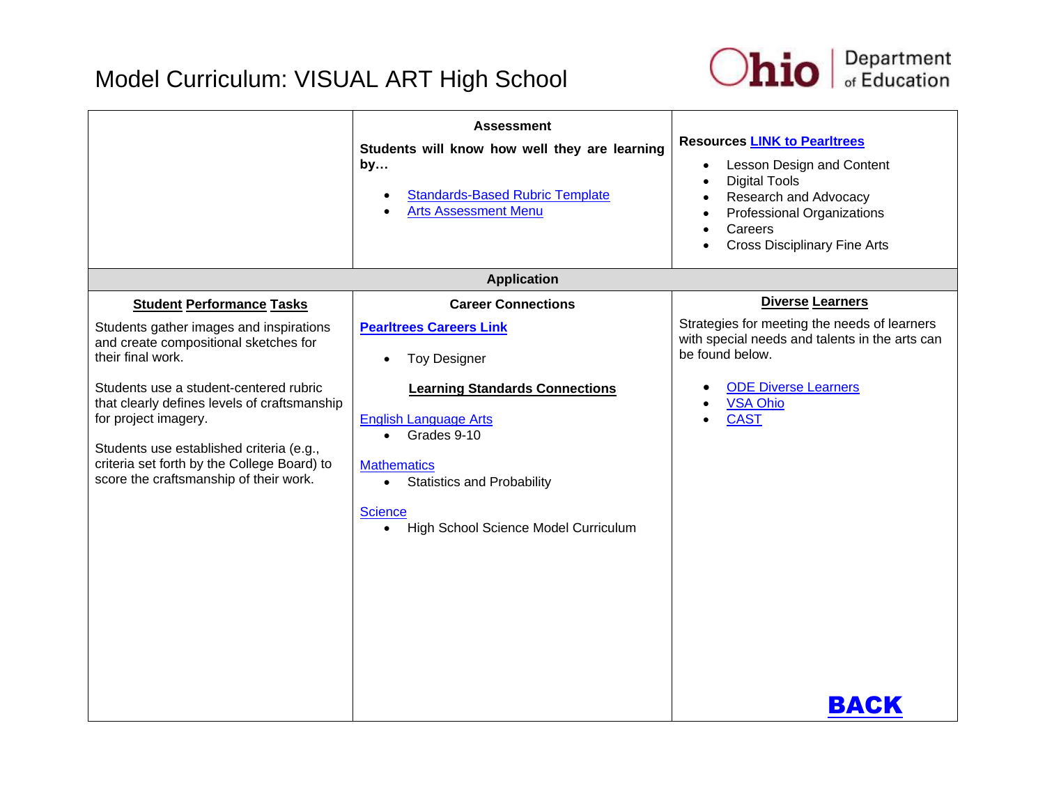# Model Curriculum: VISUAL ART High School

| | **Assessment**<br><br>**Students will know how well they are learning by…**<br><br>• Standards-Based Rubric Template<br>• Arts Assessment Menu | **Resources LINK to Pearltrees**<br><br>• Lesson Design and Content<br>• Digital Tools<br>• Research and Advocacy<br>• Professional Organizations<br>• Careers<br>• Cross Disciplinary Fine Arts |
|---|---|---|
| **Application** | | |
| **Student Performance Tasks**<br><br>Students gather images and inspirations and create compositional sketches for their final work.<br><br>Students use a student-centered rubric that clearly defines levels of craftsmanship for project imagery.<br><br>Students use established criteria (e.g., criteria set forth by the College Board) to score the craftsmanship of their work. | **Career Connections**<br><br>**Pearltrees Careers Link**<br><br>• Toy Designer<br><br>**Learning Standards Connections**<br><br>English Language Arts<br>• Grades 9-10<br><br>Mathematics<br>• Statistics and Probability<br><br>Science<br>• High School Science Model Curriculum | **Diverse Learners**<br><br>Strategies for meeting the needs of learners with special needs and talents in the arts can be found below.<br><br>• ODE Diverse Learners<br>• VSA Ohio<br>• CAST<br><br>**BACK** |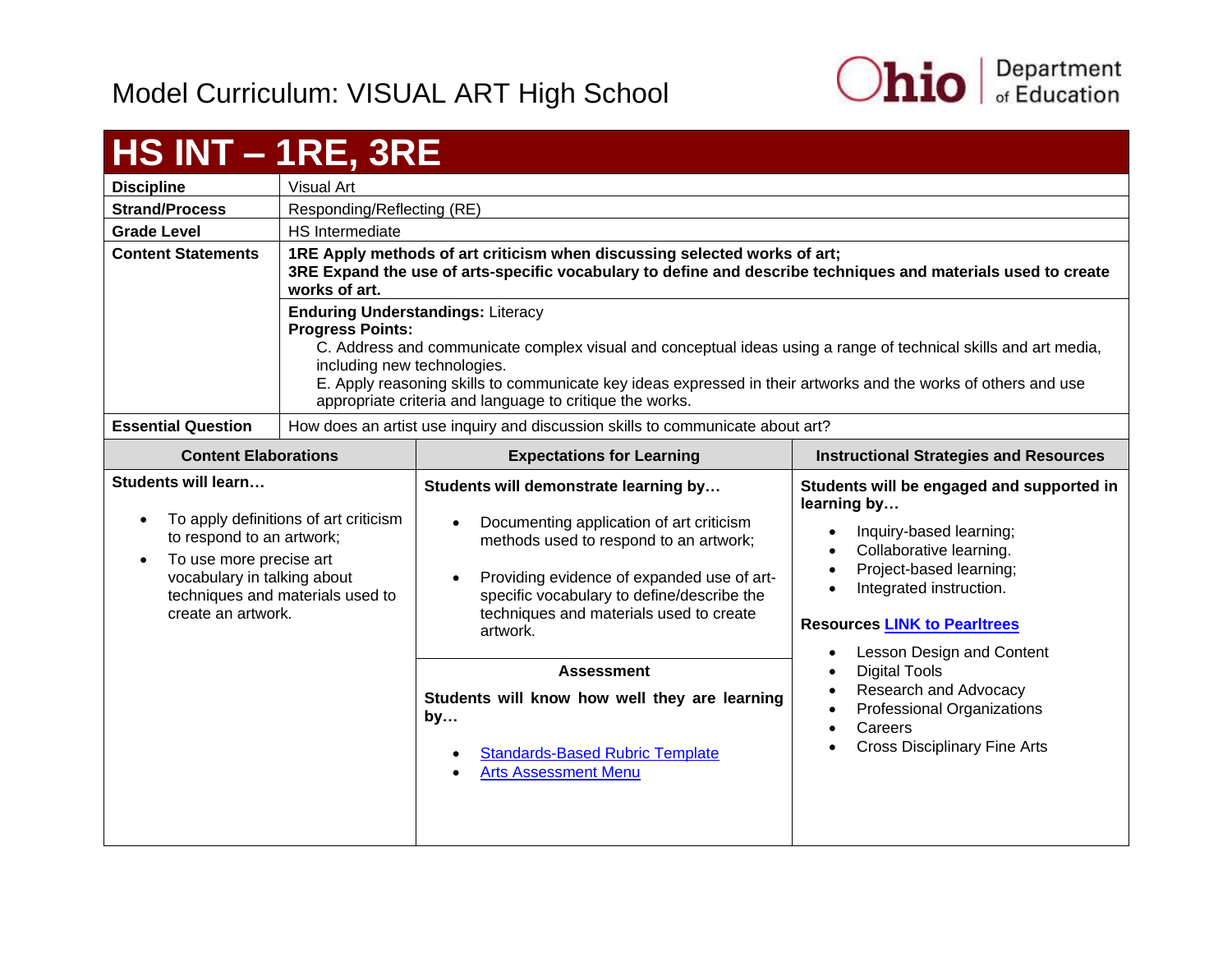Model Curriculum: VISUAL ART High School

# HS INT – 1RE, 3RE

| | |
|---|---|
| **Discipline** | Visual Art |
| **Strand/Process** | Responding/Reflecting (RE) |
| **Grade Level** | HS Intermediate |
| **Content Statements** | **1RE Apply methods of art criticism when discussing selected works of art;** **3RE Expand the use of arts-specific vocabulary to define and describe techniques and materials used to create works of art.** |
| | **Enduring Understandings:** Literacy **Progress Points:** C. Address and communicate complex visual and conceptual ideas using a range of technical skills and art media, including new technologies. E. Apply reasoning skills to communicate key ideas expressed in their artworks and the works of others and use appropriate criteria and language to critique the works. |
| **Essential Question** | How does an artist use inquiry and discussion skills to communicate about art? |

| Content Elaborations | Expectations for Learning | Instructional Strategies and Resources |
|---|---|---|
| **Students will learn…** <br>• To apply definitions of art criticism to respond to an artwork; <br>• To use more precise art vocabulary in talking about techniques and materials used to create an artwork. | **Students will demonstrate learning by…** <br>• Documenting application of art criticism methods used to respond to an artwork; <br>• Providing evidence of expanded use of art-specific vocabulary to define/describe the techniques and materials used to create artwork. <br><br>**Assessment** <br>**Students will know how well they are learning by…** <br>• Standards-Based Rubric Template <br>• Arts Assessment Menu | **Students will be engaged and supported in learning by…** <br>• Inquiry-based learning; <br>• Collaborative learning. <br>• Project-based learning; <br>• Integrated instruction. <br><br>**Resources LINK to Pearltrees** <br>• Lesson Design and Content <br>• Digital Tools <br>• Research and Advocacy <br>• Professional Organizations <br>• Careers <br>• Cross Disciplinary Fine Arts |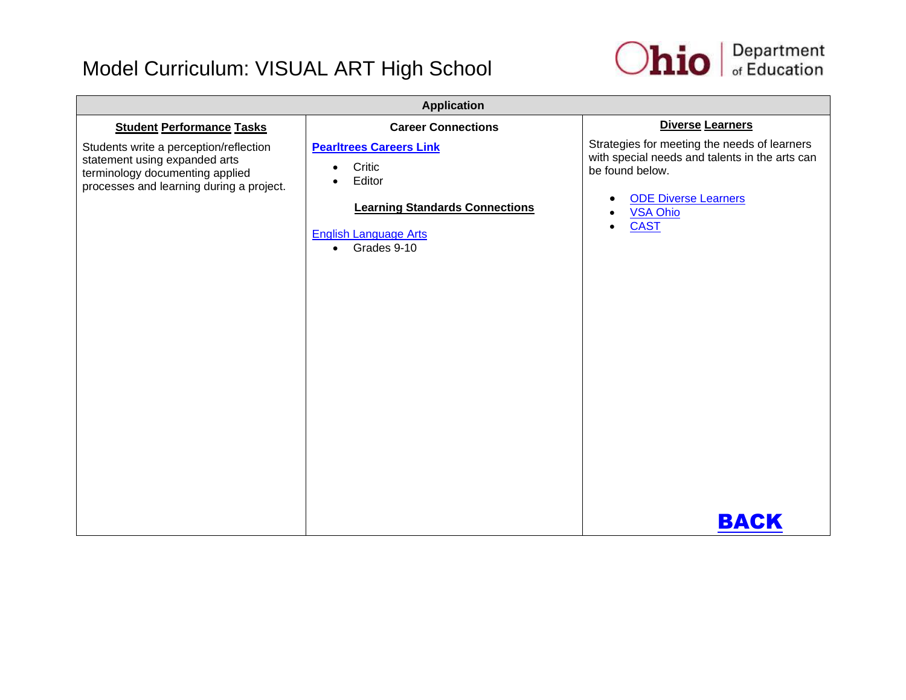# Model Curriculum: VISUAL ART High School

| Application | | |
|---|---|---|
| **Student Performance Tasks** | **Career Connections** | **Diverse Learners** |
| Students write a perception/reflection statement using expanded arts terminology documenting applied processes and learning during a project. | **Pearltrees Careers Link**<br>• Critic<br>• Editor<br><br>**Learning Standards Connections**<br><br>English Language Arts<br>• Grades 9-10 | Strategies for meeting the needs of learners with special needs and talents in the arts can be found below.<br><br>• ODE Diverse Learners<br>• VSA Ohio<br>• CAST<br><br>**BACK** |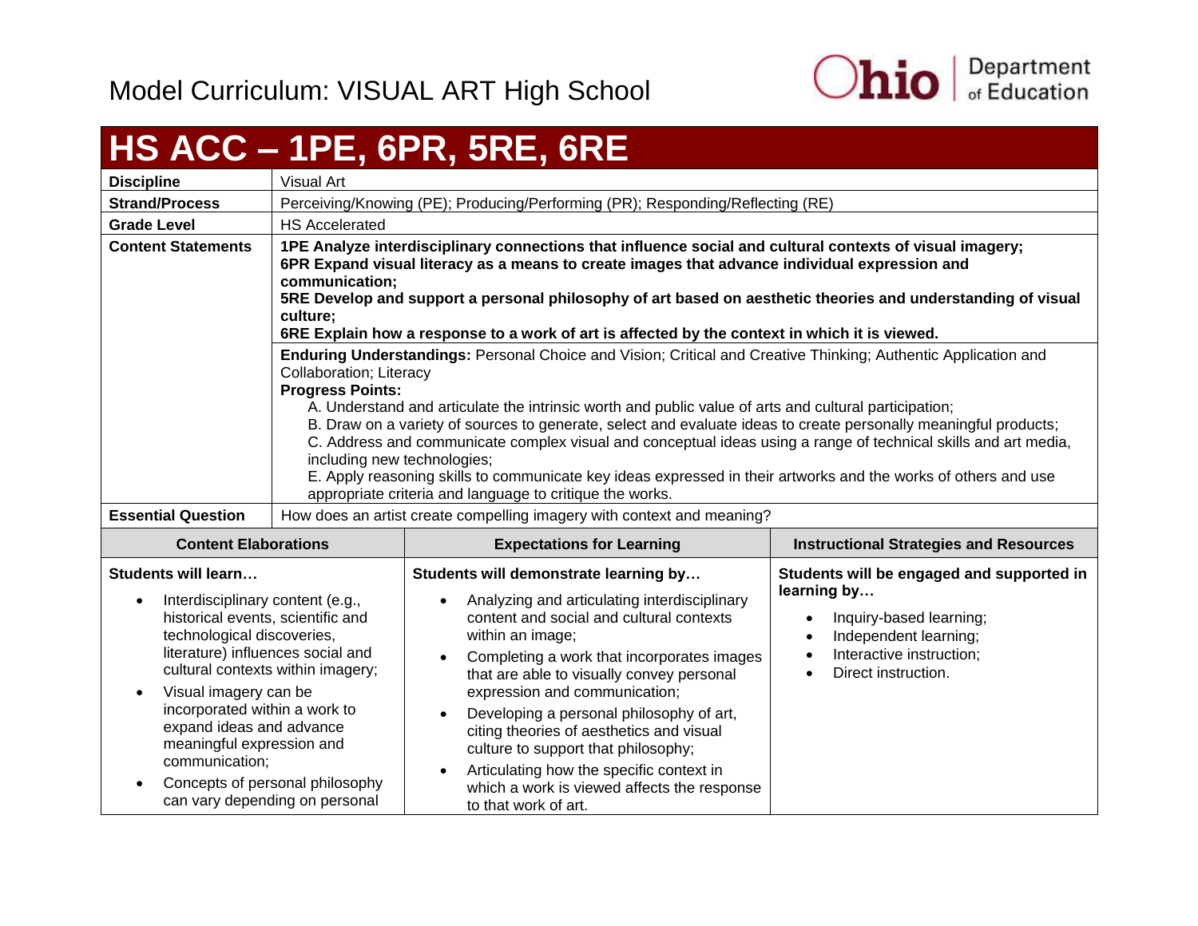# HS ACC – 1PE, 6PR, 5RE, 6RE

| | |
|---|---|
| **Discipline** | Visual Art |
| **Strand/Process** | Perceiving/Knowing (PE); Producing/Performing (PR); Responding/Reflecting (RE) |
| **Grade Level** | HS Accelerated |
| **Content Statements** | **1PE Analyze interdisciplinary connections that influence social and cultural contexts of visual imagery; 6PR Expand visual literacy as a means to create images that advance individual expression and communication; 5RE Develop and support a personal philosophy of art based on aesthetic theories and understanding of visual culture; 6RE Explain how a response to a work of art is affected by the context in which it is viewed.** |
| | **Enduring Understandings:** Personal Choice and Vision; Critical and Creative Thinking; Authentic Application and Collaboration; Literacy<br>**Progress Points:**<br>A. Understand and articulate the intrinsic worth and public value of arts and cultural participation;<br>B. Draw on a variety of sources to generate, select and evaluate ideas to create personally meaningful products;<br>C. Address and communicate complex visual and conceptual ideas using a range of technical skills and art media, including new technologies;<br>E. Apply reasoning skills to communicate key ideas expressed in their artworks and the works of others and use appropriate criteria and language to critique the works. |
| **Essential Question** | How does an artist create compelling imagery with context and meaning? |

| Content Elaborations | Expectations for Learning | Instructional Strategies and Resources |
|---|---|---|
| **Students will learn…**<br>• Interdisciplinary content (e.g., historical events, scientific and technological discoveries, literature) influences social and cultural contexts within imagery;<br>• Visual imagery can be incorporated within a work to expand ideas and advance meaningful expression and communication;<br>• Concepts of personal philosophy can vary depending on personal | **Students will demonstrate learning by…**<br>• Analyzing and articulating interdisciplinary content and social and cultural contexts within an image;<br>• Completing a work that incorporates images that are able to visually convey personal expression and communication;<br>• Developing a personal philosophy of art, citing theories of aesthetics and visual culture to support that philosophy;<br>• Articulating how the specific context in which a work is viewed affects the response to that work of art. | **Students will be engaged and supported in learning by…**<br>• Inquiry-based learning;<br>• Independent learning;<br>• Interactive instruction;<br>• Direct instruction. |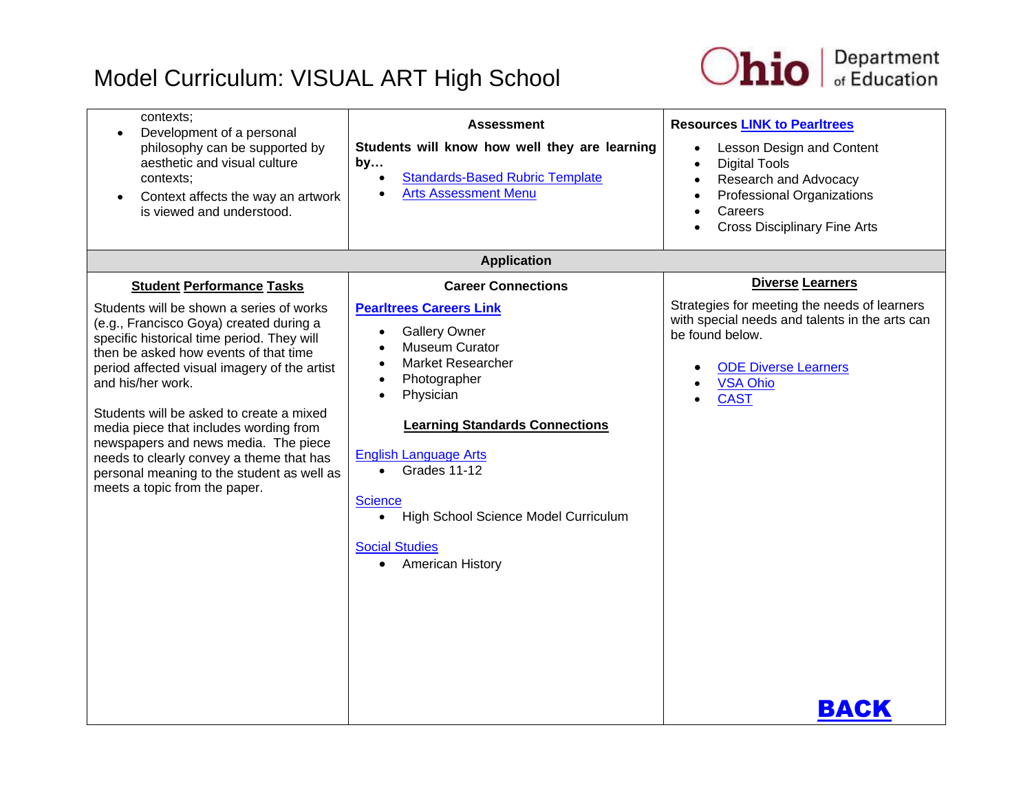# Model Curriculum: VISUAL ART High School

| | | |
|---|---|---|
| contexts;<br>• Development of a personal philosophy can be supported by aesthetic and visual culture contexts;<br>• Context affects the way an artwork is viewed and understood. | **Assessment**<br>**Students will know how well they are learning by…**<br>• Standards-Based Rubric Template<br>• Arts Assessment Menu | **Resources LINK to Pearltrees**<br>• Lesson Design and Content<br>• Digital Tools<br>• Research and Advocacy<br>• Professional Organizations<br>• Careers<br>• Cross Disciplinary Fine Arts |
| **Application** | | |
| **Student Performance Tasks**<br>Students will be shown a series of works (e.g., Francisco Goya) created during a specific historical time period. They will then be asked how events of that time period affected visual imagery of the artist and his/her work.<br><br>Students will be asked to create a mixed media piece that includes wording from newspapers and news media. The piece needs to clearly convey a theme that has personal meaning to the student as well as meets a topic from the paper. | **Career Connections**<br>**Pearltrees Careers Link**<br>• Gallery Owner<br>• Museum Curator<br>• Market Researcher<br>• Photographer<br>• Physician<br><br>**Learning Standards Connections**<br>English Language Arts<br>• Grades 11-12<br><br>Science<br>• High School Science Model Curriculum<br><br>Social Studies<br>• American History | **Diverse Learners**<br>Strategies for meeting the needs of learners with special needs and talents in the arts can be found below.<br>• ODE Diverse Learners<br>• VSA Ohio<br>• CAST<br><br>**BACK** |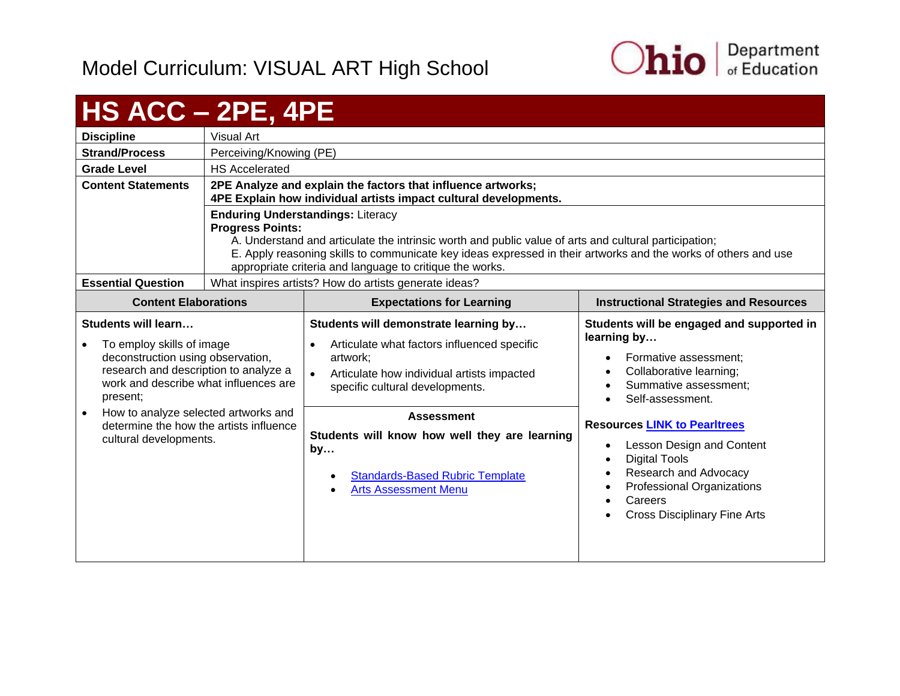Model Curriculum: VISUAL ART High School

# HS ACC – 2PE, 4PE

| | |
|---|---|
| **Discipline** | Visual Art |
| **Strand/Process** | Perceiving/Knowing (PE) |
| **Grade Level** | HS Accelerated |
| **Content Statements** | **2PE Analyze and explain the factors that influence artworks;**<br>**4PE Explain how individual artists impact cultural developments.** |
| | **Enduring Understandings:** Literacy<br>**Progress Points:**<br>A. Understand and articulate the intrinsic worth and public value of arts and cultural participation;<br>E. Apply reasoning skills to communicate key ideas expressed in their artworks and the works of others and use appropriate criteria and language to critique the works. |
| **Essential Question** | What inspires artists? How do artists generate ideas? |

| Content Elaborations | Expectations for Learning | Instructional Strategies and Resources |
|---|---|---|
| **Students will learn…**<br>• To employ skills of image deconstruction using observation, research and description to analyze a work and describe what influences are present;<br>• How to analyze selected artworks and determine the how the artists influence cultural developments. | **Students will demonstrate learning by…**<br>• Articulate what factors influenced specific artwork;<br>• Articulate how individual artists impacted specific cultural developments.<br><br>**Assessment**<br>**Students will know how well they are learning by…**<br>• Standards-Based Rubric Template<br>• Arts Assessment Menu | **Students will be engaged and supported in learning by…**<br>• Formative assessment;<br>• Collaborative learning;<br>• Summative assessment;<br>• Self-assessment.<br><br>**Resources** LINK to Pearltrees<br>• Lesson Design and Content<br>• Digital Tools<br>• Research and Advocacy<br>• Professional Organizations<br>• Careers<br>• Cross Disciplinary Fine Arts |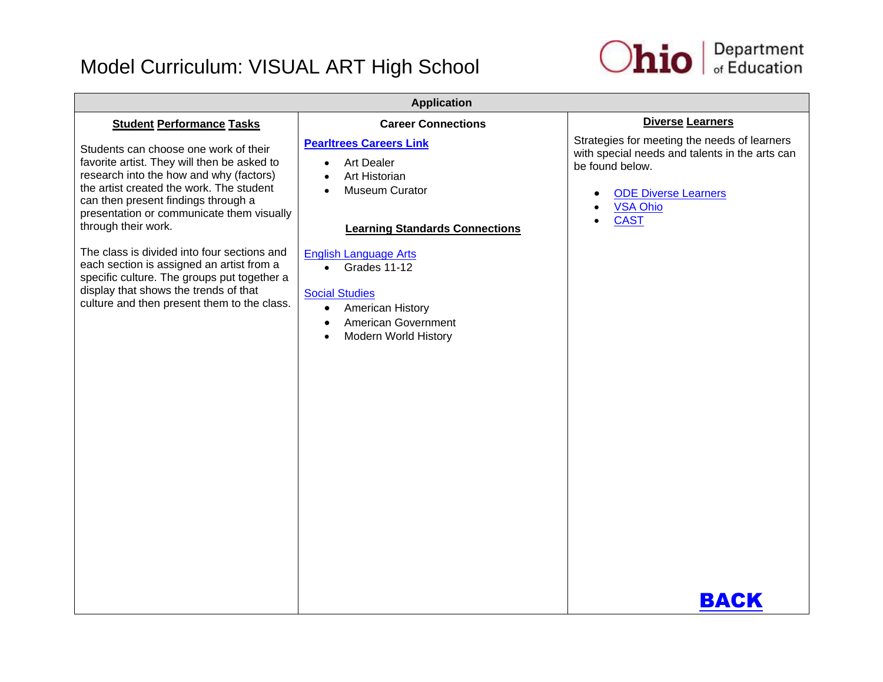# Model Curriculum: VISUAL ART High School

## Application

### Student Performance Tasks

Students can choose one work of their favorite artist. They will then be asked to research into the how and why (factors) the artist created the work. The student can then present findings through a presentation or communicate them visually through their work.

The class is divided into four sections and each section is assigned an artist from a specific culture. The groups put together a display that shows the trends of that culture and then present them to the class.

### Career Connections

**Pearltrees Careers Link**

- Art Dealer
- Art Historian
- Museum Curator

### Learning Standards Connections

English Language Arts

- Grades 11-12

Social Studies

- American History
- American Government
- Modern World History

### Diverse Learners

Strategies for meeting the needs of learners with special needs and talents in the arts can be found below.

- ODE Diverse Learners
- VSA Ohio
- CAST

**BACK**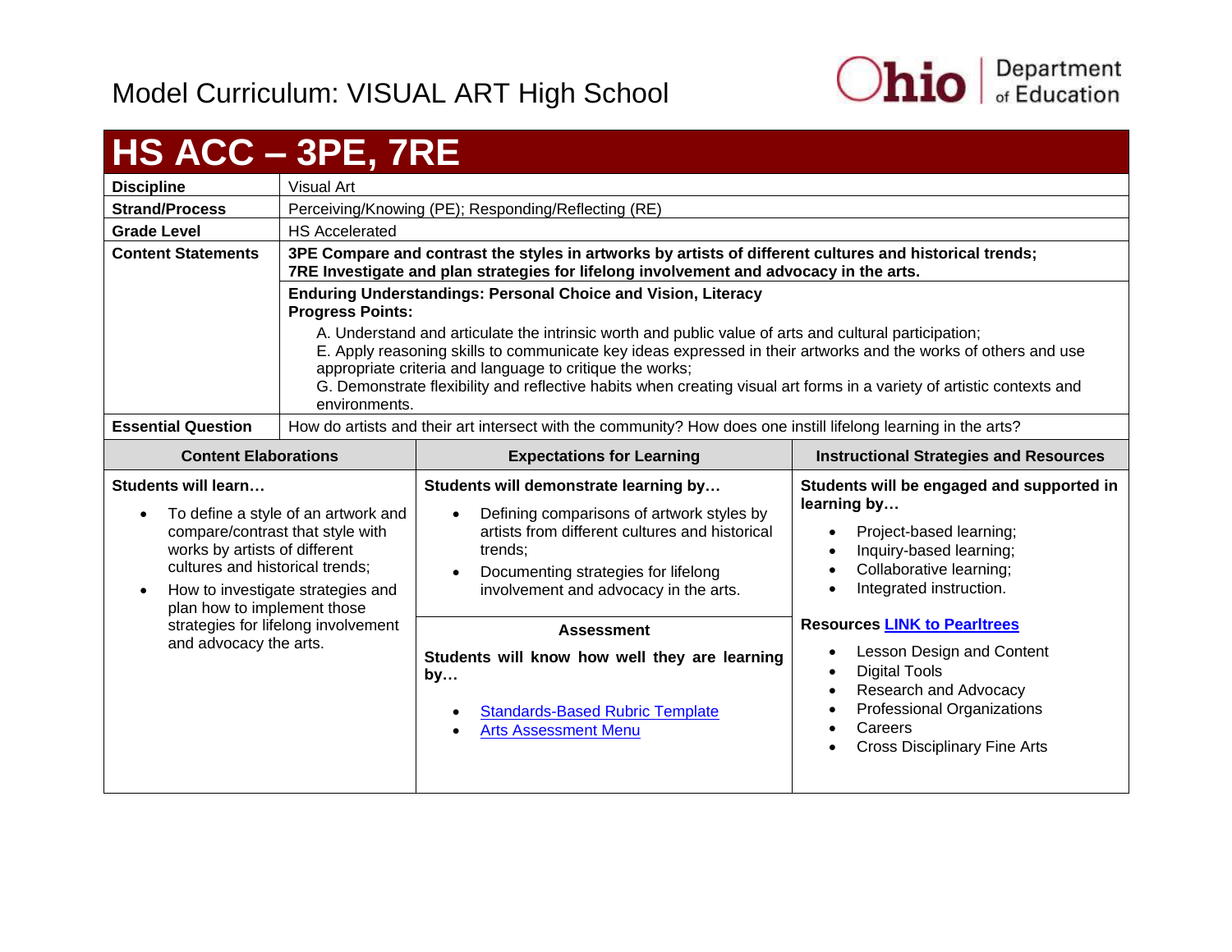Model Curriculum: VISUAL ART High School

# HS ACC – 3PE, 7RE

| | |
|---|---|
| **Discipline** | Visual Art |
| **Strand/Process** | Perceiving/Knowing (PE); Responding/Reflecting (RE) |
| **Grade Level** | HS Accelerated |
| **Content Statements** | **3PE Compare and contrast the styles in artworks by artists of different cultures and historical trends;** **7RE Investigate and plan strategies for lifelong involvement and advocacy in the arts.** |
| | **Enduring Understandings: Personal Choice and Vision, Literacy** **Progress Points:** A. Understand and articulate the intrinsic worth and public value of arts and cultural participation; E. Apply reasoning skills to communicate key ideas expressed in their artworks and the works of others and use appropriate criteria and language to critique the works; G. Demonstrate flexibility and reflective habits when creating visual art forms in a variety of artistic contexts and environments. |
| **Essential Question** | How do artists and their art intersect with the community? How does one instill lifelong learning in the arts? |

| Content Elaborations | Expectations for Learning | Instructional Strategies and Resources |
|---|---|---|
| **Students will learn…** <br>• To define a style of an artwork and compare/contrast that style with works by artists of different cultures and historical trends; <br>• How to investigate strategies and plan how to implement those strategies for lifelong involvement and advocacy the arts. | **Students will demonstrate learning by…** <br>• Defining comparisons of artwork styles by artists from different cultures and historical trends; <br>• Documenting strategies for lifelong involvement and advocacy in the arts. <br><br>**Assessment** <br>**Students will know how well they are learning by…** <br>• Standards-Based Rubric Template <br>• Arts Assessment Menu | **Students will be engaged and supported in learning by…** <br>• Project-based learning; <br>• Inquiry-based learning; <br>• Collaborative learning; <br>• Integrated instruction. <br><br>**Resources LINK to Pearltrees** <br>• Lesson Design and Content <br>• Digital Tools <br>• Research and Advocacy <br>• Professional Organizations <br>• Careers <br>• Cross Disciplinary Fine Arts |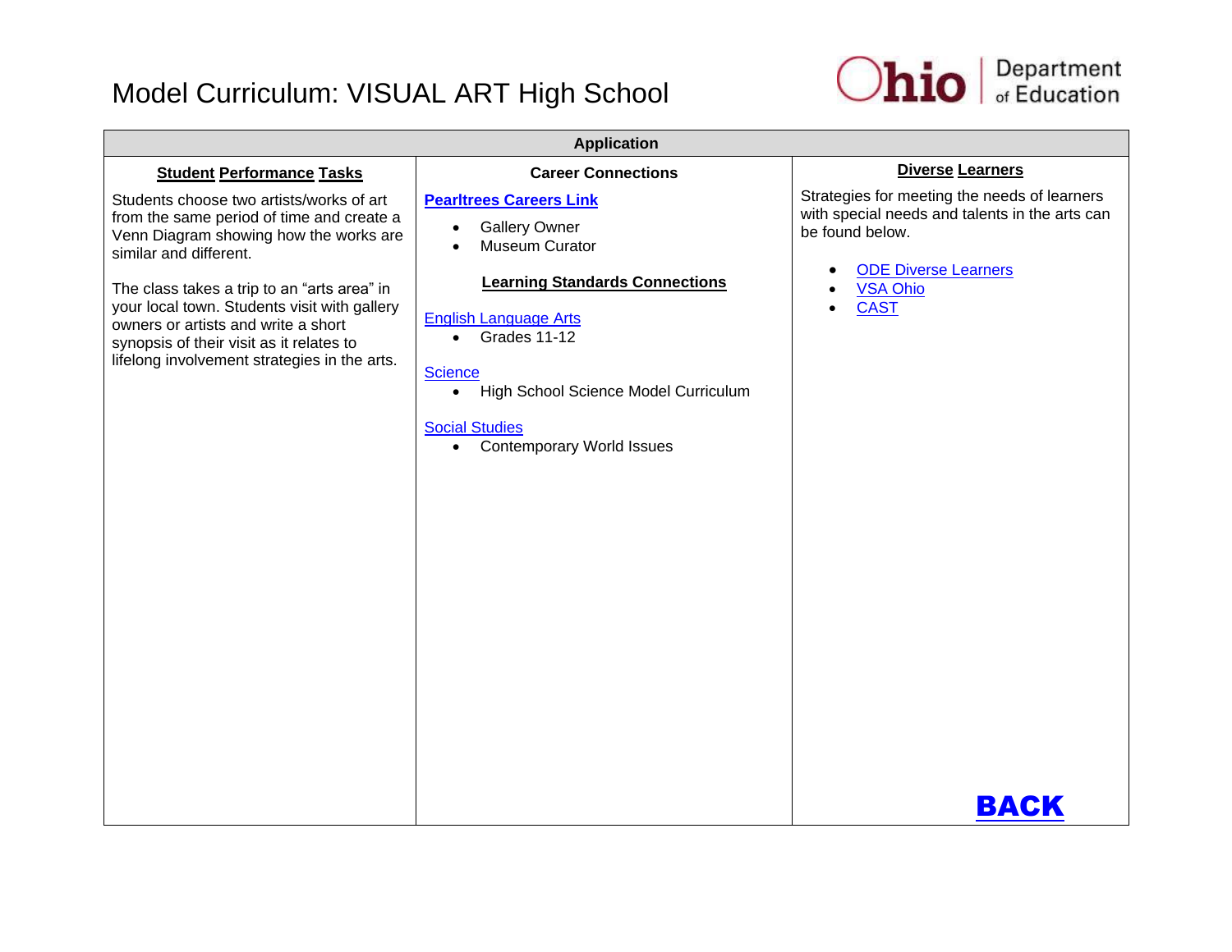# Model Curriculum: VISUAL ART High School

## Application

| Student Performance Tasks | Career Connections | Diverse Learners |
|---|---|---|
| Students choose two artists/works of art from the same period of time and create a Venn Diagram showing how the works are similar and different.<br><br>The class takes a trip to an "arts area" in your local town. Students visit with gallery owners or artists and write a short synopsis of their visit as it relates to lifelong involvement strategies in the arts. | **Pearltrees Careers Link**<br>• Gallery Owner<br>• Museum Curator<br><br>**Learning Standards Connections**<br><br>English Language Arts<br>• Grades 11-12<br><br>Science<br>• High School Science Model Curriculum<br><br>Social Studies<br>• Contemporary World Issues | Strategies for meeting the needs of learners with special needs and talents in the arts can be found below.<br>• ODE Diverse Learners<br>• VSA Ohio<br>• CAST<br><br>**BACK** |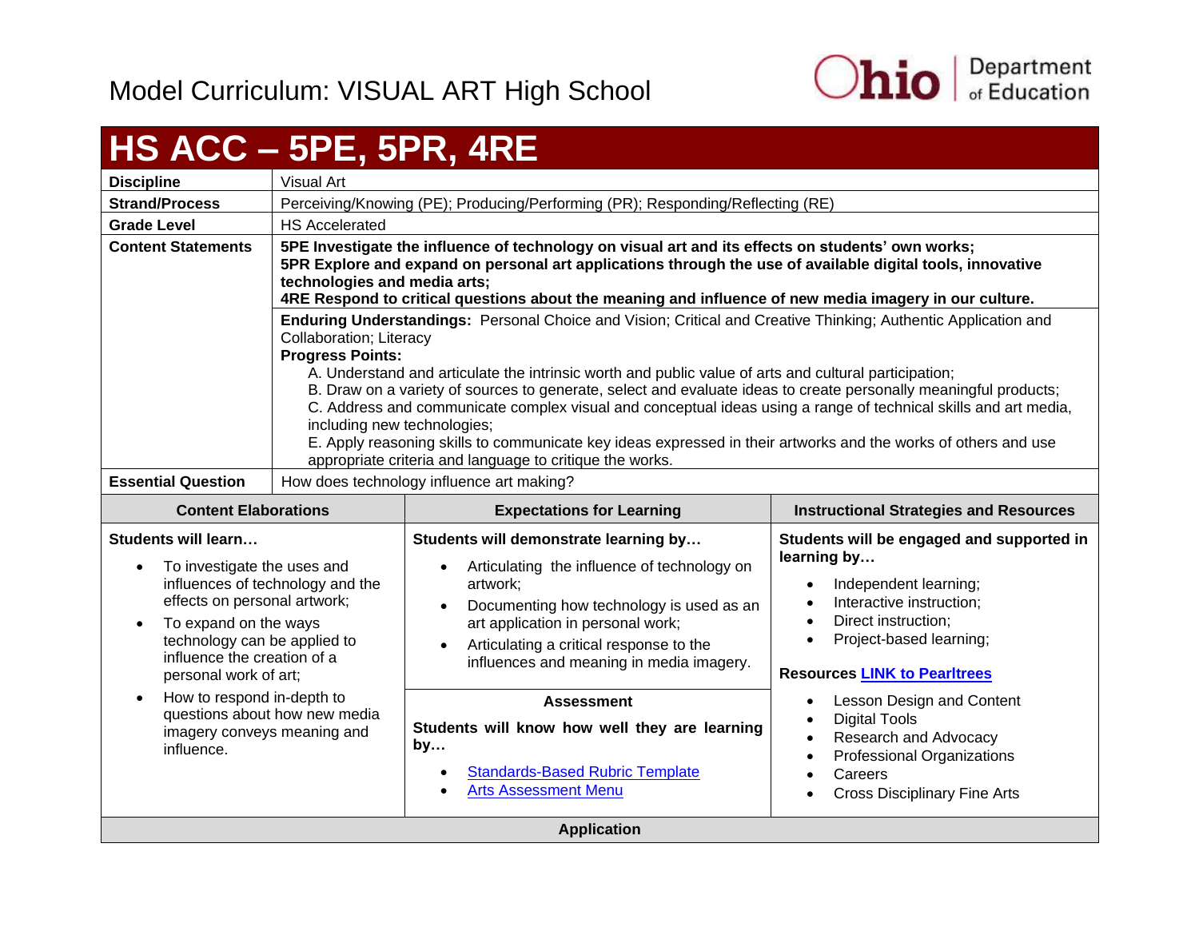Model Curriculum: VISUAL ART High School

# HS ACC – 5PE, 5PR, 4RE

| | |
|---|---|
| **Discipline** | Visual Art |
| **Strand/Process** | Perceiving/Knowing (PE); Producing/Performing (PR); Responding/Reflecting (RE) |
| **Grade Level** | HS Accelerated |
| **Content Statements** | **5PE Investigate the influence of technology on visual art and its effects on students' own works;** **5PR Explore and expand on personal art applications through the use of available digital tools, innovative technologies and media arts;** **4RE Respond to critical questions about the meaning and influence of new media imagery in our culture.** |
| | **Enduring Understandings:** Personal Choice and Vision; Critical and Creative Thinking; Authentic Application and Collaboration; Literacy **Progress Points:** A. Understand and articulate the intrinsic worth and public value of arts and cultural participation; B. Draw on a variety of sources to generate, select and evaluate ideas to create personally meaningful products; C. Address and communicate complex visual and conceptual ideas using a range of technical skills and art media, including new technologies; E. Apply reasoning skills to communicate key ideas expressed in their artworks and the works of others and use appropriate criteria and language to critique the works. |
| **Essential Question** | How does technology influence art making? |

| Content Elaborations | Expectations for Learning | Instructional Strategies and Resources |
|---|---|---|
| **Students will learn…** <br>• To investigate the uses and influences of technology and the effects on personal artwork;<br>• To expand on the ways technology can be applied to influence the creation of a personal work of art;<br>• How to respond in-depth to questions about how new media imagery conveys meaning and influence. | **Students will demonstrate learning by…**<br>• Articulating the influence of technology on artwork;<br>• Documenting how technology is used as an art application in personal work;<br>• Articulating a critical response to the influences and meaning in media imagery.<br><br>**Assessment**<br>**Students will know how well they are learning by…**<br>• Standards-Based Rubric Template<br>• Arts Assessment Menu | **Students will be engaged and supported in learning by…**<br>• Independent learning;<br>• Interactive instruction;<br>• Direct instruction;<br>• Project-based learning;<br><br>**Resources LINK to Pearltrees**<br>• Lesson Design and Content<br>• Digital Tools<br>• Research and Advocacy<br>• Professional Organizations<br>• Careers<br>• Cross Disciplinary Fine Arts |

**Application**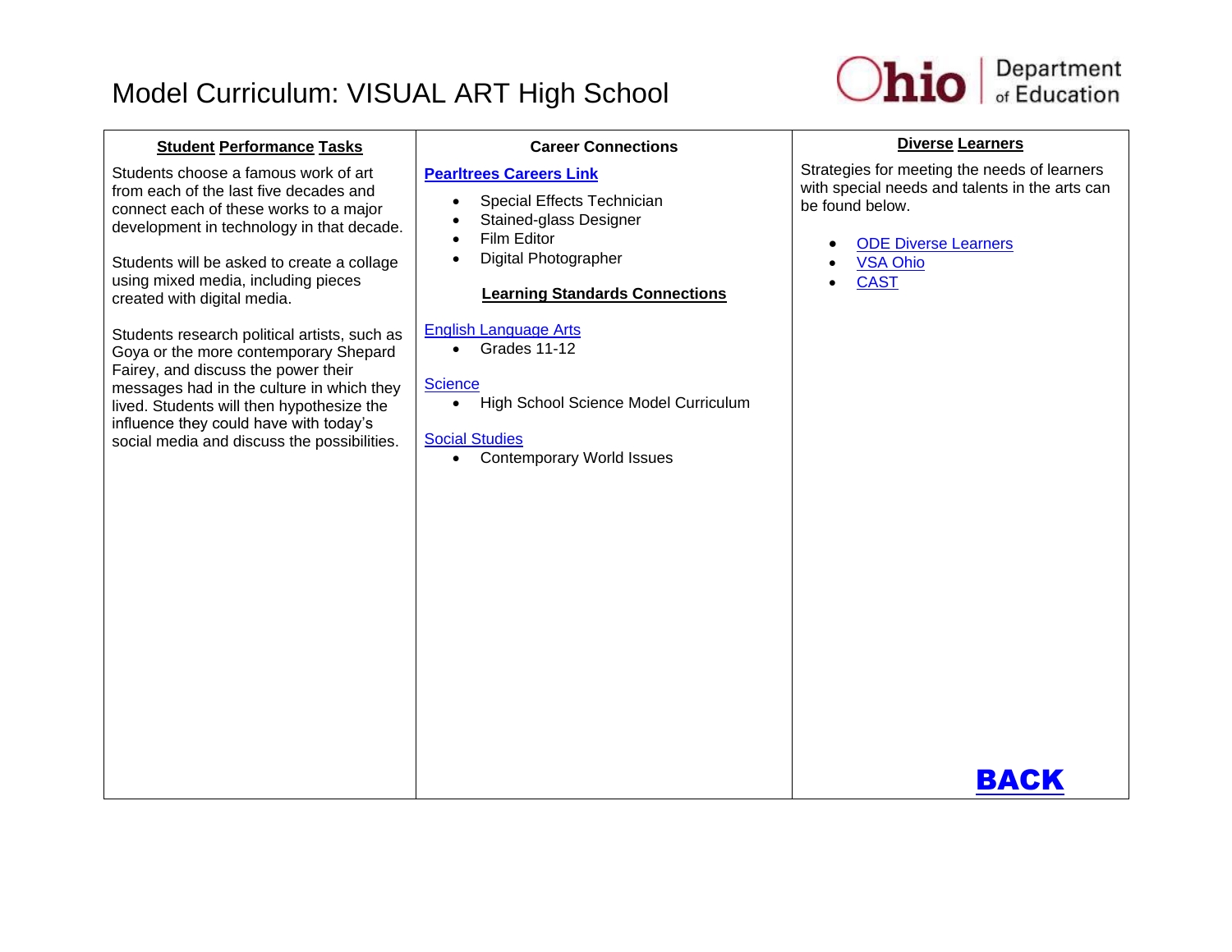# Model Curriculum: VISUAL ART High School

Ohio Department of Education

| Student Performance Tasks | Career Connections | Diverse Learners |
| --- | --- | --- |
| Students choose a famous work of art from each of the last five decades and connect each of these works to a major development in technology in that decade.<br><br>Students will be asked to create a collage using mixed media, including pieces created with digital media.<br><br>Students research political artists, such as Goya or the more contemporary Shepard Fairey, and discuss the power their messages had in the culture in which they lived. Students will then hypothesize the influence they could have with today's social media and discuss the possibilities. | **Pearltrees Careers Link**<br>• Special Effects Technician<br>• Stained-glass Designer<br>• Film Editor<br>• Digital Photographer<br><br>**Learning Standards Connections**<br><br>English Language Arts<br>• Grades 11-12<br><br>Science<br>• High School Science Model Curriculum<br><br>Social Studies<br>• Contemporary World Issues | Strategies for meeting the needs of learners with special needs and talents in the arts can be found below.<br><br>• ODE Diverse Learners<br>• VSA Ohio<br>• CAST<br><br>**BACK** |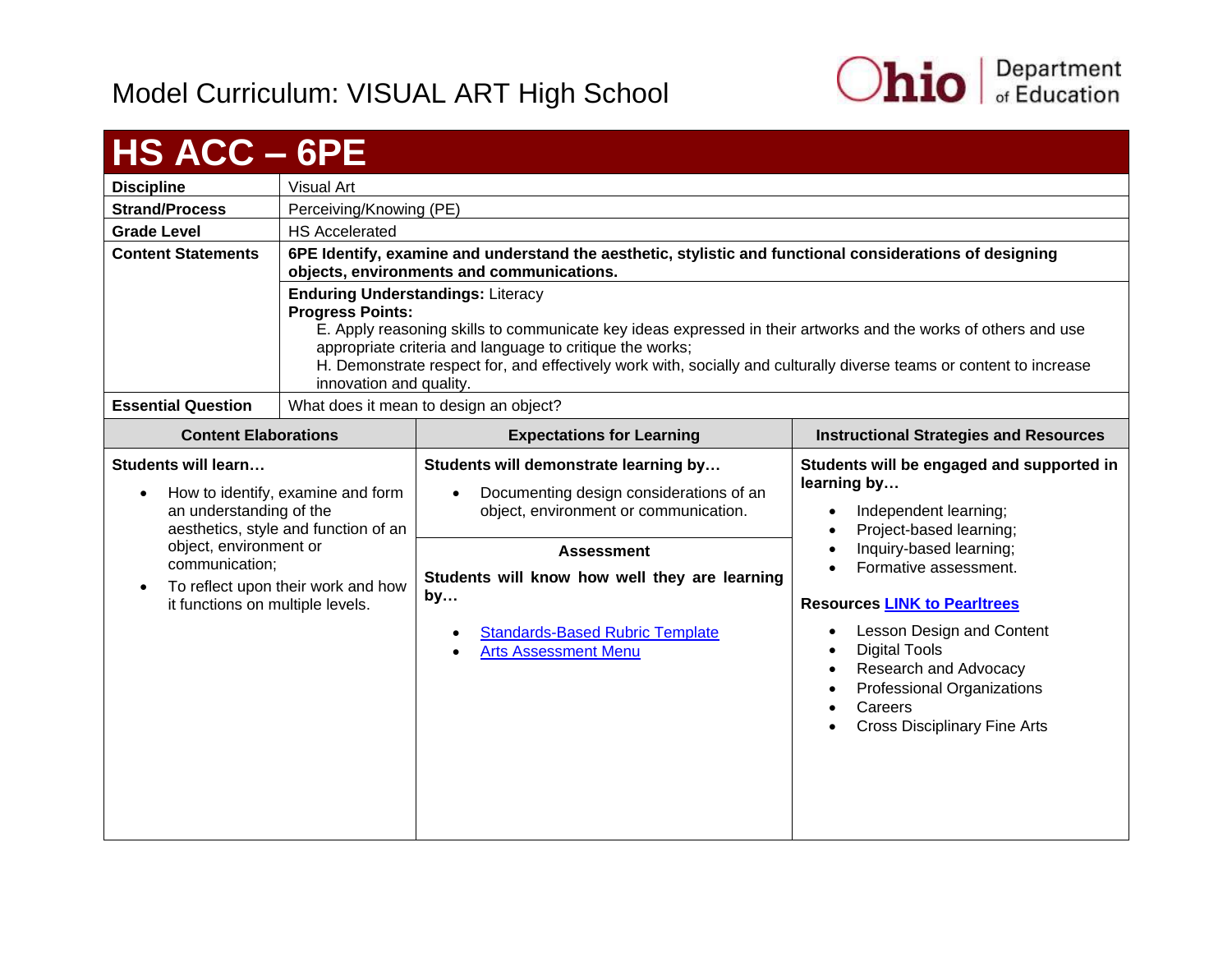Model Curriculum: VISUAL ART High School

# HS ACC – 6PE

| | |
|---|---|
| **Discipline** | Visual Art |
| **Strand/Process** | Perceiving/Knowing (PE) |
| **Grade Level** | HS Accelerated |
| **Content Statements** | **6PE Identify, examine and understand the aesthetic, stylistic and functional considerations of designing objects, environments and communications.** |
| | **Enduring Understandings:** Literacy<br>**Progress Points:**<br>E. Apply reasoning skills to communicate key ideas expressed in their artworks and the works of others and use appropriate criteria and language to critique the works;<br>H. Demonstrate respect for, and effectively work with, socially and culturally diverse teams or content to increase innovation and quality. |
| **Essential Question** | What does it mean to design an object? |

| Content Elaborations | Expectations for Learning | Instructional Strategies and Resources |
|---|---|---|
| **Students will learn…**<br>• How to identify, examine and form an understanding of the aesthetics, style and function of an object, environment or communication;<br>• To reflect upon their work and how it functions on multiple levels. | **Students will demonstrate learning by…**<br>• Documenting design considerations of an object, environment or communication.<br><br>**Assessment**<br>**Students will know how well they are learning by…**<br>• Standards-Based Rubric Template<br>• Arts Assessment Menu | **Students will be engaged and supported in learning by…**<br>• Independent learning;<br>• Project-based learning;<br>• Inquiry-based learning;<br>• Formative assessment.<br><br>**Resources** LINK to Pearltrees<br>• Lesson Design and Content<br>• Digital Tools<br>• Research and Advocacy<br>• Professional Organizations<br>• Careers<br>• Cross Disciplinary Fine Arts |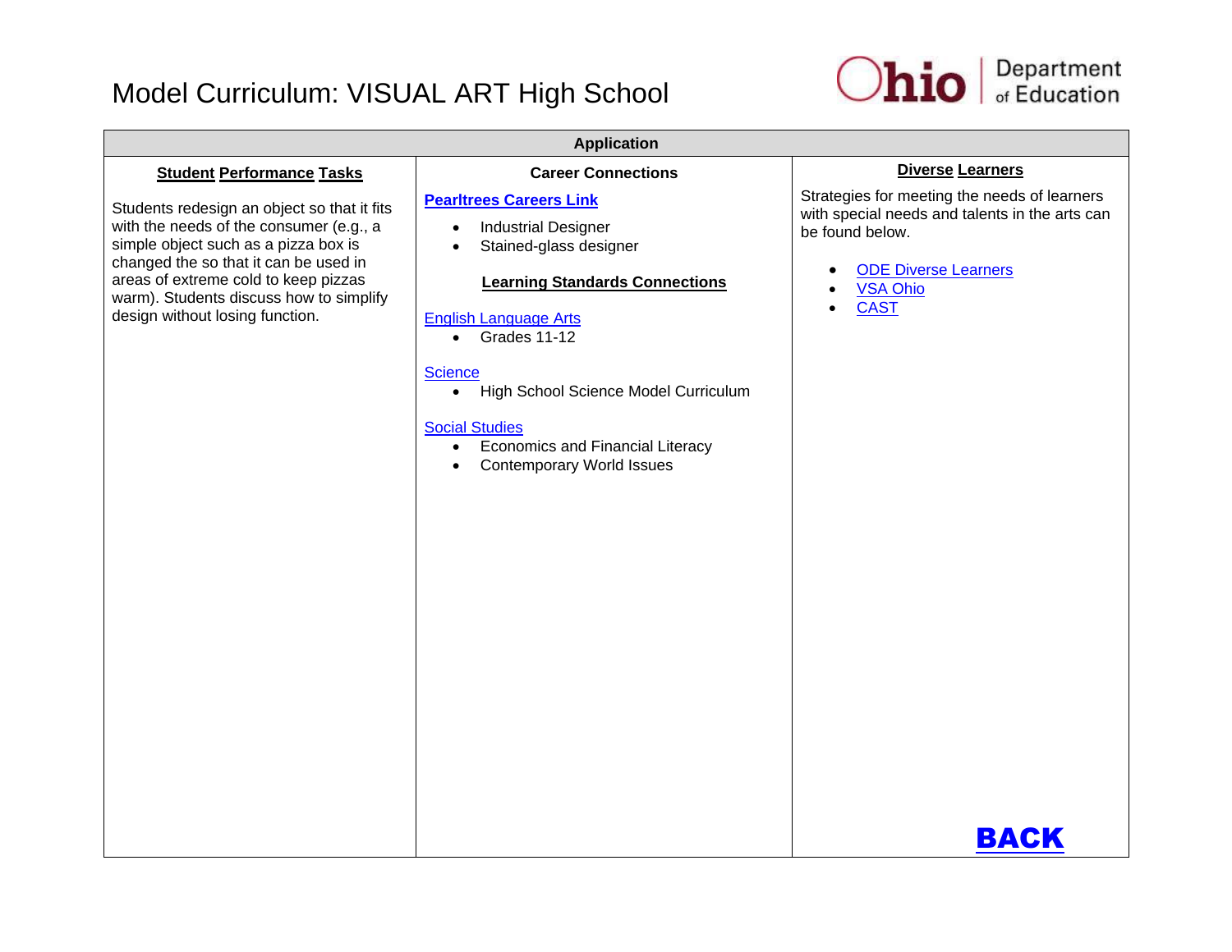# Model Curriculum: VISUAL ART High School

| Application | | |
|---|---|---|
| **Student Performance Tasks** | **Career Connections** | **Diverse Learners** |
| Students redesign an object so that it fits with the needs of the consumer (e.g., a simple object such as a pizza box is changed the so that it can be used in areas of extreme cold to keep pizzas warm). Students discuss how to simplify design without losing function. | **Pearltrees Careers Link**<br>• Industrial Designer<br>• Stained-glass designer<br><br>**Learning Standards Connections**<br><br>English Language Arts<br>• Grades 11-12<br><br>Science<br>• High School Science Model Curriculum<br><br>Social Studies<br>• Economics and Financial Literacy<br>• Contemporary World Issues | Strategies for meeting the needs of learners with special needs and talents in the arts can be found below.<br><br>• ODE Diverse Learners<br>• VSA Ohio<br>• CAST<br><br>**BACK** |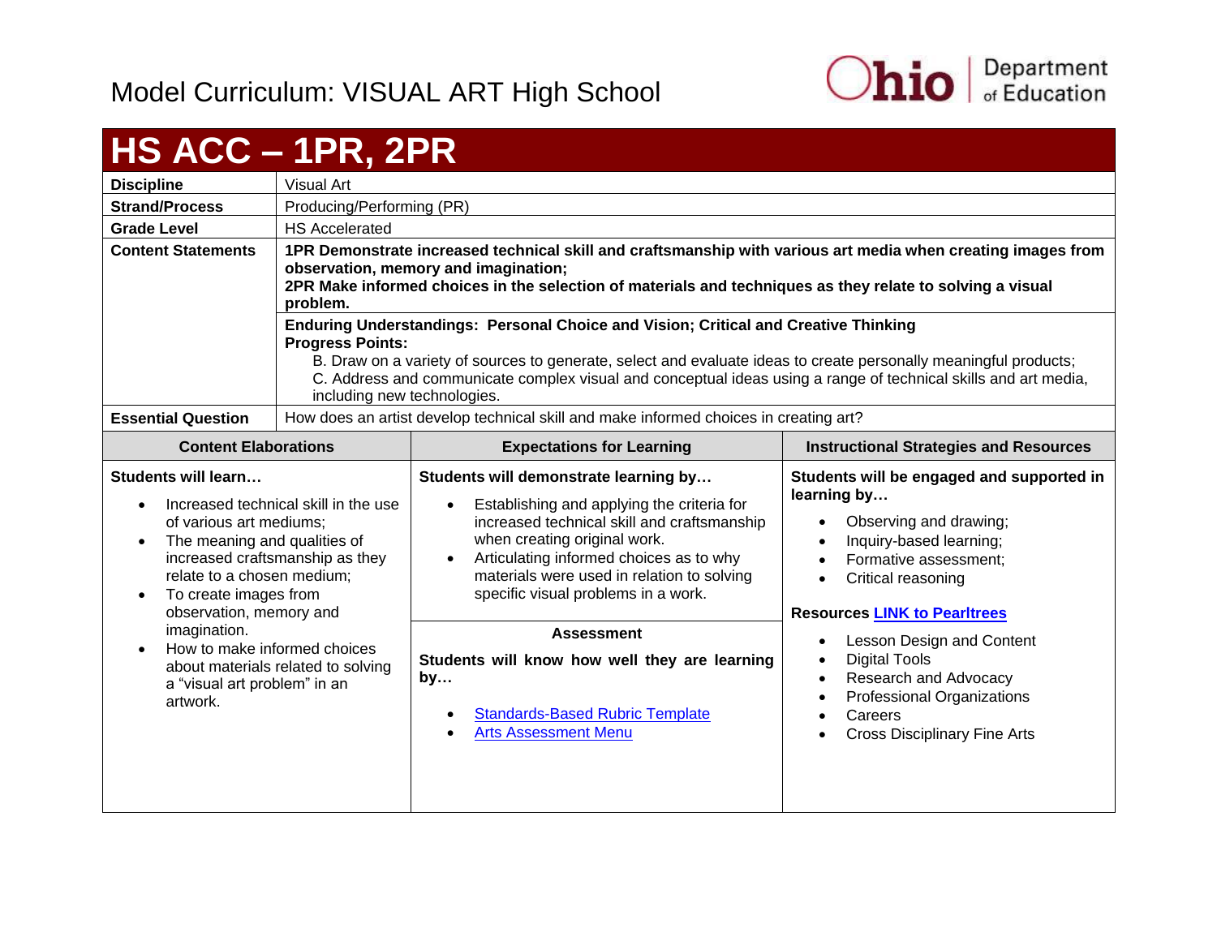# Model Curriculum: VISUAL ART High School

## HS ACC – 1PR, 2PR

| | |
|---|---|
| **Discipline** | Visual Art |
| **Strand/Process** | Producing/Performing (PR) |
| **Grade Level** | HS Accelerated |
| **Content Statements** | **1PR Demonstrate increased technical skill and craftsmanship with various art media when creating images from observation, memory and imagination;** **2PR Make informed choices in the selection of materials and techniques as they relate to solving a visual problem.** |
| | **Enduring Understandings: Personal Choice and Vision; Critical and Creative Thinking** **Progress Points:** B. Draw on a variety of sources to generate, select and evaluate ideas to create personally meaningful products; C. Address and communicate complex visual and conceptual ideas using a range of technical skills and art media, including new technologies. |
| **Essential Question** | How does an artist develop technical skill and make informed choices in creating art? |

| Content Elaborations | Expectations for Learning | Instructional Strategies and Resources |
|---|---|---|
| **Students will learn…** <br>• Increased technical skill in the use of various art mediums;<br>• The meaning and qualities of increased craftsmanship as they relate to a chosen medium;<br>• To create images from observation, memory and imagination.<br>• How to make informed choices about materials related to solving a "visual art problem" in an artwork. | **Students will demonstrate learning by…**<br>• Establishing and applying the criteria for increased technical skill and craftsmanship when creating original work.<br>• Articulating informed choices as to why materials were used in relation to solving specific visual problems in a work.<br><br>**Assessment**<br><br>**Students will know how well they are learning by…**<br>• Standards-Based Rubric Template<br>• Arts Assessment Menu | **Students will be engaged and supported in learning by…**<br>• Observing and drawing;<br>• Inquiry-based learning;<br>• Formative assessment;<br>• Critical reasoning<br><br>**Resources LINK to Pearltrees**<br>• Lesson Design and Content<br>• Digital Tools<br>• Research and Advocacy<br>• Professional Organizations<br>• Careers<br>• Cross Disciplinary Fine Arts |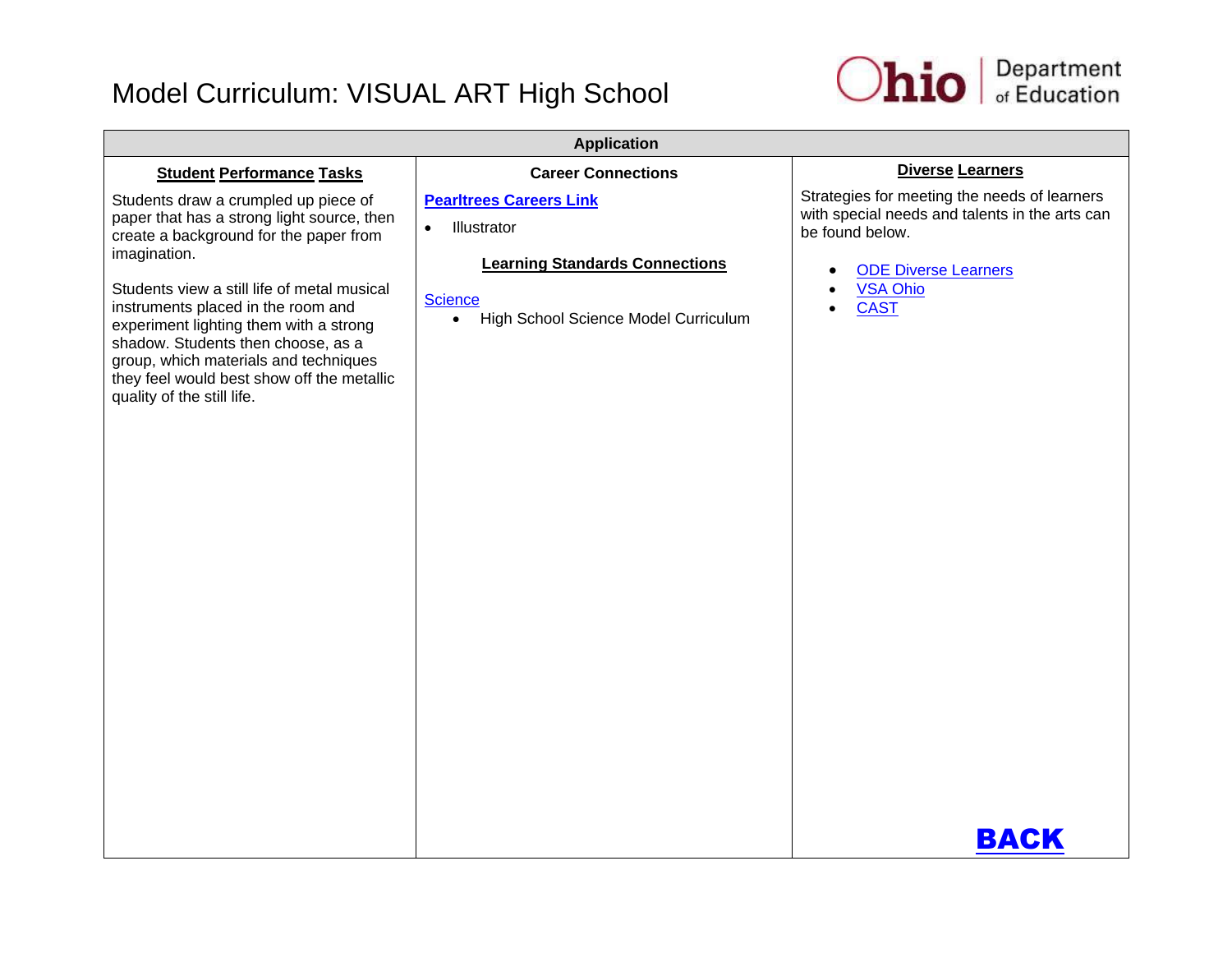# Model Curriculum: VISUAL ART High School

| Application | | |
|---|---|---|
| **Student Performance Tasks** | **Career Connections** | **Diverse Learners** |
| Students draw a crumpled up piece of paper that has a strong light source, then create a background for the paper from imagination.<br><br>Students view a still life of metal musical instruments placed in the room and experiment lighting them with a strong shadow. Students then choose, as a group, which materials and techniques they feel would best show off the metallic quality of the still life. | **Pearltrees Careers Link**<br><br>• Illustrator<br><br>**Learning Standards Connections**<br><br>Science<br>• High School Science Model Curriculum | Strategies for meeting the needs of learners with special needs and talents in the arts can be found below.<br><br>• ODE Diverse Learners<br>• VSA Ohio<br>• CAST<br><br>**BACK** |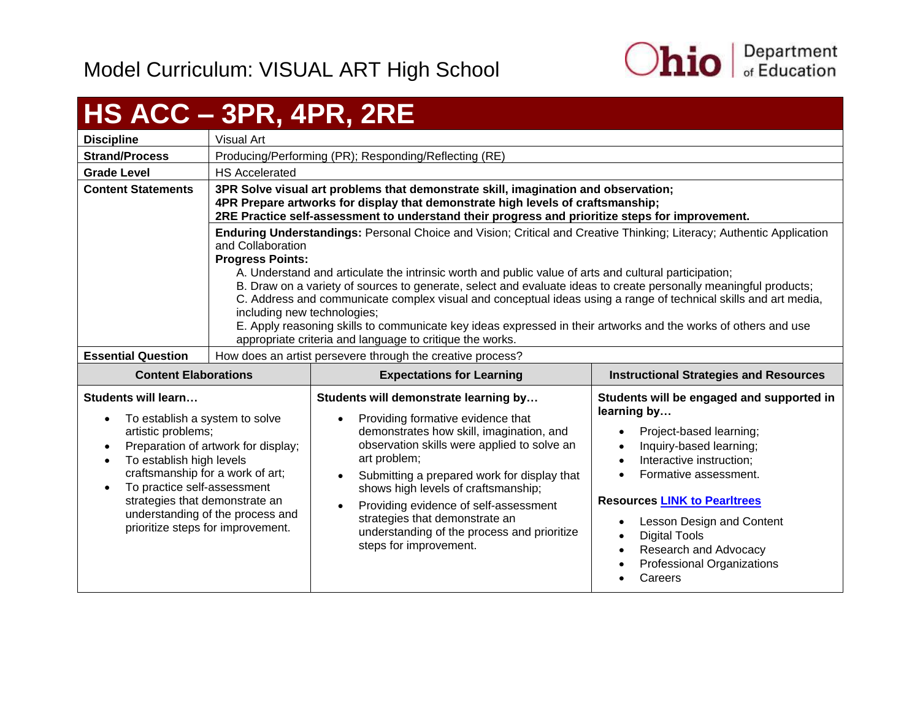# Model Curriculum: VISUAL ART High School

## HS ACC – 3PR, 4PR, 2RE

| | |
|---|---|
| **Discipline** | Visual Art |
| **Strand/Process** | Producing/Performing (PR); Responding/Reflecting (RE) |
| **Grade Level** | HS Accelerated |
| **Content Statements** | **3PR Solve visual art problems that demonstrate skill, imagination and observation;**<br>**4PR Prepare artworks for display that demonstrate high levels of craftsmanship;**<br>**2RE Practice self-assessment to understand their progress and prioritize steps for improvement.** |
| | **Enduring Understandings:** Personal Choice and Vision; Critical and Creative Thinking; Literacy; Authentic Application and Collaboration<br>**Progress Points:**<br>A. Understand and articulate the intrinsic worth and public value of arts and cultural participation;<br>B. Draw on a variety of sources to generate, select and evaluate ideas to create personally meaningful products;<br>C. Address and communicate complex visual and conceptual ideas using a range of technical skills and art media, including new technologies;<br>E. Apply reasoning skills to communicate key ideas expressed in their artworks and the works of others and use appropriate criteria and language to critique the works. |
| **Essential Question** | How does an artist persevere through the creative process? |

| Content Elaborations | Expectations for Learning | Instructional Strategies and Resources |
|---|---|---|
| **Students will learn…**<br>• To establish a system to solve artistic problems;<br>• Preparation of artwork for display;<br>• To establish high levels craftsmanship for a work of art;<br>• To practice self-assessment strategies that demonstrate an understanding of the process and prioritize steps for improvement. | **Students will demonstrate learning by…**<br>• Providing formative evidence that demonstrates how skill, imagination, and observation skills were applied to solve an art problem;<br>• Submitting a prepared work for display that shows high levels of craftsmanship;<br>• Providing evidence of self-assessment strategies that demonstrate an understanding of the process and prioritize steps for improvement. | **Students will be engaged and supported in learning by…**<br>• Project-based learning;<br>• Inquiry-based learning;<br>• Interactive instruction;<br>• Formative assessment.<br><br>**Resources LINK to Pearltrees**<br>• Lesson Design and Content<br>• Digital Tools<br>• Research and Advocacy<br>• Professional Organizations<br>• Careers |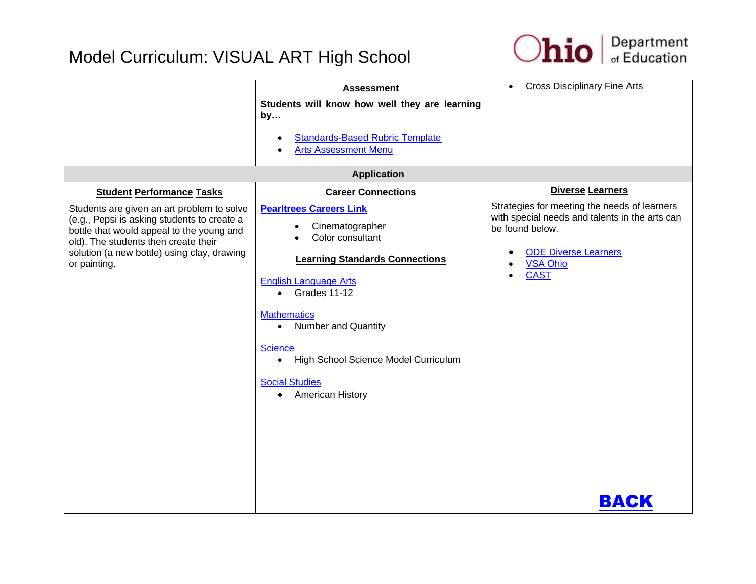# Model Curriculum: VISUAL ART High School

| | **Assessment**<br><br>**Students will know how well they are learning by…**<br><br>• Standards-Based Rubric Template<br>• Arts Assessment Menu | • Cross Disciplinary Fine Arts |
|---|---|---|
| **Application** | | |
| **Student Performance Tasks**<br><br>Students are given an art problem to solve (e.g., Pepsi is asking students to create a bottle that would appeal to the young and old). The students then create their solution (a new bottle) using clay, drawing or painting. | **Career Connections**<br><br>**Pearltrees Careers Link**<br>• Cinematographer<br>• Color consultant<br><br>**Learning Standards Connections**<br><br>English Language Arts<br>• Grades 11-12<br><br>Mathematics<br>• Number and Quantity<br><br>Science<br>• High School Science Model Curriculum<br><br>Social Studies<br>• American History | **Diverse Learners**<br><br>Strategies for meeting the needs of learners with special needs and talents in the arts can be found below.<br><br>• ODE Diverse Learners<br>• VSA Ohio<br>• CAST<br><br>**BACK** |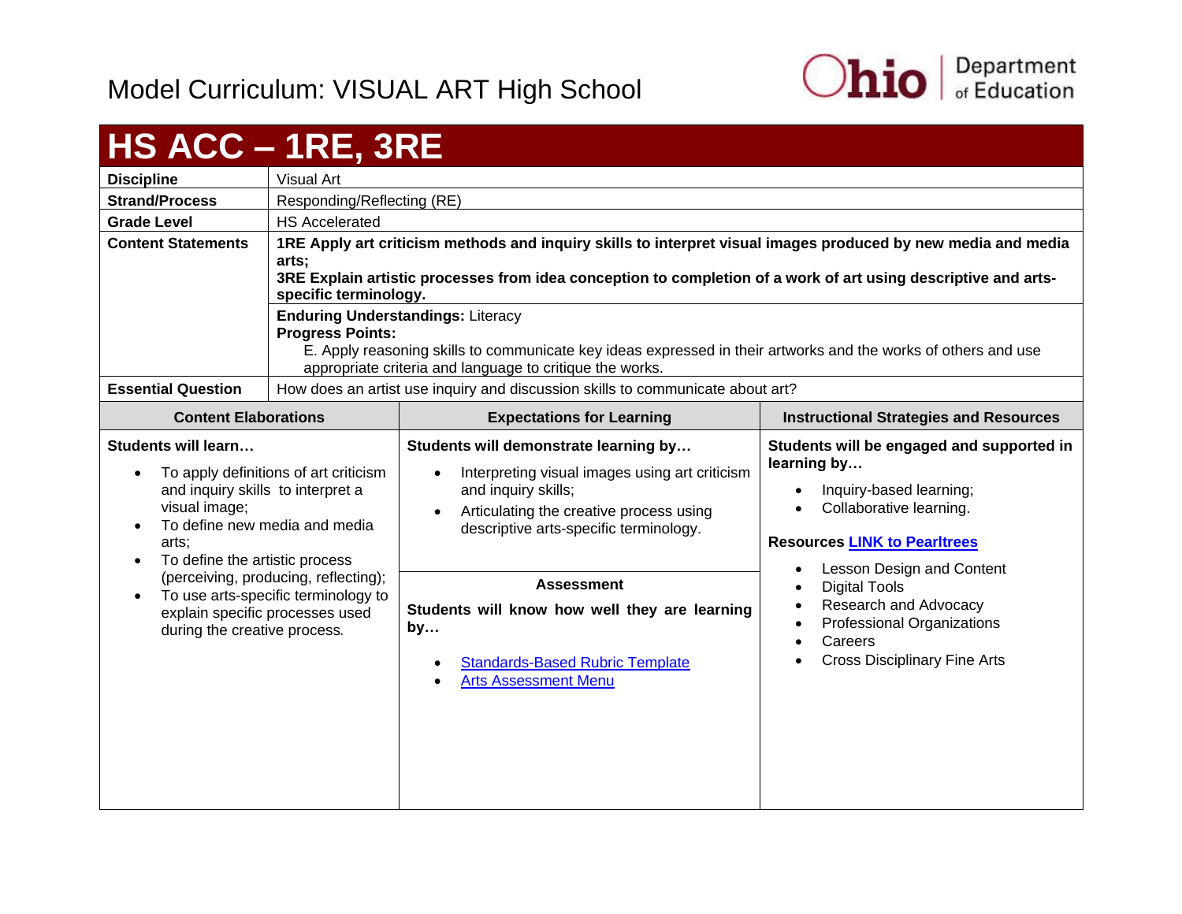# Model Curriculum: VISUAL ART High School

## HS ACC – 1RE, 3RE

| | |
|---|---|
| **Discipline** | Visual Art |
| **Strand/Process** | Responding/Reflecting (RE) |
| **Grade Level** | HS Accelerated |
| **Content Statements** | **1RE Apply art criticism methods and inquiry skills to interpret visual images produced by new media and media arts;** **3RE Explain artistic processes from idea conception to completion of a work of art using descriptive and arts-specific terminology.** |
| | **Enduring Understandings:** Literacy **Progress Points:** E. Apply reasoning skills to communicate key ideas expressed in their artworks and the works of others and use appropriate criteria and language to critique the works. |
| **Essential Question** | How does an artist use inquiry and discussion skills to communicate about art? |

| Content Elaborations | Expectations for Learning | Instructional Strategies and Resources |
|---|---|---|
| **Students will learn…** <br>• To apply definitions of art criticism and inquiry skills to interpret a visual image;<br>• To define new media and media arts;<br>• To define the artistic process (perceiving, producing, reflecting);<br>• To use arts-specific terminology to explain specific processes used during the creative process. | **Students will demonstrate learning by…**<br>• Interpreting visual images using art criticism and inquiry skills;<br>• Articulating the creative process using descriptive arts-specific terminology.<br><br>**Assessment**<br>**Students will know how well they are learning by…**<br>• Standards-Based Rubric Template<br>• Arts Assessment Menu | **Students will be engaged and supported in learning by…**<br>• Inquiry-based learning;<br>• Collaborative learning.<br><br>**Resources LINK to Pearltrees**<br>• Lesson Design and Content<br>• Digital Tools<br>• Research and Advocacy<br>• Professional Organizations<br>• Careers<br>• Cross Disciplinary Fine Arts |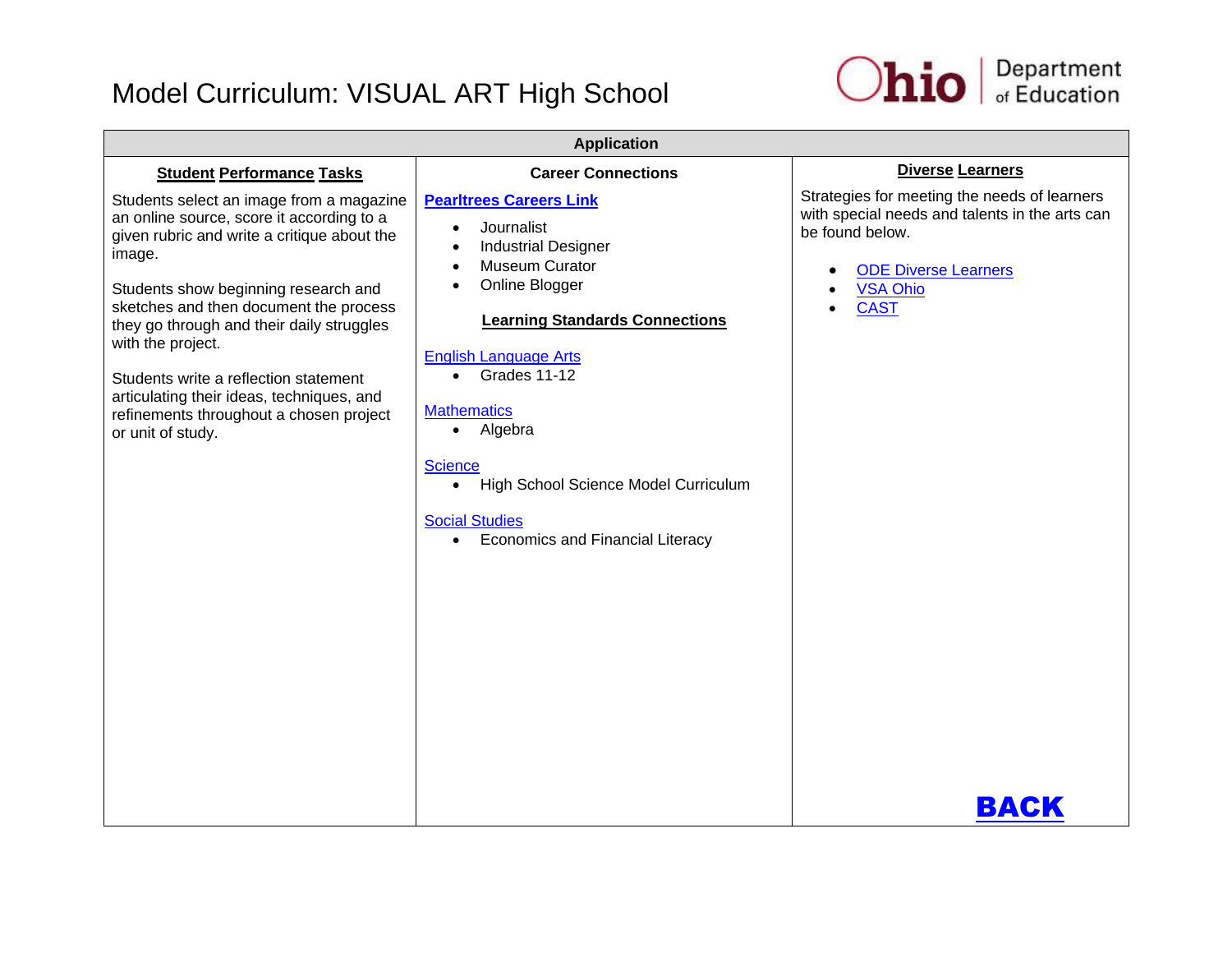# Model Curriculum: VISUAL ART High School

## Application

| Student Performance Tasks | Career Connections | Diverse Learners |
|---|---|---|
| Students select an image from a magazine an online source, score it according to a given rubric and write a critique about the image.<br><br>Students show beginning research and sketches and then document the process they go through and their daily struggles with the project.<br><br>Students write a reflection statement articulating their ideas, techniques, and refinements throughout a chosen project or unit of study. | **Pearltrees Careers Link**<br>• Journalist<br>• Industrial Designer<br>• Museum Curator<br>• Online Blogger<br><br>**Learning Standards Connections**<br><br>English Language Arts<br>• Grades 11-12<br><br>Mathematics<br>• Algebra<br><br>Science<br>• High School Science Model Curriculum<br><br>Social Studies<br>• Economics and Financial Literacy | Strategies for meeting the needs of learners with special needs and talents in the arts can be found below.<br><br>• ODE Diverse Learners<br>• VSA Ohio<br>• CAST<br><br>**BACK** |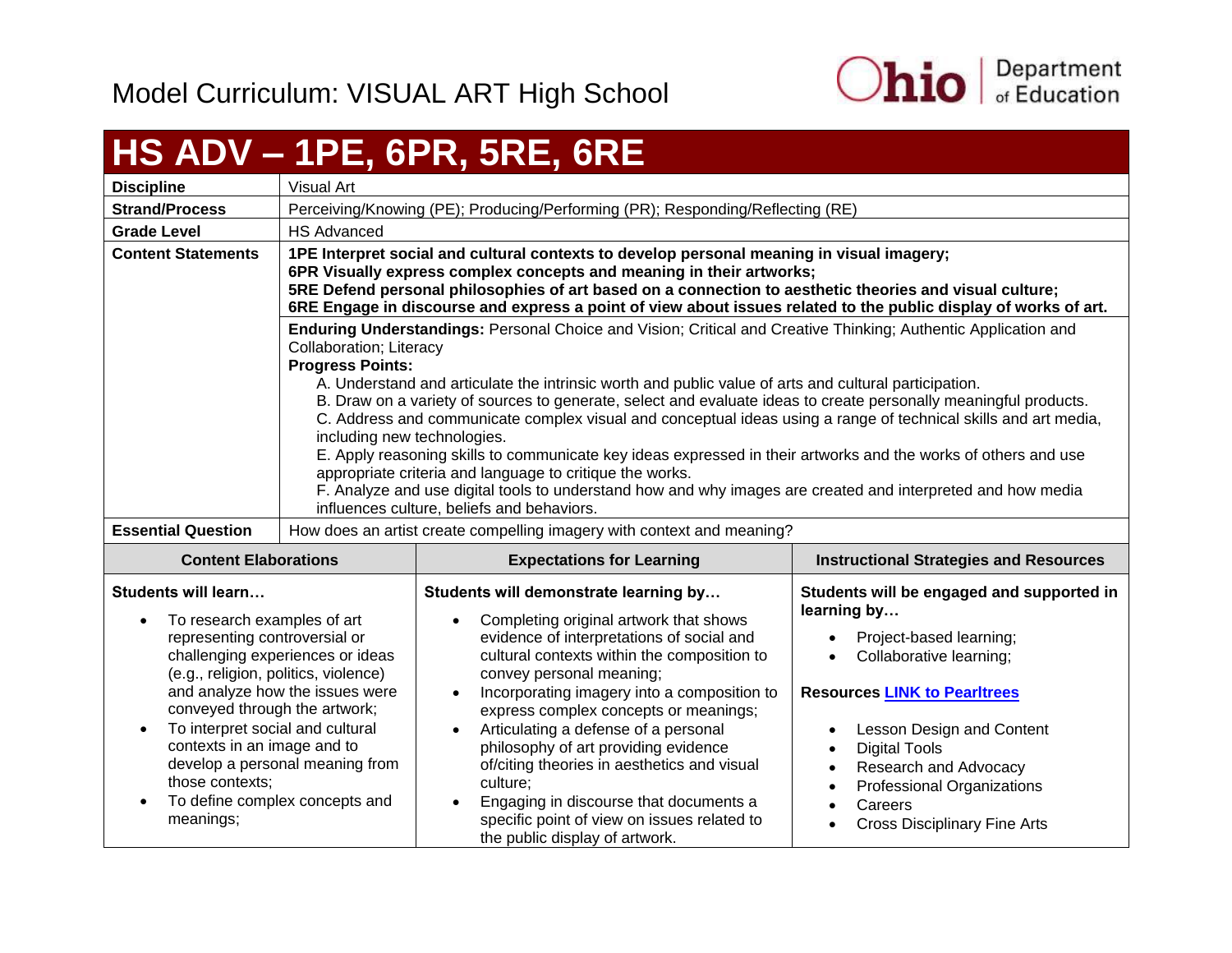Model Curriculum: VISUAL ART High School

# HS ADV – 1PE, 6PR, 5RE, 6RE

| | |
|---|---|
| **Discipline** | Visual Art |
| **Strand/Process** | Perceiving/Knowing (PE); Producing/Performing (PR); Responding/Reflecting (RE) |
| **Grade Level** | HS Advanced |
| **Content Statements** | **1PE Interpret social and cultural contexts to develop personal meaning in visual imagery;**<br>**6PR Visually express complex concepts and meaning in their artworks;**<br>**5RE Defend personal philosophies of art based on a connection to aesthetic theories and visual culture;**<br>**6RE Engage in discourse and express a point of view about issues related to the public display of works of art.**<br><br>**Enduring Understandings:** Personal Choice and Vision; Critical and Creative Thinking; Authentic Application and Collaboration; Literacy<br>**Progress Points:**<br>A. Understand and articulate the intrinsic worth and public value of arts and cultural participation.<br>B. Draw on a variety of sources to generate, select and evaluate ideas to create personally meaningful products.<br>C. Address and communicate complex visual and conceptual ideas using a range of technical skills and art media, including new technologies.<br>E. Apply reasoning skills to communicate key ideas expressed in their artworks and the works of others and use appropriate criteria and language to critique the works.<br>F. Analyze and use digital tools to understand how and why images are created and interpreted and how media influences culture, beliefs and behaviors. |
| **Essential Question** | How does an artist create compelling imagery with context and meaning? |

| Content Elaborations | Expectations for Learning | Instructional Strategies and Resources |
|---|---|---|
| **Students will learn…**<br>• To research examples of art representing controversial or challenging experiences or ideas (e.g., religion, politics, violence) and analyze how the issues were conveyed through the artwork;<br>• To interpret social and cultural contexts in an image and to develop a personal meaning from those contexts;<br>• To define complex concepts and meanings; | **Students will demonstrate learning by…**<br>• Completing original artwork that shows evidence of interpretations of social and cultural contexts within the composition to convey personal meaning;<br>• Incorporating imagery into a composition to express complex concepts or meanings;<br>• Articulating a defense of a personal philosophy of art providing evidence of/citing theories in aesthetics and visual culture;<br>• Engaging in discourse that documents a specific point of view on issues related to the public display of artwork. | **Students will be engaged and supported in learning by…**<br>• Project-based learning;<br>• Collaborative learning;<br><br>**Resources LINK to Pearltrees**<br>• Lesson Design and Content<br>• Digital Tools<br>• Research and Advocacy<br>• Professional Organizations<br>• Careers<br>• Cross Disciplinary Fine Arts |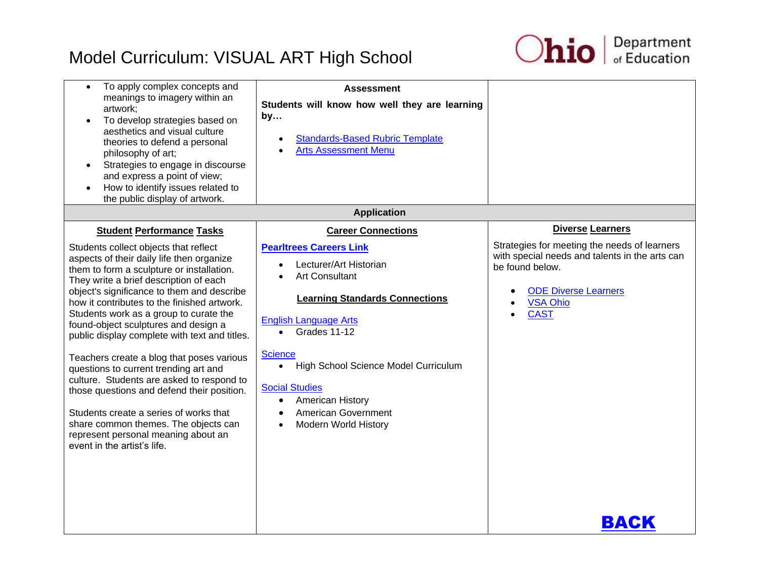# Model Curriculum: VISUAL ART High School

| | | |
|---|---|---|
| • To apply complex concepts and meanings to imagery within an artwork;<br>• To develop strategies based on aesthetics and visual culture theories to defend a personal philosophy of art;<br>• Strategies to engage in discourse and express a point of view;<br>• How to identify issues related to the public display of artwork. | **Assessment**<br><br>**Students will know how well they are learning by…**<br><br>• Standards-Based Rubric Template<br>• Arts Assessment Menu | |
| **Application** | | |
| **Student Performance Tasks**<br><br>Students collect objects that reflect aspects of their daily life then organize them to form a sculpture or installation. They write a brief description of each object's significance to them and describe how it contributes to the finished artwork. Students work as a group to curate the found-object sculptures and design a public display complete with text and titles.<br><br>Teachers create a blog that poses various questions to current trending art and culture. Students are asked to respond to those questions and defend their position.<br><br>Students create a series of works that share common themes. The objects can represent personal meaning about an event in the artist's life. | **Career Connections**<br><br>**Pearltrees Careers Link**<br><br>• Lecturer/Art Historian<br>• Art Consultant<br><br>**Learning Standards Connections**<br><br>English Language Arts<br>• Grades 11-12<br><br>Science<br>• High School Science Model Curriculum<br><br>Social Studies<br>• American History<br>• American Government<br>• Modern World History | **Diverse Learners**<br><br>Strategies for meeting the needs of learners with special needs and talents in the arts can be found below.<br><br>• ODE Diverse Learners<br>• VSA Ohio<br>• CAST<br><br>**BACK** |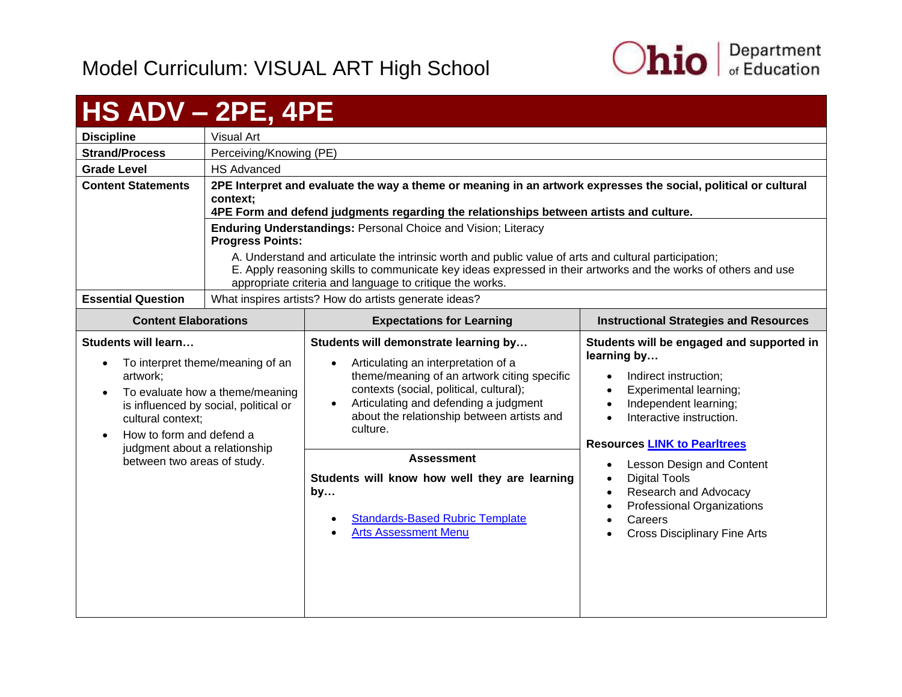# Model Curriculum: VISUAL ART High School

## HS ADV – 2PE, 4PE

| | |
|---|---|
| **Discipline** | Visual Art |
| **Strand/Process** | Perceiving/Knowing (PE) |
| **Grade Level** | HS Advanced |
| **Content Statements** | **2PE Interpret and evaluate the way a theme or meaning in an artwork expresses the social, political or cultural context;** **4PE Form and defend judgments regarding the relationships between artists and culture.** |
| | **Enduring Understandings:** Personal Choice and Vision; Literacy **Progress Points:** A. Understand and articulate the intrinsic worth and public value of arts and cultural participation; E. Apply reasoning skills to communicate key ideas expressed in their artworks and the works of others and use appropriate criteria and language to critique the works. |
| **Essential Question** | What inspires artists? How do artists generate ideas? |

| Content Elaborations | Expectations for Learning | Instructional Strategies and Resources |
|---|---|---|
| **Students will learn…** <br>• To interpret theme/meaning of an artwork; <br>• To evaluate how a theme/meaning is influenced by social, political or cultural context; <br>• How to form and defend a judgment about a relationship between two areas of study. | **Students will demonstrate learning by…** <br>• Articulating an interpretation of a theme/meaning of an artwork citing specific contexts (social, political, cultural); <br>• Articulating and defending a judgment about the relationship between artists and culture. <br><br>**Assessment** <br>**Students will know how well they are learning by…** <br>• Standards-Based Rubric Template <br>• Arts Assessment Menu | **Students will be engaged and supported in learning by…** <br>• Indirect instruction; <br>• Experimental learning; <br>• Independent learning; <br>• Interactive instruction. <br><br>**Resources** LINK to Pearltrees <br>• Lesson Design and Content <br>• Digital Tools <br>• Research and Advocacy <br>• Professional Organizations <br>• Careers <br>• Cross Disciplinary Fine Arts |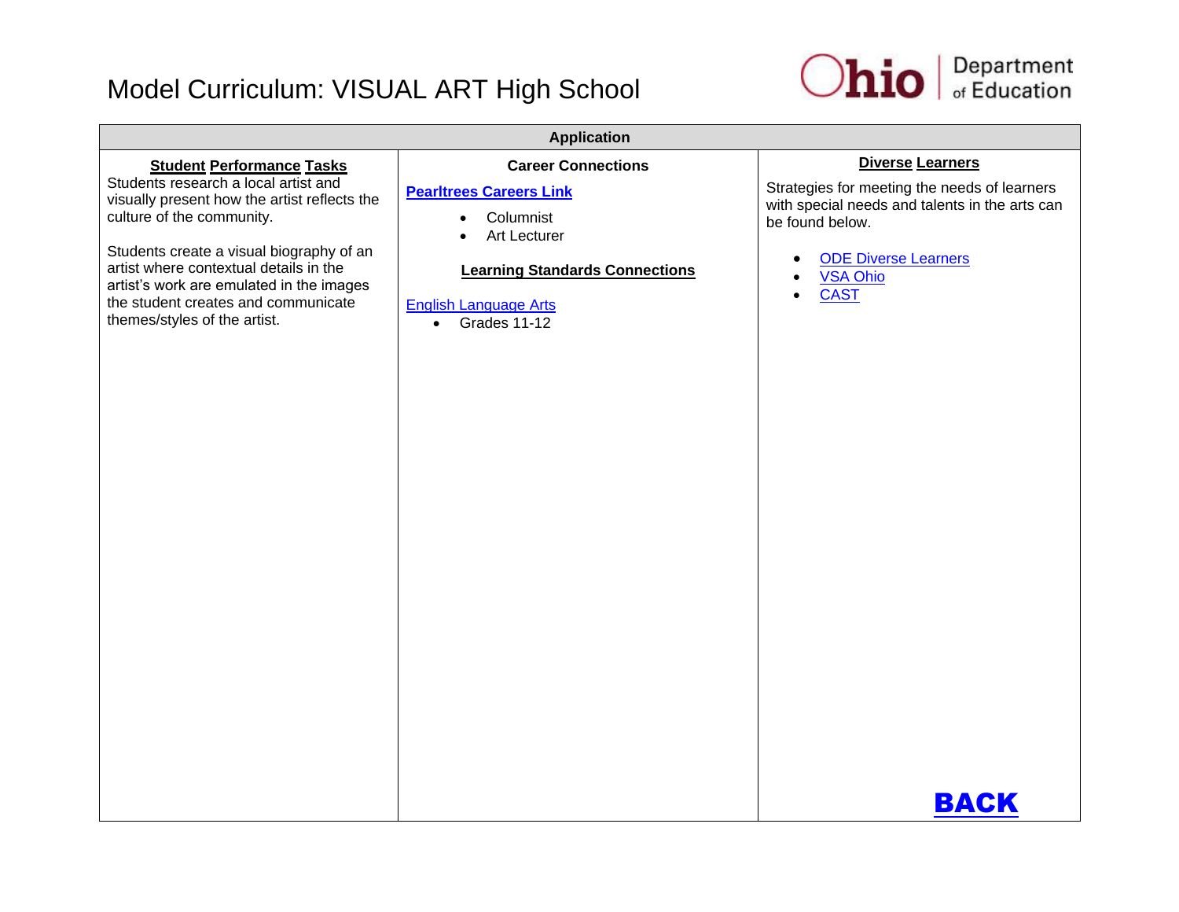# Model Curriculum: VISUAL ART High School

| Application | | |
|---|---|---|
| **Student Performance Tasks** | **Career Connections** | **Diverse Learners** |
| Students research a local artist and visually present how the artist reflects the culture of the community.<br><br>Students create a visual biography of an artist where contextual details in the artist's work are emulated in the images the student creates and communicate themes/styles of the artist. | **Pearltrees Careers Link**<br><br>• Columnist<br>• Art Lecturer<br><br>**Learning Standards Connections**<br><br>English Language Arts<br>• Grades 11-12 | Strategies for meeting the needs of learners with special needs and talents in the arts can be found below.<br><br>• ODE Diverse Learners<br>• VSA Ohio<br>• CAST<br><br>**BACK** |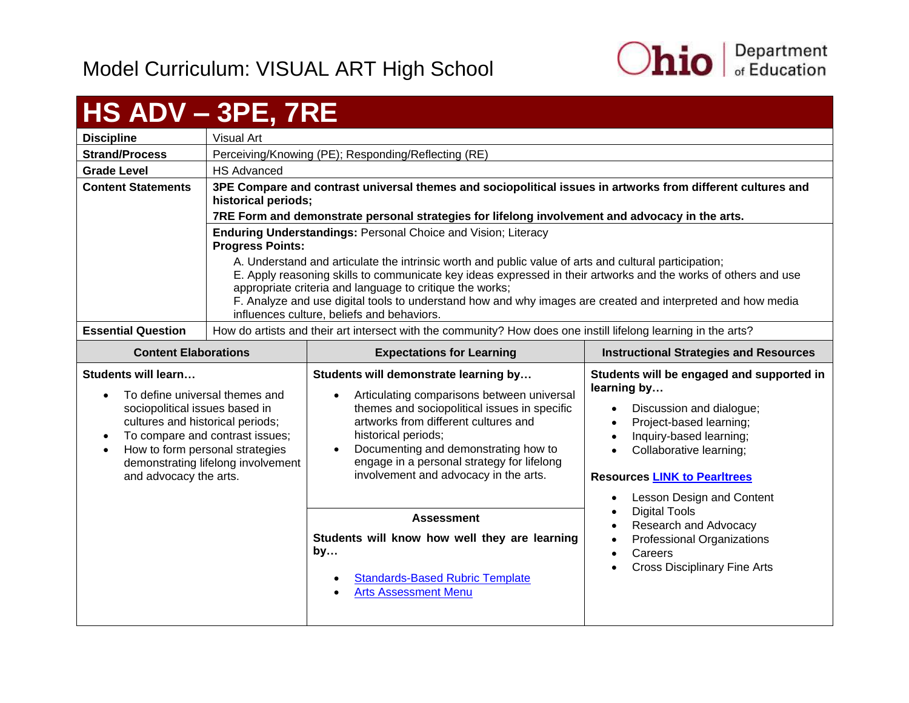# Model Curriculum: VISUAL ART High School

## HS ADV – 3PE, 7RE

| | |
|---|---|
| **Discipline** | Visual Art |
| **Strand/Process** | Perceiving/Knowing (PE); Responding/Reflecting (RE) |
| **Grade Level** | HS Advanced |
| **Content Statements** | **3PE Compare and contrast universal themes and sociopolitical issues in artworks from different cultures and historical periods;**<br>**7RE Form and demonstrate personal strategies for lifelong involvement and advocacy in the arts.** |
| | **Enduring Understandings:** Personal Choice and Vision; Literacy<br>**Progress Points:**<br>A. Understand and articulate the intrinsic worth and public value of arts and cultural participation;<br>E. Apply reasoning skills to communicate key ideas expressed in their artworks and the works of others and use appropriate criteria and language to critique the works;<br>F. Analyze and use digital tools to understand how and why images are created and interpreted and how media influences culture, beliefs and behaviors. |
| **Essential Question** | How do artists and their art intersect with the community? How does one instill lifelong learning in the arts? |

| Content Elaborations | Expectations for Learning | Instructional Strategies and Resources |
|---|---|---|
| **Students will learn…**<br>• To define universal themes and sociopolitical issues based in cultures and historical periods;<br>• To compare and contrast issues;<br>• How to form personal strategies demonstrating lifelong involvement and advocacy the arts. | **Students will demonstrate learning by…**<br>• Articulating comparisons between universal themes and sociopolitical issues in specific artworks from different cultures and historical periods;<br>• Documenting and demonstrating how to engage in a personal strategy for lifelong involvement and advocacy in the arts.<br><br>**Assessment**<br>**Students will know how well they are learning by…**<br>• Standards-Based Rubric Template<br>• Arts Assessment Menu | **Students will be engaged and supported in learning by…**<br>• Discussion and dialogue;<br>• Project-based learning;<br>• Inquiry-based learning;<br>• Collaborative learning;<br><br>**Resources LINK to Pearltrees**<br>• Lesson Design and Content<br>• Digital Tools<br>• Research and Advocacy<br>• Professional Organizations<br>• Careers<br>• Cross Disciplinary Fine Arts |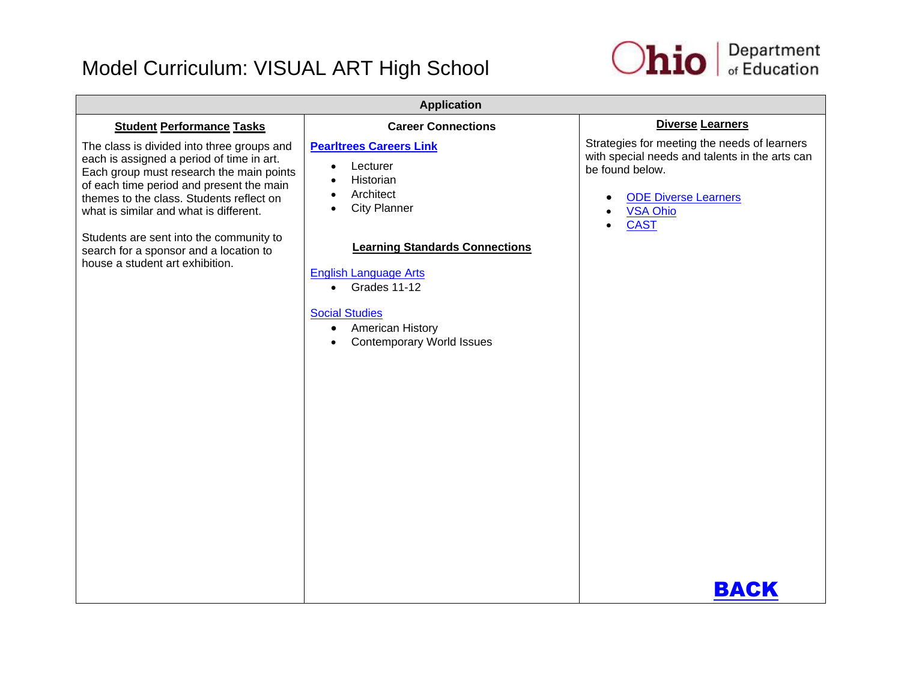# Model Curriculum: VISUAL ART High School

Ohio Department of Education

## Application

### Student Performance Tasks

The class is divided into three groups and each is assigned a period of time in art. Each group must research the main points of each time period and present the main themes to the class. Students reflect on what is similar and what is different.

Students are sent into the community to search for a sponsor and a location to house a student art exhibition.

### Career Connections

**Pearltrees Careers Link**

- Lecturer
- Historian
- Architect
- City Planner

### Learning Standards Connections

English Language Arts

- Grades 11-12

Social Studies

- American History
- Contemporary World Issues

### Diverse Learners

Strategies for meeting the needs of learners with special needs and talents in the arts can be found below.

- ODE Diverse Learners
- VSA Ohio
- CAST

**BACK**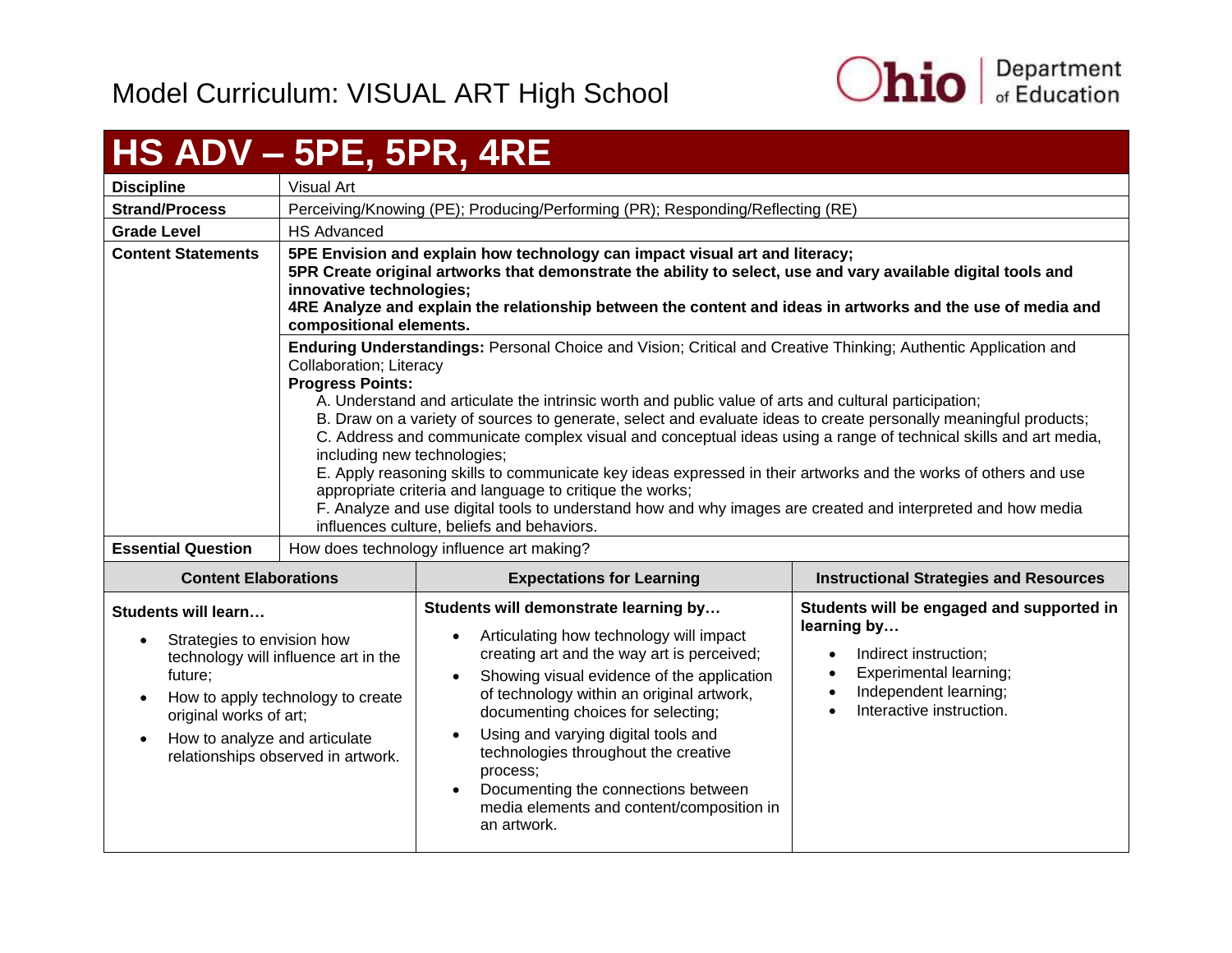# Model Curriculum: VISUAL ART High School

## HS ADV – 5PE, 5PR, 4RE

| | |
|---|---|
| **Discipline** | Visual Art |
| **Strand/Process** | Perceiving/Knowing (PE); Producing/Performing (PR); Responding/Reflecting (RE) |
| **Grade Level** | HS Advanced |
| **Content Statements** | **5PE Envision and explain how technology can impact visual art and literacy;** **5PR Create original artworks that demonstrate the ability to select, use and vary available digital tools and innovative technologies;** **4RE Analyze and explain the relationship between the content and ideas in artworks and the use of media and compositional elements.** |
| | **Enduring Understandings:** Personal Choice and Vision; Critical and Creative Thinking; Authentic Application and Collaboration; Literacy<br>**Progress Points:**<br>A. Understand and articulate the intrinsic worth and public value of arts and cultural participation;<br>B. Draw on a variety of sources to generate, select and evaluate ideas to create personally meaningful products;<br>C. Address and communicate complex visual and conceptual ideas using a range of technical skills and art media, including new technologies;<br>E. Apply reasoning skills to communicate key ideas expressed in their artworks and the works of others and use appropriate criteria and language to critique the works;<br>F. Analyze and use digital tools to understand how and why images are created and interpreted and how media influences culture, beliefs and behaviors. |
| **Essential Question** | How does technology influence art making? |

| Content Elaborations | Expectations for Learning | Instructional Strategies and Resources |
|---|---|---|
| **Students will learn…**<br>• Strategies to envision how technology will influence art in the future;<br>• How to apply technology to create original works of art;<br>• How to analyze and articulate relationships observed in artwork. | **Students will demonstrate learning by…**<br>• Articulating how technology will impact creating art and the way art is perceived;<br>• Showing visual evidence of the application of technology within an original artwork, documenting choices for selecting;<br>• Using and varying digital tools and technologies throughout the creative process;<br>• Documenting the connections between media elements and content/composition in an artwork. | **Students will be engaged and supported in learning by…**<br>• Indirect instruction;<br>• Experimental learning;<br>• Independent learning;<br>• Interactive instruction. |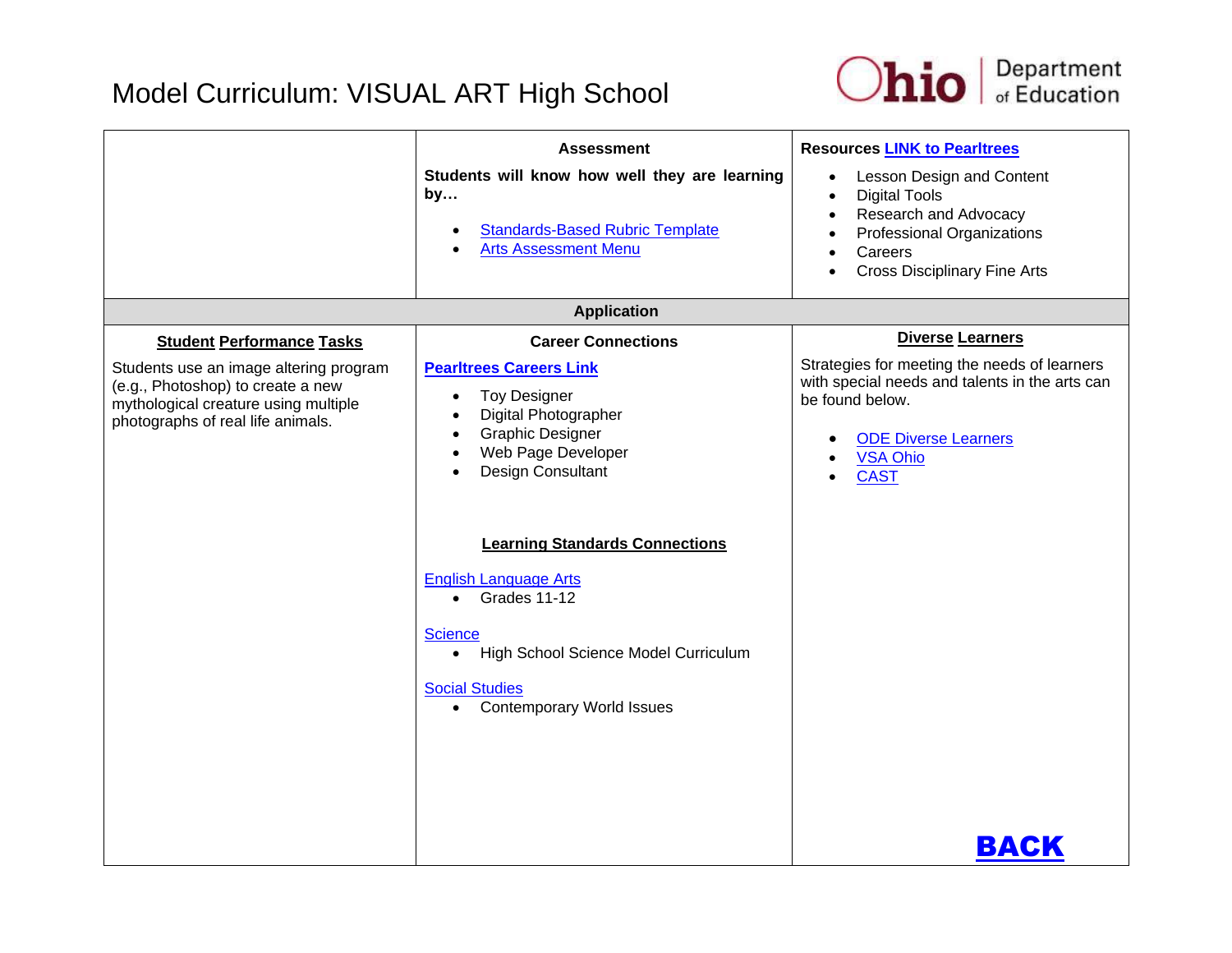# Model Curriculum: VISUAL ART High School

| | Assessment | Resources LINK to Pearltrees |
|---|---|---|
| | **Students will know how well they are learning by…**<br>• Standards-Based Rubric Template<br>• Arts Assessment Menu | • Lesson Design and Content<br>• Digital Tools<br>• Research and Advocacy<br>• Professional Organizations<br>• Careers<br>• Cross Disciplinary Fine Arts |

**Application**

| Student Performance Tasks | Career Connections | Diverse Learners |
|---|---|---|
| Students use an image altering program (e.g., Photoshop) to create a new mythological creature using multiple photographs of real life animals. | **Pearltrees Careers Link**<br>• Toy Designer<br>• Digital Photographer<br>• Graphic Designer<br>• Web Page Developer<br>• Design Consultant<br><br>**Learning Standards Connections**<br>English Language Arts<br>• Grades 11-12<br>Science<br>• High School Science Model Curriculum<br>Social Studies<br>• Contemporary World Issues | Strategies for meeting the needs of learners with special needs and talents in the arts can be found below.<br>• ODE Diverse Learners<br>• VSA Ohio<br>• CAST<br><br>**BACK** |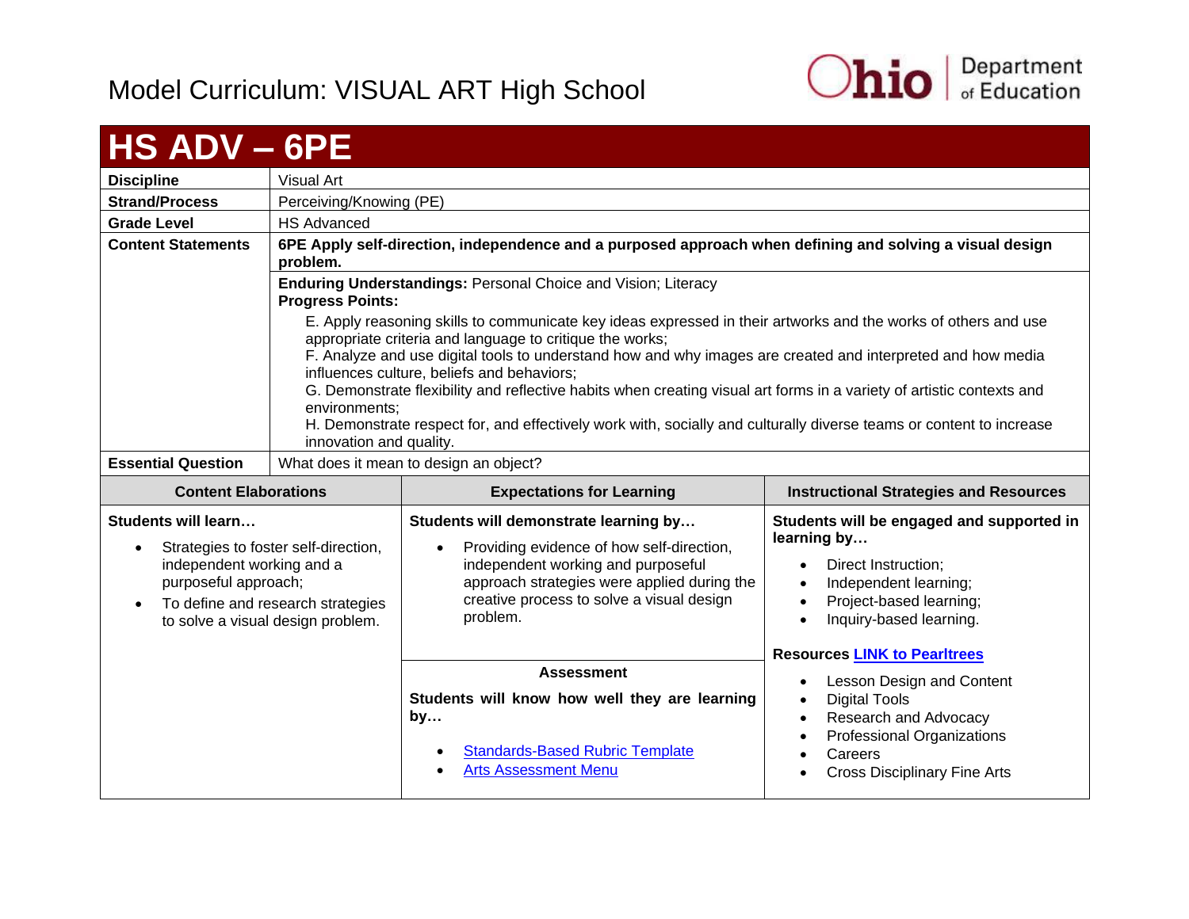# Model Curriculum: VISUAL ART High School

## HS ADV – 6PE

| | |
|---|---|
| **Discipline** | Visual Art |
| **Strand/Process** | Perceiving/Knowing (PE) |
| **Grade Level** | HS Advanced |
| **Content Statements** | **6PE Apply self-direction, independence and a purposed approach when defining and solving a visual design problem.** |
| | **Enduring Understandings:** Personal Choice and Vision; Literacy<br>**Progress Points:**<br>E. Apply reasoning skills to communicate key ideas expressed in their artworks and the works of others and use appropriate criteria and language to critique the works;<br>F. Analyze and use digital tools to understand how and why images are created and interpreted and how media influences culture, beliefs and behaviors;<br>G. Demonstrate flexibility and reflective habits when creating visual art forms in a variety of artistic contexts and environments;<br>H. Demonstrate respect for, and effectively work with, socially and culturally diverse teams or content to increase innovation and quality. |
| **Essential Question** | What does it mean to design an object? |

| Content Elaborations | Expectations for Learning | Instructional Strategies and Resources |
|---|---|---|
| **Students will learn…**<br>• Strategies to foster self-direction, independent working and a purposeful approach;<br>• To define and research strategies to solve a visual design problem. | **Students will demonstrate learning by…**<br>• Providing evidence of how self-direction, independent working and purposeful approach strategies were applied during the creative process to solve a visual design problem.<br><br>**Assessment**<br>**Students will know how well they are learning by…**<br>• Standards-Based Rubric Template<br>• Arts Assessment Menu | **Students will be engaged and supported in learning by…**<br>• Direct Instruction;<br>• Independent learning;<br>• Project-based learning;<br>• Inquiry-based learning.<br><br>**Resources LINK to Pearltrees**<br>• Lesson Design and Content<br>• Digital Tools<br>• Research and Advocacy<br>• Professional Organizations<br>• Careers<br>• Cross Disciplinary Fine Arts |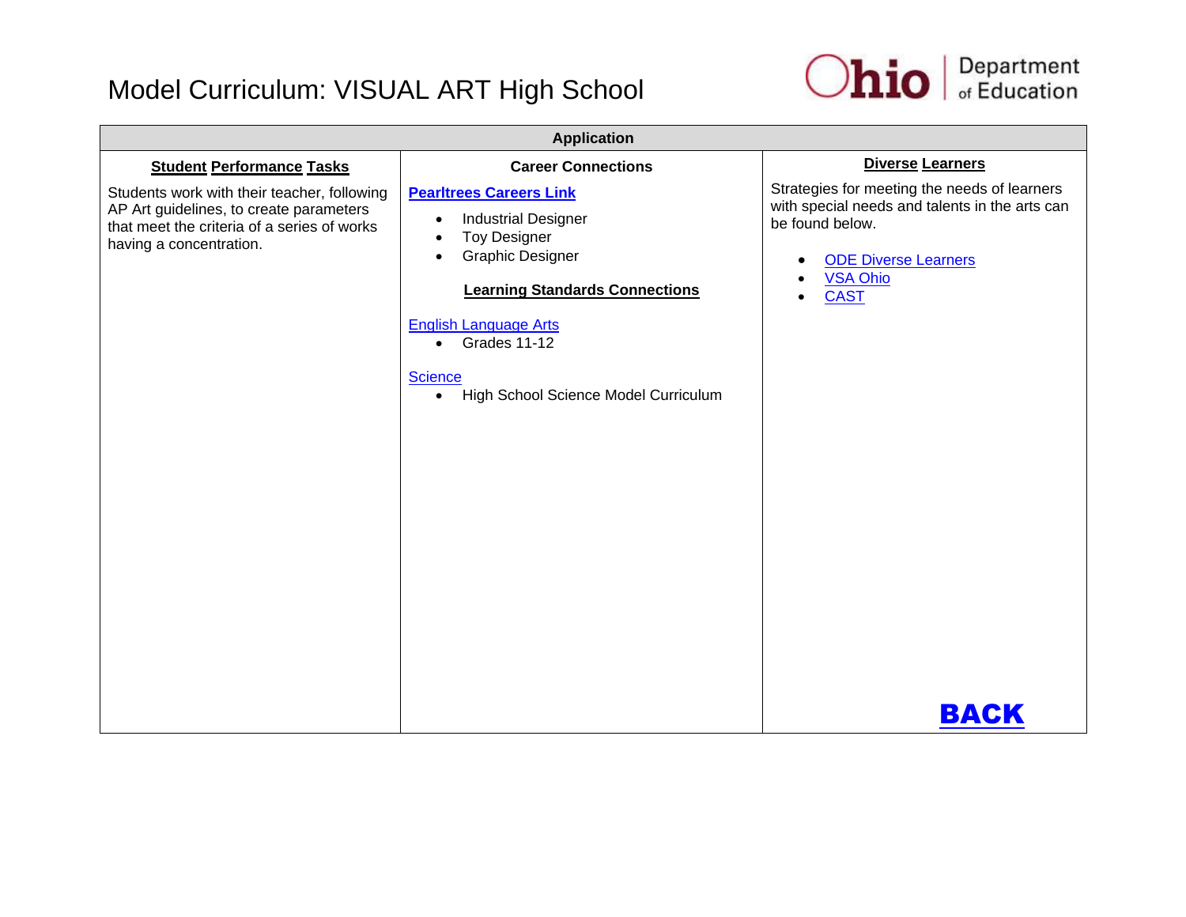# Model Curriculum: VISUAL ART High School

| Application | | |
|---|---|---|
| **Student Performance Tasks** | **Career Connections** | **Diverse Learners** |
| Students work with their teacher, following AP Art guidelines, to create parameters that meet the criteria of a series of works having a concentration. | **Pearltrees Careers Link**<br>• Industrial Designer<br>• Toy Designer<br>• Graphic Designer<br><br>**Learning Standards Connections**<br><br>English Language Arts<br>• Grades 11-12<br><br>Science<br>• High School Science Model Curriculum | Strategies for meeting the needs of learners with special needs and talents in the arts can be found below.<br>• ODE Diverse Learners<br>• VSA Ohio<br>• CAST<br><br>**BACK** |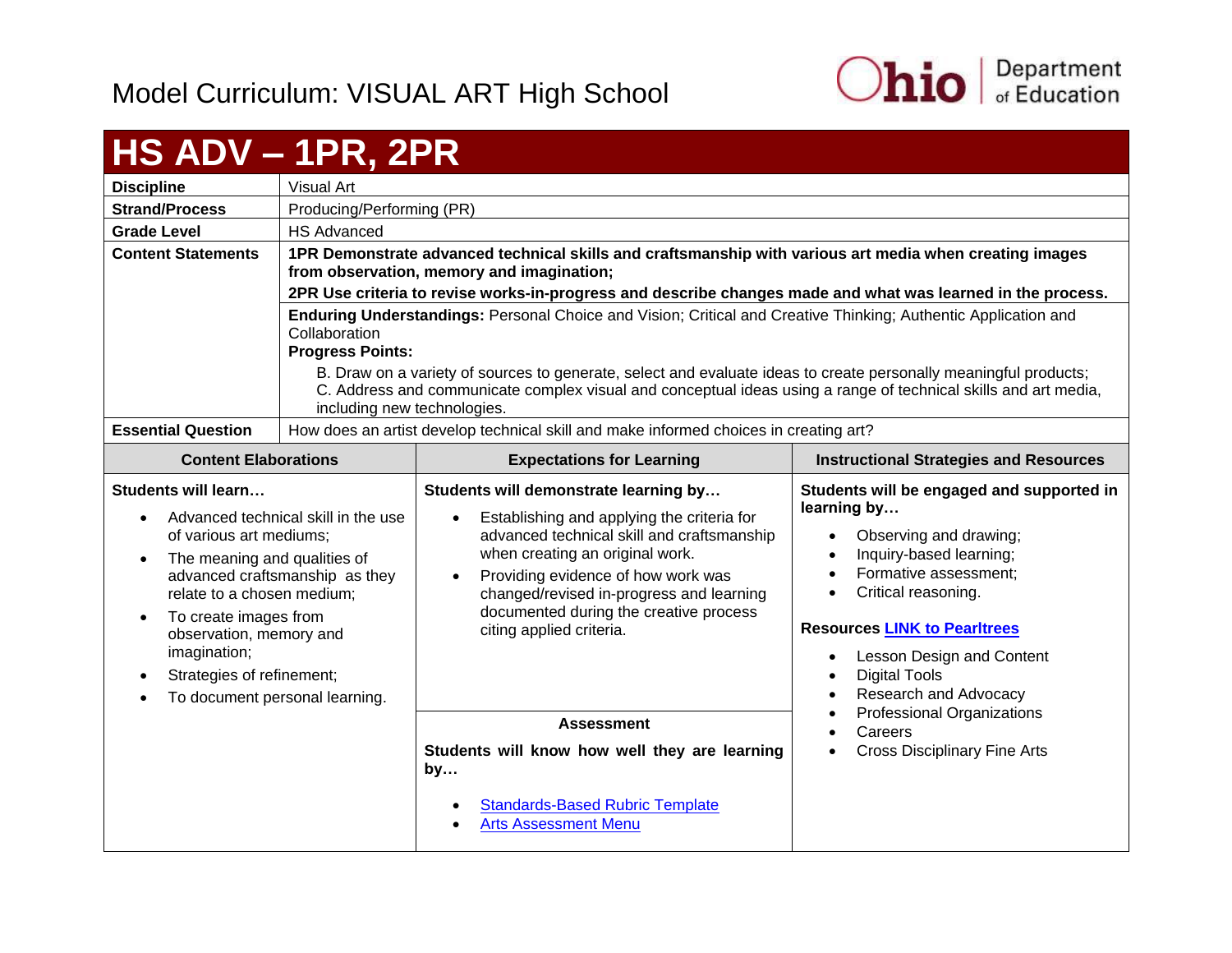# Model Curriculum: VISUAL ART High School

## HS ADV – 1PR, 2PR

| | |
|---|---|
| **Discipline** | Visual Art |
| **Strand/Process** | Producing/Performing (PR) |
| **Grade Level** | HS Advanced |
| **Content Statements** | **1PR Demonstrate advanced technical skills and craftsmanship with various art media when creating images from observation, memory and imagination;** <br> **2PR Use criteria to revise works-in-progress and describe changes made and what was learned in the process.** |
| | **Enduring Understandings:** Personal Choice and Vision; Critical and Creative Thinking; Authentic Application and Collaboration <br> **Progress Points:** <br> B. Draw on a variety of sources to generate, select and evaluate ideas to create personally meaningful products; <br> C. Address and communicate complex visual and conceptual ideas using a range of technical skills and art media, including new technologies. |
| **Essential Question** | How does an artist develop technical skill and make informed choices in creating art? |

| Content Elaborations | Expectations for Learning | Instructional Strategies and Resources |
|---|---|---|
| **Students will learn…** <br> • Advanced technical skill in the use of various art mediums; <br> • The meaning and qualities of advanced craftsmanship as they relate to a chosen medium; <br> • To create images from observation, memory and imagination; <br> • Strategies of refinement; <br> • To document personal learning. | **Students will demonstrate learning by…** <br> • Establishing and applying the criteria for advanced technical skill and craftsmanship when creating an original work. <br> • Providing evidence of how work was changed/revised in-progress and learning documented during the creative process citing applied criteria. <br><br> **Assessment** <br> **Students will know how well they are learning by…** <br> • Standards-Based Rubric Template <br> • Arts Assessment Menu | **Students will be engaged and supported in learning by…** <br> • Observing and drawing; <br> • Inquiry-based learning; <br> • Formative assessment; <br> • Critical reasoning. <br><br> **Resources LINK to Pearltrees** <br> • Lesson Design and Content <br> • Digital Tools <br> • Research and Advocacy <br> • Professional Organizations <br> • Careers <br> • Cross Disciplinary Fine Arts |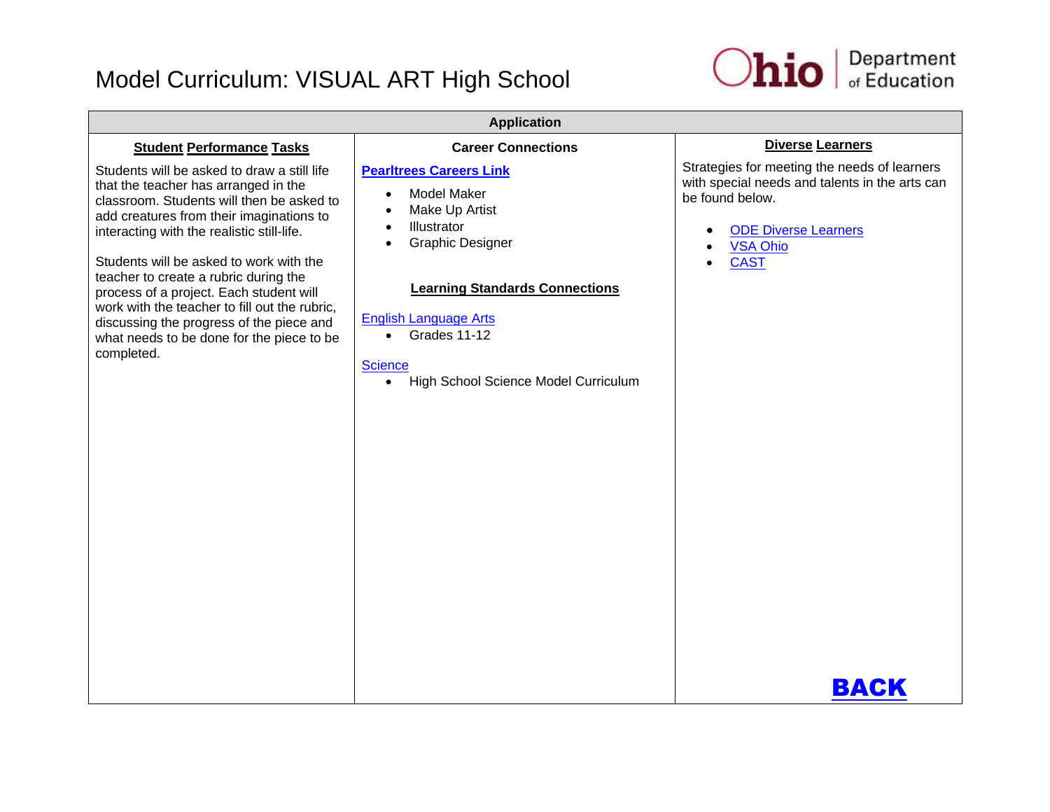# Model Curriculum: VISUAL ART High School

## Application

| Student Performance Tasks | Career Connections | Diverse Learners |
|---|---|---|
| Students will be asked to draw a still life that the teacher has arranged in the classroom. Students will then be asked to add creatures from their imaginations to interacting with the realistic still-life.<br><br>Students will be asked to work with the teacher to create a rubric during the process of a project. Each student will work with the teacher to fill out the rubric, discussing the progress of the piece and what needs to be done for the piece to be completed. | **Pearltrees Careers Link**<br>• Model Maker<br>• Make Up Artist<br>• Illustrator<br>• Graphic Designer<br><br>**Learning Standards Connections**<br><br>English Language Arts<br>• Grades 11-12<br><br>Science<br>• High School Science Model Curriculum | Strategies for meeting the needs of learners with special needs and talents in the arts can be found below.<br><br>• ODE Diverse Learners<br>• VSA Ohio<br>• CAST<br><br>**BACK** |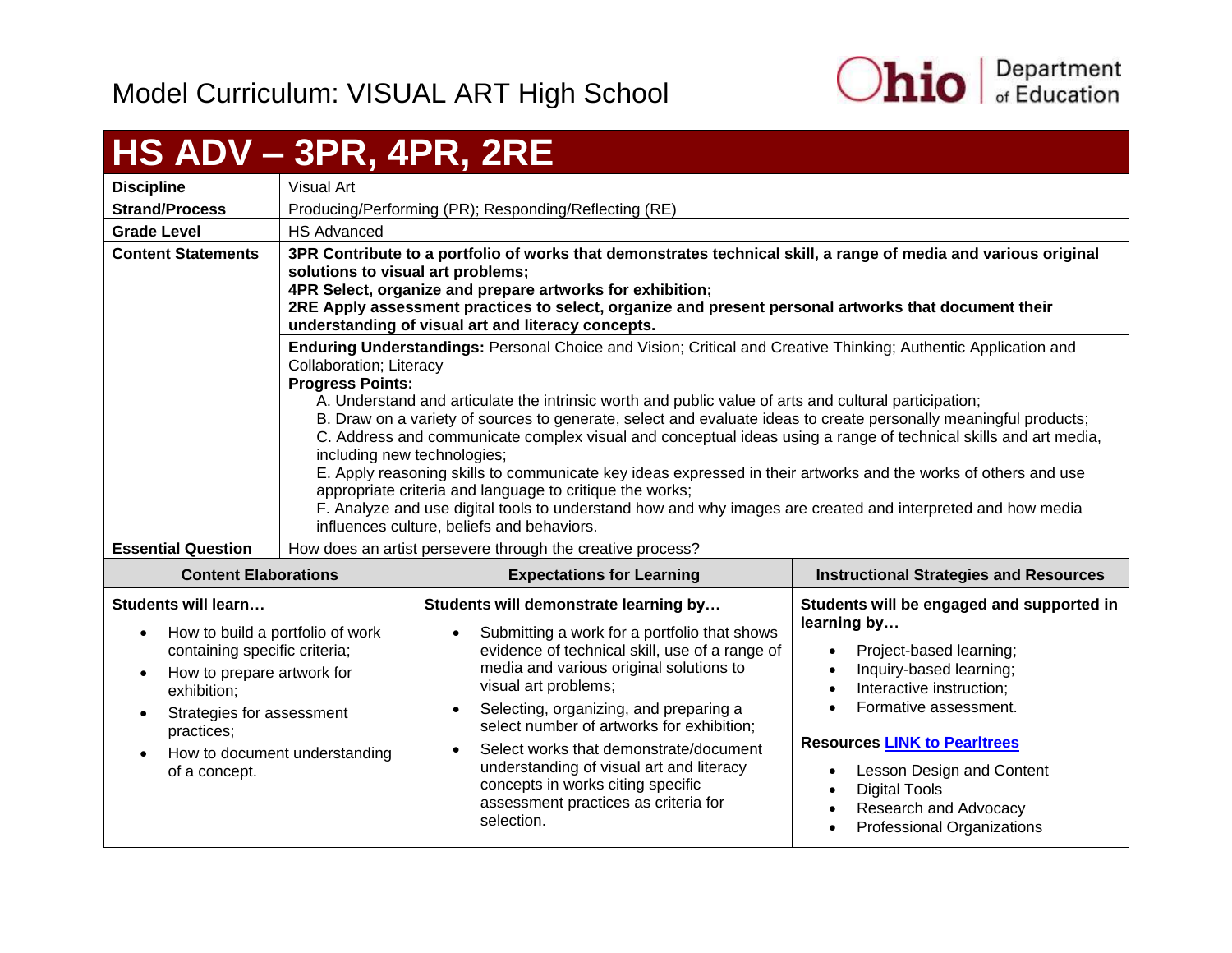# Model Curriculum: VISUAL ART High School

## HS ADV – 3PR, 4PR, 2RE

| | |
|---|---|
| **Discipline** | Visual Art |
| **Strand/Process** | Producing/Performing (PR); Responding/Reflecting (RE) |
| **Grade Level** | HS Advanced |
| **Content Statements** | **3PR Contribute to a portfolio of works that demonstrates technical skill, a range of media and various original solutions to visual art problems;**<br>**4PR Select, organize and prepare artworks for exhibition;**<br>**2RE Apply assessment practices to select, organize and present personal artworks that document their understanding of visual art and literacy concepts.** |
| | **Enduring Understandings:** Personal Choice and Vision; Critical and Creative Thinking; Authentic Application and Collaboration; Literacy<br>**Progress Points:**<br>A. Understand and articulate the intrinsic worth and public value of arts and cultural participation;<br>B. Draw on a variety of sources to generate, select and evaluate ideas to create personally meaningful products;<br>C. Address and communicate complex visual and conceptual ideas using a range of technical skills and art media, including new technologies;<br>E. Apply reasoning skills to communicate key ideas expressed in their artworks and the works of others and use appropriate criteria and language to critique the works;<br>F. Analyze and use digital tools to understand how and why images are created and interpreted and how media influences culture, beliefs and behaviors. |
| **Essential Question** | How does an artist persevere through the creative process? |

| Content Elaborations | Expectations for Learning | Instructional Strategies and Resources |
|---|---|---|
| **Students will learn…**<br>• How to build a portfolio of work containing specific criteria;<br>• How to prepare artwork for exhibition;<br>• Strategies for assessment practices;<br>• How to document understanding of a concept. | **Students will demonstrate learning by…**<br>• Submitting a work for a portfolio that shows evidence of technical skill, use of a range of media and various original solutions to visual art problems;<br>• Selecting, organizing, and preparing a select number of artworks for exhibition;<br>• Select works that demonstrate/document understanding of visual art and literacy concepts in works citing specific assessment practices as criteria for selection. | **Students will be engaged and supported in learning by…**<br>• Project-based learning;<br>• Inquiry-based learning;<br>• Interactive instruction;<br>• Formative assessment.<br><br>**Resources** **LINK to Pearltrees**<br>• Lesson Design and Content<br>• Digital Tools<br>• Research and Advocacy<br>• Professional Organizations |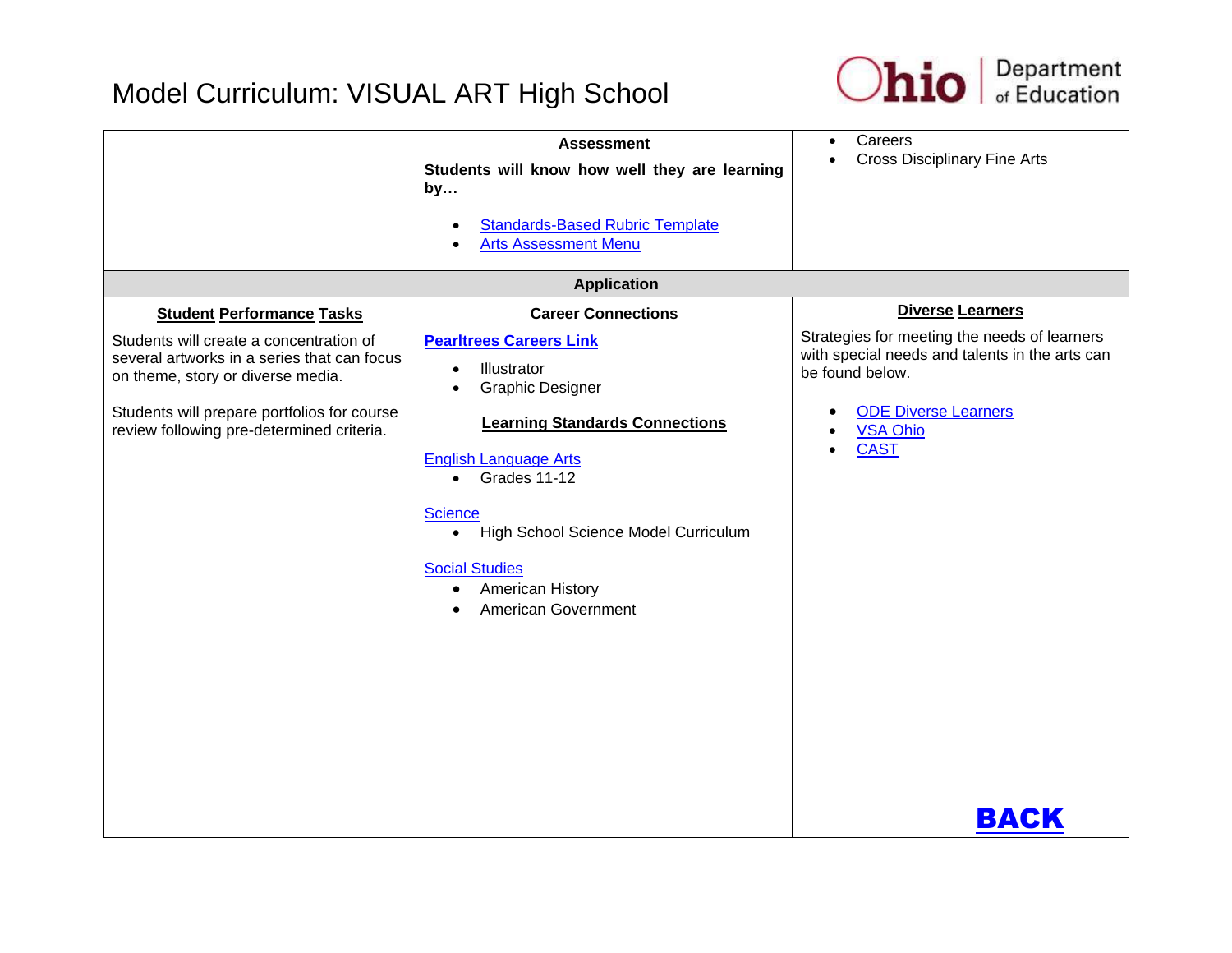# Model Curriculum: VISUAL ART High School

| | **Assessment**<br><br>**Students will know how well they are learning by…**<br><br>• Standards-Based Rubric Template<br>• Arts Assessment Menu | • Careers<br>• Cross Disciplinary Fine Arts |
|---|---|---|
| | **Application** | |
| **Student Performance Tasks**<br><br>Students will create a concentration of several artworks in a series that can focus on theme, story or diverse media.<br><br>Students will prepare portfolios for course review following pre-determined criteria. | **Career Connections**<br><br>**Pearltrees Careers Link**<br><br>• Illustrator<br>• Graphic Designer<br><br>**Learning Standards Connections**<br><br>English Language Arts<br>• Grades 11-12<br><br>Science<br>• High School Science Model Curriculum<br><br>Social Studies<br>• American History<br>• American Government | **Diverse Learners**<br><br>Strategies for meeting the needs of learners with special needs and talents in the arts can be found below.<br><br>• ODE Diverse Learners<br>• VSA Ohio<br>• CAST<br><br>**BACK** |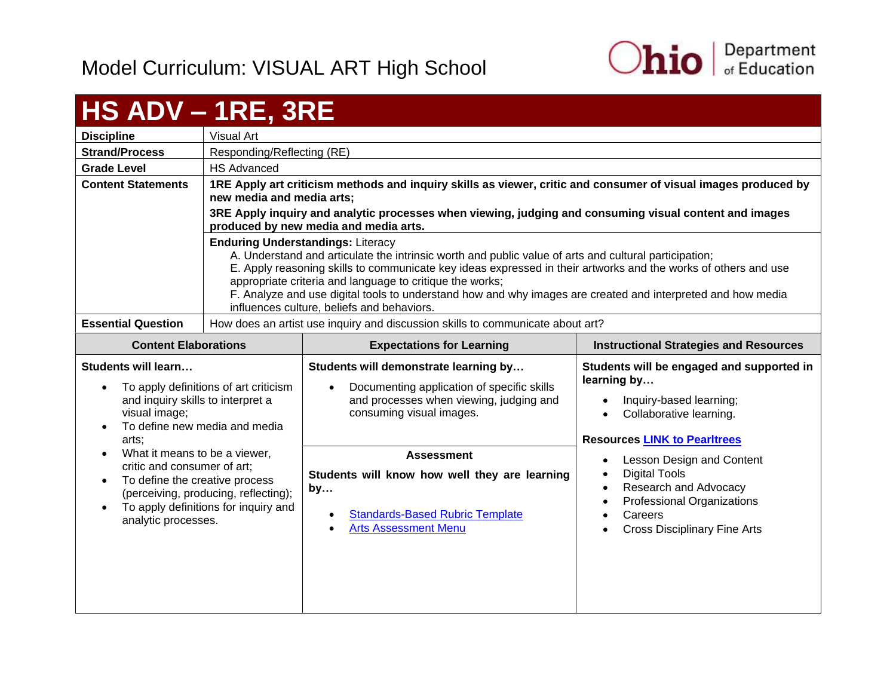# Model Curriculum: VISUAL ART High School

## HS ADV – 1RE, 3RE

| | |
|---|---|
| **Discipline** | Visual Art |
| **Strand/Process** | Responding/Reflecting (RE) |
| **Grade Level** | HS Advanced |
| **Content Statements** | **1RE Apply art criticism methods and inquiry skills as viewer, critic and consumer of visual images produced by new media and media arts;** <br> **3RE Apply inquiry and analytic processes when viewing, judging and consuming visual content and images produced by new media and media arts.** |
| | **Enduring Understandings:** Literacy <br> A. Understand and articulate the intrinsic worth and public value of arts and cultural participation; <br> E. Apply reasoning skills to communicate key ideas expressed in their artworks and the works of others and use appropriate criteria and language to critique the works; <br> F. Analyze and use digital tools to understand how and why images are created and interpreted and how media influences culture, beliefs and behaviors. |
| **Essential Question** | How does an artist use inquiry and discussion skills to communicate about art? |

| Content Elaborations | Expectations for Learning | Instructional Strategies and Resources |
|---|---|---|
| **Students will learn…** <br> • To apply definitions of art criticism and inquiry skills to interpret a visual image; <br> • To define new media and media arts; <br> • What it means to be a viewer, critic and consumer of art; <br> • To define the creative process (perceiving, producing, reflecting); <br> • To apply definitions for inquiry and analytic processes. | **Students will demonstrate learning by…** <br> • Documenting application of specific skills and processes when viewing, judging and consuming visual images. <br><br> **Assessment** <br> **Students will know how well they are learning by…** <br> • Standards-Based Rubric Template <br> • Arts Assessment Menu | **Students will be engaged and supported in learning by…** <br> • Inquiry-based learning; <br> • Collaborative learning. <br><br> **Resources** LINK to Pearltrees <br> • Lesson Design and Content <br> • Digital Tools <br> • Research and Advocacy <br> • Professional Organizations <br> • Careers <br> • Cross Disciplinary Fine Arts |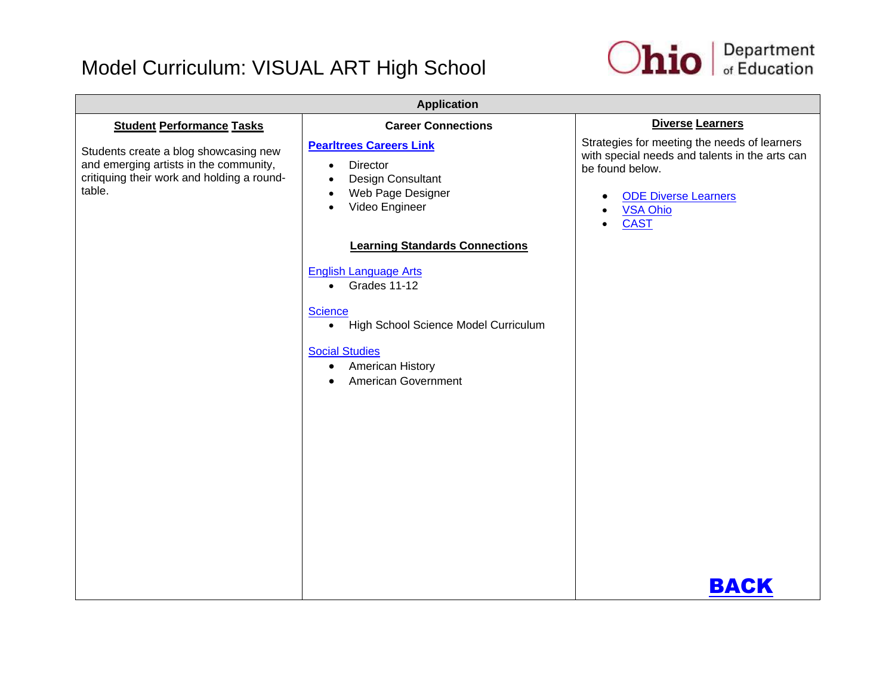# Model Curriculum: VISUAL ART High School

Ohio | Department of Education

## Application

### Student Performance Tasks

Students create a blog showcasing new and emerging artists in the community, critiquing their work and holding a round-table.

### Career Connections

**Pearltrees Careers Link**

- Director
- Design Consultant
- Web Page Designer
- Video Engineer

### Learning Standards Connections

English Language Arts

- Grades 11-12

Science

- High School Science Model Curriculum

Social Studies

- American History
- American Government

### Diverse Learners

Strategies for meeting the needs of learners with special needs and talents in the arts can be found below.

- ODE Diverse Learners
- VSA Ohio
- CAST

**BACK**